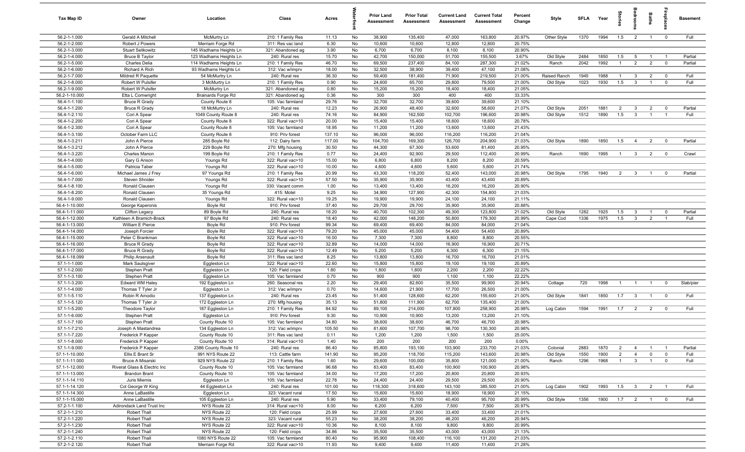| Tax Map ID | Owner | Location | Class | Acres | Waterfront | Prior Land Assessment | Prior Total Assessment | Current Land Assessment | Current Total Assessment | Percent Change | Style | SFLA | Year | Stories | Bedrooms | Baths | Fireplaces | Basement |
|---|---|---|---|---|---|---|---|---|---|---|---|---|---|---|---|---|---|---|
| 56.2-1-1.000 | Gerald A Mitchell | McMurtry Ln | 210: 1 Family Res | 11.13 | No | 38,900 | 135,400 | 47,000 | 163,800 | 20.97% | Other Style | 1370 | 1994 | 1.5 | 2 | 1 | 0 | Full |
| 56.2-1-2.000 | Robert J Powers | Merriam Forge Rd | 311: Res vac land | 6.30 | No | 10,600 | 10,600 | 12,800 | 12,800 | 20.75% | | | | | | | | |
| 56.2-1-3.000 | Stuart Selikowitz | 145 Wadhams Heights Ln | 321: Abandoned ag | 3.90 | No | 6,700 | 6,700 | 8,100 | 8,100 | 20.90% | | | | | | | | |
| 56.2-1-4.000 | Bruce B Taylor | 123 Wadhams Heights Ln | 240: Rural res | 15.70 | No | 42,700 | 150,000 | 51,700 | 155,500 | 3.67% | Old Style | 2484 | 1850 | 1.5 | 5 | 1 | 1 | Partial |
| 56.2-1-5.000 | Charles Delia | 114 Wadhams Heights Ln | 210: 1 Family Res | 46.70 | No | 69,500 | 237,400 | 84,100 | 287,300 | 21.02% | Ranch | 2042 | 1992 | 1 | 2 | 2 | 0 | Partial |
| 56.2-1-6.000 | Richard A Rich | 93 Wadhams Heights Ln | 312: Vac w/imprv | 18.00 | No | 32,500 | 38,900 | 39,400 | 47,100 | 21.08% | | | | | | | | |
| 56.2-1-7.000 | Mildred R Paquette | 54 McMurtry Ln | 240: Rural res | 36.30 | No | 59,400 | 181,400 | 71,900 | 219,500 | 21.00% | Raised Ranch | 1945 | 1988 | 1 | 3 | 2 | 0 | Full |
| 56.2-1-8.000 | Robert W Pulsifer | 3 McMurtry Ln | 210: 1 Family Res | 0.90 | No | 24,600 | 65,700 | 29,800 | 79,500 | 21.00% | Old Style | 1023 | 1930 | 1.5 | 3 | 1 | 0 | Full |
| 56.2-1-9.000 | Robert W Pulsifer | McMurtry Ln | 321: Abandoned ag | 0.80 | No | 15,200 | 15,200 | 18,400 | 18,400 | 21.05% | | | | | | | | |
| 56.2-1-10.000 | Etta L Cornwright | Brainards Forge Rd | 321: Abandoned ag | 0.36 | No | 300 | 300 | 400 | 400 | 33.33% | | | | | | | | |
| 56.4-1-1.100 | Bruce R Grady | County Route 8 | 105: Vac farmland | 29.76 | No | 32,700 | 32,700 | 39,600 | 39,600 | 21.10% | | | | | | | | |
| 56.4-1-1.200 | Bruce R Grady | 18 McMurtry Ln | 240: Rural res | 12.23 | No | 26,900 | 48,400 | 32,600 | 58,600 | 21.07% | Old Style | 2051 | 1881 | 2 | 3 | 2 | 0 | Partial |
| 56.4-1-2.110 | Cori A Spear | 1049 County Route 8 | 240: Rural res | 74.16 | No | 84,900 | 162,500 | 102,700 | 196,600 | 20.98% | Old Style | 1512 | 1890 | 1.5 | 3 | 1 | 1 | Full |
| 56.4-1-2.200 | Cori A Spear | County Route 8 | 322: Rural vac>10 | 20.00 | No | 15,400 | 15,400 | 18,600 | 18,600 | 20.78% | | | | | | | | |
| 56.4-1-2.300 | Cori A Spear | County Route 8 | 105: Vac farmland | 18.95 | No | 11,200 | 11,200 | 13,600 | 13,600 | 21.43% | | | | | | | | |
| 56.4-1-3.100 | October Farm LLC | County Route 8 | 910: Priv forest | 137.10 | No | 96,000 | 96,000 | 116,200 | 116,200 | 21.04% | | | | | | | | |
| 56.4-1-3.211 | John A Pierce | 285 Boyle Rd | 112: Dairy farm | 117.00 | No | 104,700 | 169,300 | 126,700 | 204,900 | 21.03% | Old Style | 1890 | 1850 | 1.5 | 4 | 2 | 0 | Partial |
| 56.4-1-3.212 | John A Pierce | 229 Boyle Rd | 270: Mfg housing | 30.50 | No | 44,300 | 67,300 | 53,600 | 81,400 | 20.95% | | | | | | | | |
| 56.4-1-3.220 | Charles Manon | 199 Boyle Rd | 210: 1 Family Res | 0.77 | No | 24,400 | 92,900 | 29,500 | 112,400 | 20.99% | Ranch | 1690 | 1995 | 1 | 3 | 2 | 0 | Crawl |
| 56.4-1-4.000 | Gary G Anson | Youngs Rd | 322: Rural vac>10 | 15.00 | No | 6,800 | 6,800 | 8,200 | 8,200 | 20.59% | | | | | | | | |
| 56.4-1-5.000 | Patricia Taber | Youngs Rd | 322: Rural vac>10 | 10.00 | No | 4,600 | 4,600 | 5,600 | 5,600 | 21.74% | | | | | | | | |
| 56.4-1-6.000 | Michael James J Frey | 97 Youngs Rd | 210: 1 Family Res | 20.99 | No | 43,300 | 118,200 | 52,400 | 143,000 | 20.98% | Old Style | 1795 | 1940 | 2 | 3 | 1 | 0 | Partial |
| 56.4-1-7.000 | Steven Shnider | Youngs Rd | 322: Rural vac>10 | 57.50 | No | 35,900 | 35,900 | 43,400 | 43,400 | 20.89% | | | | | | | | |
| 56.4-1-8.100 | Ronald Clausen | Youngs Rd | 330: Vacant comm | 1.00 | No | 13,400 | 13,400 | 16,200 | 16,200 | 20.90% | | | | | | | | |
| 56.4-1-8.200 | Ronald Clausen | 35 Youngs Rd | 415: Motel | 9.25 | No | 34,900 | 127,900 | 42,300 | 154,800 | 21.03% | | | | | | | | |
| 56.4-1-9.000 | Ronald Clausen | Youngs Rd | 322: Rural vac>10 | 19.25 | No | 19,900 | 19,900 | 24,100 | 24,100 | 21.11% | | | | | | | | |
| 56.4-1-10.000 | George Kaperonis | Boyle Rd | 910: Priv forest | 37.40 | No | 29,700 | 29,700 | 35,900 | 35,900 | 20.88% | | | | | | | | |
| 56.4-1-11.000 | Clifton Legacy | 89 Boyle Rd | 240: Rural res | 18.20 | No | 40,700 | 102,300 | 49,300 | 123,800 | 21.02% | Old Style | 1282 | 1925 | 1.5 | 3 | 1 | 0 | Partial |
| 56.4-1-12.000 | Kathleen A Bramich-Brack | 97 Boyle Rd | 240: Rural res | 18.40 | No | 42,000 | 148,200 | 50,800 | 179,300 | 20.99% | Cape Cod | 1336 | 1975 | 1.5 | 3 | 2 | 1 | Full |
| 56.4-1-13.000 | William E Pierce | Boyle Rd | 910: Priv forest | 99.34 | No | 69,400 | 69,400 | 84,000 | 84,000 | 21.04% | | | | | | | | |
| 56.4-1-14.000 | Joseph Forcier | Boyle Rd | 322: Rural vac>10 | 79.20 | No | 45,000 | 45,000 | 54,400 | 54,400 | 20.89% | | | | | | | | |
| 56.4-1-15.000 | Peter C Brankman | Boyle Rd | 322: Rural vac>10 | 16.00 | No | 7,300 | 7,300 | 8,800 | 8,800 | 20.55% | | | | | | | | |
| 56.4-1-16.000 | Bruce R Grady | Boyle Rd | 322: Rural vac>10 | 32.89 | No | 14,000 | 14,000 | 16,900 | 16,900 | 20.71% | | | | | | | | |
| 56.4-1-17.000 | Bruce R Grady | Boyle Rd | 322: Rural vac>10 | 12.49 | No | 5,200 | 5,200 | 6,300 | 6,300 | 21.15% | | | | | | | | |
| 56.4-1-18.099 | Philip Arsenault | Boyle Rd | 311: Res vac land | 8.25 | No | 13,800 | 13,800 | 16,700 | 16,700 | 21.01% | | | | | | | | |
| 57.1-1-1.000 | Mark Saulsgiver | Eggleston Ln | 322: Rural vac>10 | 22.60 | No | 15,800 | 15,800 | 19,100 | 19,100 | 20.89% | | | | | | | | |
| 57.1-1-2.000 | Stephen Pratt | Eggleston Ln | 120: Field crops | 1.80 | No | 1,800 | 1,800 | 2,200 | 2,200 | 22.22% | | | | | | | | |
| 57.1-1-3.100 | Stephen Pratt | Eggleston Ln | 105: Vac farmland | 0.70 | No | 900 | 900 | 1,100 | 1,100 | 22.22% | | | | | | | | |
| 57.1-1-3.200 | Edward WM Haley | 192 Eggleston Ln | 260: Seasonal res | 2.20 | No | 29,400 | 82,600 | 35,500 | 99,900 | 20.94% | Cottage | 720 | 1998 | 1 | 1 | 1 | 0 | Slab/pier |
| 57.1-1-4.000 | Thomas T Tyler Jr | Eggleston Ln | 312: Vac w/imprv | 0.70 | No | 14,600 | 21,900 | 17,700 | 26,500 | 21.00% | | | | | | | | |
| 57.1-1-5.110 | Robin R Amodio | 137 Eggleston Ln | 240: Rural res | 23.45 | No | 51,400 | 128,600 | 62,200 | 155,600 | 21.00% | Old Style | 1841 | 1850 | 1.7 | 3 | 1 | 0 | Full |
| 57.1-1-5.120 | Thomas T Tyler Jr | 172 Eggleston Ln | 270: Mfg housing | 35.13 | No | 51,800 | 111,900 | 62,700 | 135,400 | 21.00% | | | | | | | | |
| 57.1-1-5.200 | Theodore Taylor | 187 Eggleston Ln | 210: 1 Family Res | 84.92 | No | 89,100 | 214,000 | 107,800 | 258,900 | 20.98% | Log Cabin | 1594 | 1991 | 1.7 | 2 | 2 | 0 | Full |
| 57.1-1-6.000 | Stephen Pratt | Eggleston Ln | 910: Priv forest | 9.30 | No | 10,900 | 10,900 | 13,200 | 13,200 | 21.10% | | | | | | | | |
| 57.1-1-7.100 | Stephen Pratt | County Route 10 | 105: Vac farmland | 34.80 | No | 38,600 | 38,600 | 46,700 | 46,700 | 20.98% | | | | | | | | |
| 57.1-1-7.210 | Joseph A Mastandrea | 134 Eggleston Ln | 312: Vac w/imprv | 105.50 | No | 81,600 | 107,700 | 98,700 | 130,300 | 20.98% | | | | | | | | |
| 57.1-1-7.220 | Frederick P Kapper | County Route 10 | 311: Res vac land | 0.11 | No | 1,200 | 1,200 | 1,500 | 1,500 | 25.00% | | | | | | | | |
| 57.1-1-8.000 | Frederick P Kapper | County Route 10 | 314: Rural vac<10 | 1.40 | No | 200 | 200 | 200 | 200 | 0.00% | | | | | | | | |
| 57.1-1-9.000 | Frederick P Kapper | 2386 County Route 10 | 240: Rural res | 86.40 | No | 85,800 | 193,100 | 103,900 | 233,700 | 21.03% | Colonial | 2883 | 1870 | 2 | 4 | 1 | 1 | Partial |
| 57.1-1-10.000 | Ellis E Brant Sr | 991 NYS Route 22 | 113: Cattle farm | 141.90 | No | 95,200 | 118,700 | 115,200 | 143,600 | 20.98% | Old Style | 1550 | 1900 | 2 | 4 | 0 | 0 | Full |
| 57.1-1-11.000 | Bruce A Misarski | 929 NYS Route 22 | 210: 1 Family Res | 1.60 | No | 29,600 | 100,000 | 35,800 | 121,000 | 21.00% | Ranch | 1296 | 1968 | 1 | 3 | 1 | 0 | Full |
| 57.1-1-12.000 | Riverat Glass & Electric Inc | County Route 10 | 105: Vac farmland | 96.68 | No | 83,400 | 83,400 | 100,900 | 100,900 | 20.98% | | | | | | | | |
| 57.1-1-13.000 | Brandon Brant | County Route 10 | 105: Vac farmland | 34.00 | No | 17,200 | 17,200 | 20,800 | 20,800 | 20.93% | | | | | | | | |
| 57.1-1-14.110 | Juris Miemis | Eggleston Ln | 105: Vac farmland | 22.78 | No | 24,400 | 24,400 | 29,500 | 29,500 | 20.90% | | | | | | | | |
| 57.1-1-14.120 | Col George W King | 44 Eggleston Ln | 240: Rural res | 101.00 | No | 118,300 | 318,600 | 143,100 | 385,500 | 21.00% | Log Cabin | 1902 | 1993 | 1.5 | 3 | 2 | 1 | Full |
| 57.1-1-14.300 | Anne LaBastille | Eggleston Ln | 323: Vacant rural | 17.50 | No | 15,600 | 15,600 | 18,900 | 18,900 | 21.15% | | | | | | | | |
| 57.1-1-15.000 | Anne LaBastille | 105 Eggleston Ln | 240: Rural res | 5.90 | No | 33,400 | 79,100 | 40,400 | 95,700 | 20.99% | Old Style | 1356 | 1900 | 1.7 | 2 | 1 | 0 | Full |
| 57.2-1-1.100 | Adirondack Land Trust Inc | NYS Route 22 | 314: Rural vac<10 | 8.00 | No | 6,200 | 6,200 | 7,500 | 7,500 | 20.97% | | | | | | | | |
| 57.2-1-1.210 | Robert Thall | NYS Route 22 | 120: Field crops | 25.99 | No | 27,600 | 27,600 | 33,400 | 33,400 | 21.01% | | | | | | | | |
| 57.2-1-1.220 | Robert Thall | NYS Route 22 | 323: Vacant rural | 55.23 | No | 38,200 | 38,200 | 46,200 | 46,200 | 20.94% | | | | | | | | |
| 57.2-1-1.230 | Robert Thall | NYS Route 22 | 322: Rural vac>10 | 10.36 | No | 8,100 | 8,100 | 9,800 | 9,800 | 20.99% | | | | | | | | |
| 57.2-1-1.240 | Robert Thall | NYS Route 22 | 120: Field crops | 34.86 | No | 35,500 | 35,500 | 43,000 | 43,000 | 21.13% | | | | | | | | |
| 57.2-1-2.110 | Robert Thall | 1080 NYS Route 22 | 105: Vac farmland | 80.40 | No | 95,900 | 108,400 | 116,100 | 131,200 | 21.03% | | | | | | | | |
| 57.2-1-2.120 | Robert Thall | Merriam Forge Rd | 322: Rural vac>10 | 11.93 | No | 9,400 | 9,400 | 11,400 | 11,400 | 21.28% | | | | | | | | |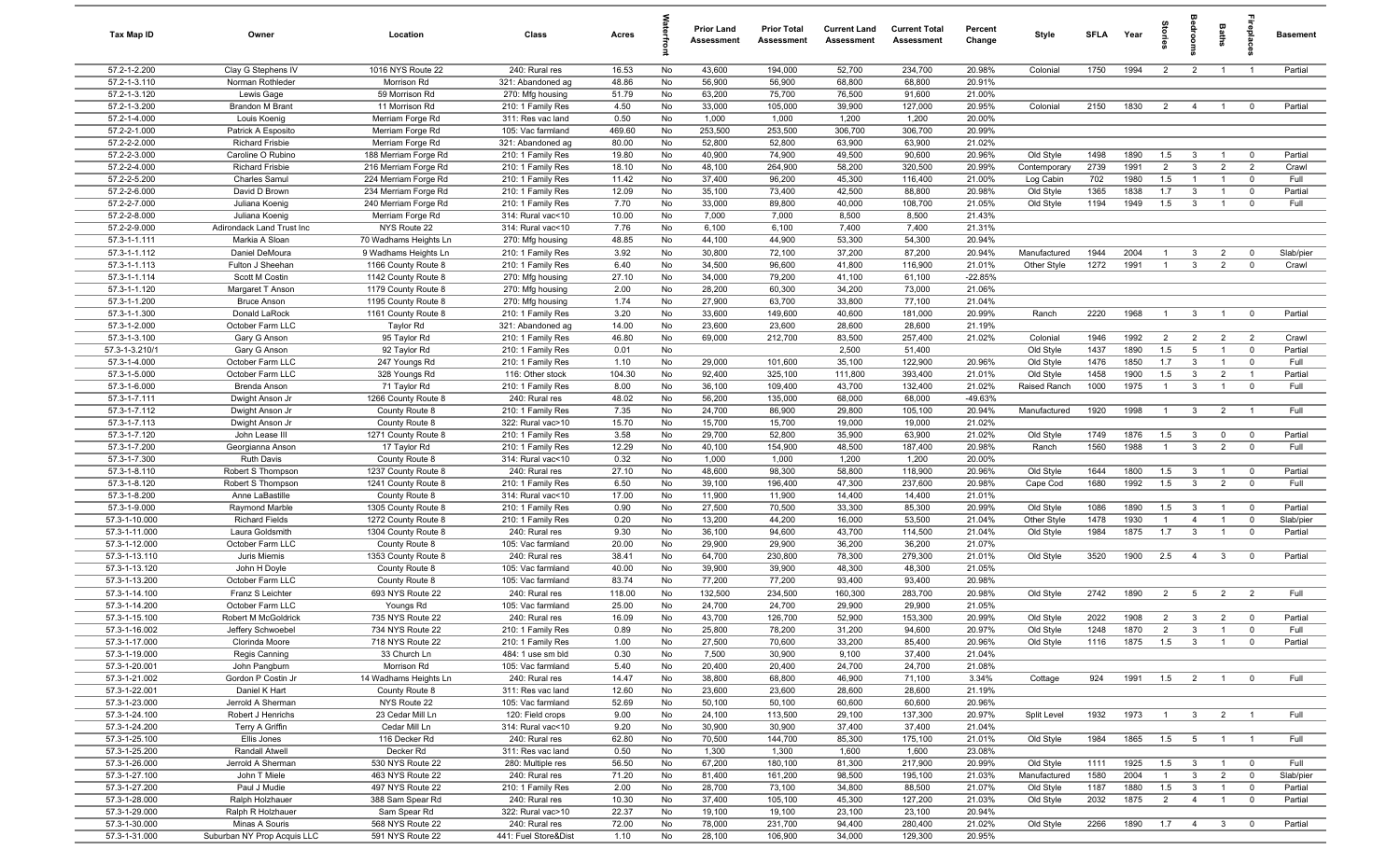| Tax Map ID | Owner | Location | Class | Acres | Waterfront | Prior Land Assessment | Prior Total Assessment | Current Land Assessment | Current Total Assessment | Percent Change | Style | SFLA | Year | Stories | Bedrooms | Baths | Fireplaces | Basement |
|---|---|---|---|---|---|---|---|---|---|---|---|---|---|---|---|---|---|---|
| 57.2-1-2.200 | Clay G Stephens IV | 1016 NYS Route 22 | 240: Rural res | 16.53 | No | 43,600 | 194,000 | 52,700 | 234,700 | 20.98% | Colonial | 1750 | 1994 | 2 | 2 | 1 | 1 | Partial |
| 57.2-1-3.110 | Norman Rothleder | Morrison Rd | 321: Abandoned ag | 48.86 | No | 56,900 | 56,900 | 68,800 | 68,800 | 20.91% | | | | | | | | |
| 57.2-1-3.120 | Lewis Gage | 59 Morrison Rd | 270: Mfg housing | 51.79 | No | 63,200 | 75,700 | 76,500 | 91,600 | 21.00% | | | | | | | | |
| 57.2-1-3.200 | Brandon M Brant | 11 Morrison Rd | 210: 1 Family Res | 4.50 | No | 33,000 | 105,000 | 39,900 | 127,000 | 20.95% | Colonial | 2150 | 1830 | 2 | 4 | 1 | 0 | Partial |
| 57.2-1-4.000 | Louis Koenig | Merriam Forge Rd | 311: Res vac land | 0.50 | No | 1,000 | 1,000 | 1,200 | 1,200 | 20.00% | | | | | | | | |
| 57.2-2-1.000 | Patrick A Esposito | Merriam Forge Rd | 105: Vac farmland | 469.60 | No | 253,500 | 253,500 | 306,700 | 306,700 | 20.99% | | | | | | | | |
| 57.2-2-2.000 | Richard Frisbie | Merriam Forge Rd | 321: Abandoned ag | 80.00 | No | 52,800 | 52,800 | 63,900 | 63,900 | 21.02% | | | | | | | | |
| 57.2-2-3.000 | Caroline O Rubino | 188 Merriam Forge Rd | 210: 1 Family Res | 19.80 | No | 40,900 | 74,900 | 49,500 | 90,600 | 20.96% | Old Style | 1498 | 1890 | 1.5 | 3 | 1 | 0 | Partial |
| 57.2-2-4.000 | Richard Frisbie | 216 Merriam Forge Rd | 210: 1 Family Res | 18.10 | No | 48,100 | 264,900 | 58,200 | 320,500 | 20.99% | Contemporary | 2739 | 1991 | 2 | 3 | 2 | 2 | Crawl |
| 57.2-2-5.200 | Charles Samul | 224 Merriam Forge Rd | 210: 1 Family Res | 11.42 | No | 37,400 | 96,200 | 45,300 | 116,400 | 21.00% | Log Cabin | 702 | 1980 | 1.5 | 1 | 1 | 0 | Full |
| 57.2-2-6.000 | David D Brown | 234 Merriam Forge Rd | 210: 1 Family Res | 12.09 | No | 35,100 | 73,400 | 42,500 | 88,800 | 20.98% | Old Style | 1365 | 1838 | 1.7 | 3 | 1 | 0 | Partial |
| 57.2-2-7.000 | Juliana Koenig | 240 Merriam Forge Rd | 210: 1 Family Res | 7.70 | No | 33,000 | 89,800 | 40,000 | 108,700 | 21.05% | Old Style | 1194 | 1949 | 1.5 | 3 | 1 | 0 | Full |
| 57.2-2-8.000 | Juliana Koenig | Merriam Forge Rd | 314: Rural vac<10 | 10.00 | No | 7,000 | 7,000 | 8,500 | 8,500 | 21.43% | | | | | | | | |
| 57.2-2-9.000 | Adirondack Land Trust Inc | NYS Route 22 | 314: Rural vac<10 | 7.76 | No | 6,100 | 6,100 | 7,400 | 7,400 | 21.31% | | | | | | | | |
| 57.3-1-1.111 | Markia A Sloan | 70 Wadhams Heights Ln | 270: Mfg housing | 48.85 | No | 44,100 | 44,900 | 53,300 | 54,300 | 20.94% | | | | | | | | |
| 57.3-1-1.112 | Daniel DeMoura | 9 Wadhams Heights Ln | 210: 1 Family Res | 3.92 | No | 30,800 | 72,100 | 37,200 | 87,200 | 20.94% | Manufactured | 1944 | 2004 | 1 | 3 | 2 | 0 | Slab/pier |
| 57.3-1-1.113 | Fulton J Sheehan | 1166 County Route 8 | 210: 1 Family Res | 6.40 | No | 34,500 | 96,600 | 41,800 | 116,900 | 21.01% | Other Style | 1272 | 1991 | 1 | 3 | 2 | 0 | Crawl |
| 57.3-1-1.114 | Scott M Costin | 1142 County Route 8 | 270: Mfg housing | 27.10 | No | 34,000 | 79,200 | 41,100 | 61,100 | -22.85% | | | | | | | | |
| 57.3-1-1.120 | Margaret T Anson | 1179 County Route 8 | 270: Mfg housing | 2.00 | No | 28,200 | 60,300 | 34,200 | 73,000 | 21.06% | | | | | | | | |
| 57.3-1-1.200 | Bruce Anson | 1195 County Route 8 | 270: Mfg housing | 1.74 | No | 27,900 | 63,700 | 33,800 | 77,100 | 21.04% | | | | | | | | |
| 57.3-1-1.300 | Donald LaRock | 1161 County Route 8 | 210: 1 Family Res | 3.20 | No | 33,600 | 149,600 | 40,600 | 181,000 | 20.99% | Ranch | 2220 | 1968 | 1 | 3 | 1 | 0 | Partial |
| 57.3-1-2.000 | October Farm LLC | Taylor Rd | 321: Abandoned ag | 14.00 | No | 23,600 | 23,600 | 28,600 | 28,600 | 21.19% | | | | | | | | |
| 57.3-1-3.100 | Gary G Anson | 95 Taylor Rd | 210: 1 Family Res | 46.80 | No | 69,000 | 212,700 | 83,500 | 257,400 | 21.02% | Colonial | 1946 | 1992 | 2 | 2 | 2 | 2 | Crawl |
| 57.3-1-3.210/1 | Gary G Anson | 92 Taylor Rd | 210: 1 Family Res | 0.01 | No | | | 2,500 | 51,400 | | Old Style | 1437 | 1890 | 1.5 | 5 | 1 | 0 | Partial |
| 57.3-1-4.000 | October Farm LLC | 247 Youngs Rd | 210: 1 Family Res | 1.10 | No | 29,000 | 101,600 | 35,100 | 122,900 | 20.96% | Old Style | 1476 | 1850 | 1.7 | 3 | 1 | 0 | Full |
| 57.3-1-5.000 | October Farm LLC | 328 Youngs Rd | 116: Other stock | 104.30 | No | 92,400 | 325,100 | 111,800 | 393,400 | 21.01% | Old Style | 1458 | 1900 | 1.5 | 3 | 2 | 1 | Partial |
| 57.3-1-6.000 | Brenda Anson | 71 Taylor Rd | 210: 1 Family Res | 8.00 | No | 36,100 | 109,400 | 43,700 | 132,400 | 21.02% | Raised Ranch | 1000 | 1975 | 1 | 3 | 1 | 0 | Full |
| 57.3-1-7.111 | Dwight Anson Jr | 1266 County Route 8 | 240: Rural res | 48.02 | No | 56,200 | 135,000 | 68,000 | 68,000 | -49.63% | | | | | | | | |
| 57.3-1-7.112 | Dwight Anson Jr | County Route 8 | 210: 1 Family Res | 7.35 | No | 24,700 | 86,900 | 29,800 | 105,100 | 20.94% | Manufactured | 1920 | 1998 | 1 | 3 | 2 | 1 | Full |
| 57.3-1-7.113 | Dwight Anson Jr | County Route 8 | 322: Rural vac>10 | 15.70 | No | 15,700 | 15,700 | 19,000 | 19,000 | 21.02% | | | | | | | | |
| 57.3-1-7.120 | John Lease III | 1271 County Route 8 | 210: 1 Family Res | 3.58 | No | 29,700 | 52,800 | 35,900 | 63,900 | 21.02% | Old Style | 1749 | 1876 | 1.5 | 3 | 0 | 0 | Partial |
| 57.3-1-7.200 | Georgianna Anson | 17 Taylor Rd | 210: 1 Family Res | 12.29 | No | 40,100 | 154,900 | 48,500 | 187,400 | 20.98% | Ranch | 1560 | 1988 | 1 | 3 | 2 | 0 | Full |
| 57.3-1-7.300 | Ruth Davis | County Route 8 | 314: Rural vac<10 | 0.32 | No | 1,000 | 1,000 | 1,200 | 1,200 | 20.00% | | | | | | | | |
| 57.3-1-8.110 | Robert S Thompson | 1237 County Route 8 | 240: Rural res | 27.10 | No | 48,600 | 98,300 | 58,800 | 118,900 | 20.96% | Old Style | 1644 | 1800 | 1.5 | 3 | 1 | 0 | Partial |
| 57.3-1-8.120 | Robert S Thompson | 1241 County Route 8 | 210: 1 Family Res | 6.50 | No | 39,100 | 196,400 | 47,300 | 237,600 | 20.98% | Cape Cod | 1680 | 1992 | 1.5 | 3 | 2 | 0 | Full |
| 57.3-1-8.200 | Anne LaBastille | County Route 8 | 314: Rural vac<10 | 17.00 | No | 11,900 | 11,900 | 14,400 | 14,400 | 21.01% | | | | | | | | |
| 57.3-1-9.000 | Raymond Marble | 1305 County Route 8 | 210: 1 Family Res | 0.90 | No | 27,500 | 70,500 | 33,300 | 85,300 | 20.99% | Old Style | 1086 | 1890 | 1.5 | 3 | 1 | 0 | Partial |
| 57.3-1-10.000 | Richard Fields | 1272 County Route 8 | 210: 1 Family Res | 0.20 | No | 13,200 | 44,200 | 16,000 | 53,500 | 21.04% | Other Style | 1478 | 1930 | 1 | 4 | 1 | 0 | Slab/pier |
| 57.3-1-11.000 | Laura Goldsmith | 1304 County Route 8 | 240: Rural res | 9.30 | No | 36,100 | 94,600 | 43,700 | 114,500 | 21.04% | Old Style | 1984 | 1875 | 1.7 | 3 | 1 | 0 | Partial |
| 57.3-1-12.000 | October Farm LLC | County Route 8 | 105: Vac farmland | 20.00 | No | 29,900 | 29,900 | 36,200 | 36,200 | 21.07% | | | | | | | | |
| 57.3-1-13.110 | Juris Miemis | 1353 County Route 8 | 240: Rural res | 38.41 | No | 64,700 | 230,800 | 78,300 | 279,300 | 21.01% | Old Style | 3520 | 1900 | 2.5 | 4 | 3 | 0 | Partial |
| 57.3-1-13.120 | John H Doyle | County Route 8 | 105: Vac farmland | 40.00 | No | 39,900 | 39,900 | 48,300 | 48,300 | 21.05% | | | | | | | | |
| 57.3-1-13.200 | October Farm LLC | County Route 8 | 105: Vac farmland | 83.74 | No | 77,200 | 77,200 | 93,400 | 93,400 | 20.98% | | | | | | | | |
| 57.3-1-14.100 | Franz S Leichter | 693 NYS Route 22 | 240: Rural res | 118.00 | No | 132,500 | 234,500 | 160,300 | 283,700 | 20.98% | Old Style | 2742 | 1890 | 2 | 5 | 2 | 2 | Full |
| 57.3-1-14.200 | October Farm LLC | Youngs Rd | 105: Vac farmland | 25.00 | No | 24,700 | 24,700 | 29,900 | 29,900 | 21.05% | | | | | | | | |
| 57.3-1-15.100 | Robert M McGoldrick | 735 NYS Route 22 | 240: Rural res | 16.09 | No | 43,700 | 126,700 | 52,900 | 153,300 | 20.99% | Old Style | 2022 | 1908 | 2 | 3 | 2 | 0 | Partial |
| 57.3-1-16.002 | Jeffery Schwoebel | 734 NYS Route 22 | 210: 1 Family Res | 0.89 | No | 25,800 | 78,200 | 31,200 | 94,600 | 20.97% | Old Style | 1248 | 1870 | 2 | 3 | 1 | 0 | Full |
| 57.3-1-17.000 | Clorinda Moore | 718 NYS Route 22 | 210: 1 Family Res | 1.00 | No | 27,500 | 70,600 | 33,200 | 85,400 | 20.96% | Old Style | 1116 | 1875 | 1.5 | 3 | 1 | 0 | Partial |
| 57.3-1-19.000 | Regis Canning | 33 Church Ln | 484: 1 use sm bld | 0.30 | No | 7,500 | 30,900 | 9,100 | 37,400 | 21.04% | | | | | | | | |
| 57.3-1-20.001 | John Pangburn | Morrison Rd | 105: Vac farmland | 5.40 | No | 20,400 | 20,400 | 24,700 | 24,700 | 21.08% | | | | | | | | |
| 57.3-1-21.002 | Gordon P Costin Jr | 14 Wadhams Heights Ln | 240: Rural res | 14.47 | No | 38,800 | 68,800 | 46,900 | 71,100 | 3.34% | Cottage | 924 | 1991 | 1.5 | 2 | 1 | 0 | Full |
| 57.3-1-22.001 | Daniel K Hart | County Route 8 | 311: Res vac land | 12.60 | No | 23,600 | 23,600 | 28,600 | 28,600 | 21.19% | | | | | | | | |
| 57.3-1-23.000 | Jerrold A Sherman | NYS Route 22 | 105: Vac farmland | 52.69 | No | 50,100 | 50,100 | 60,600 | 60,600 | 20.96% | | | | | | | | |
| 57.3-1-24.100 | Robert J Henrichs | 23 Cedar Mill Ln | 120: Field crops | 9.00 | No | 24,100 | 113,500 | 29,100 | 137,300 | 20.97% | Split Level | 1932 | 1973 | 1 | 3 | 2 | 1 | Full |
| 57.3-1-24.200 | Terry A Griffin | Cedar Mill Ln | 314: Rural vac<10 | 9.20 | No | 30,900 | 30,900 | 37,400 | 37,400 | 21.04% | | | | | | | | |
| 57.3-1-25.100 | Ellis Jones | 116 Decker Rd | 240: Rural res | 62.80 | No | 70,500 | 144,700 | 85,300 | 175,100 | 21.01% | Old Style | 1984 | 1865 | 1.5 | 5 | 1 | 1 | Full |
| 57.3-1-25.200 | Randall Atwell | Decker Rd | 311: Res vac land | 0.50 | No | 1,300 | 1,300 | 1,600 | 1,600 | 23.08% | | | | | | | | |
| 57.3-1-26.000 | Jerrold A Sherman | 530 NYS Route 22 | 280: Multiple res | 56.50 | No | 67,200 | 180,100 | 81,300 | 217,900 | 20.99% | Old Style | 1111 | 1925 | 1.5 | 3 | 1 | 0 | Full |
| 57.3-1-27.100 | John T Miele | 463 NYS Route 22 | 240: Rural res | 71.20 | No | 81,400 | 161,200 | 98,500 | 195,100 | 21.03% | Manufactured | 1580 | 2004 | 1 | 3 | 2 | 0 | Slab/pier |
| 57.3-1-27.200 | Paul J Mudie | 497 NYS Route 22 | 210: 1 Family Res | 2.00 | No | 28,700 | 73,100 | 34,800 | 88,500 | 21.07% | Old Style | 1187 | 1880 | 1.5 | 3 | 1 | 0 | Partial |
| 57.3-1-28.000 | Ralph Holzhauer | 388 Sam Spear Rd | 240: Rural res | 10.30 | No | 37,400 | 105,100 | 45,300 | 127,200 | 21.03% | Old Style | 2032 | 1875 | 2 | 4 | 1 | 0 | Partial |
| 57.3-1-29.000 | Ralph R Holzhauer | Sam Spear Rd | 322: Rural vac>10 | 22.37 | No | 19,100 | 19,100 | 23,100 | 23,100 | 20.94% | | | | | | | | |
| 57.3-1-30.000 | Minas A Souris | 568 NYS Route 22 | 240: Rural res | 72.00 | No | 78,000 | 231,700 | 94,400 | 280,400 | 21.02% | Old Style | 2266 | 1890 | 1.7 | 4 | 3 | 0 | Partial |
| 57.3-1-31.000 | Suburban NY Prop Acquis LLC | 591 NYS Route 22 | 441: Fuel Store&Dist | 1.10 | No | 28,100 | 106,900 | 34,000 | 129,300 | 20.95% | | | | | | | | |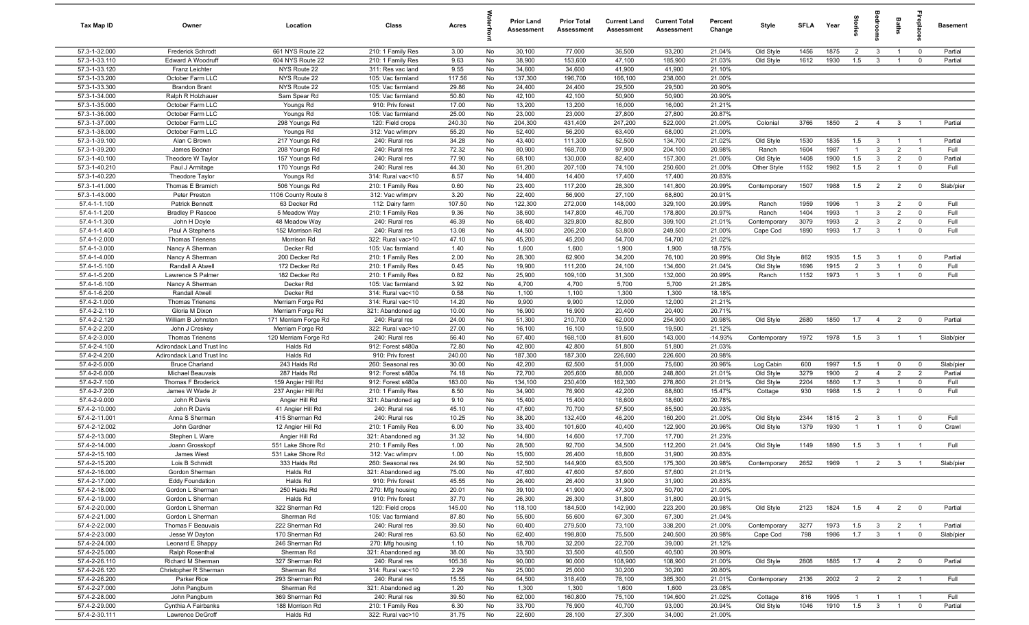| Tax Map ID | Owner | Location | Class | Acres | Waterfront | Prior Land Assessment | Prior Total Assessment | Current Land Assessment | Current Total Assessment | Percent Change | Style | SFLA | Year | Stories | Bedrooms | Baths | Fireplaces | Basement |
|---|---|---|---|---|---|---|---|---|---|---|---|---|---|---|---|---|---|---|
| 57.3-1-32.000 | Frederick Schrodt | 661 NYS Route 22 | 210: 1 Family Res | 3.00 | No | 30,100 | 77,000 | 36,500 | 93,200 | 21.04% | Old Style | 1456 | 1875 | 2 | 3 | 1 | 0 | Partial |
| 57.3-1-33.110 | Edward A Woodruff | 604 NYS Route 22 | 210: 1 Family Res | 9.63 | No | 38,900 | 153,600 | 47,100 | 185,900 | 21.03% | Old Style | 1612 | 1930 | 1.5 | 3 | 1 | 0 | Partial |
| 57.3-1-33.120 | Franz Leichter | NYS Route 22 | 311: Res vac land | 9.55 | No | 34,600 | 34,600 | 41,900 | 41,900 | 21.10% | | | | | | | | |
| 57.3-1-33.200 | October Farm LLC | NYS Route 22 | 105: Vac farmland | 117.56 | No | 137,300 | 196,700 | 166,100 | 238,000 | 21.00% | | | | | | | | |
| 57.3-1-33.300 | Brandon Brant | NYS Route 22 | 105: Vac farmland | 29.86 | No | 24,400 | 24,400 | 29,500 | 29,500 | 20.90% | | | | | | | | |
| 57.3-1-34.000 | Ralph R Holzhauer | Sam Spear Rd | 105: Vac farmland | 50.80 | No | 42,100 | 42,100 | 50,900 | 50,900 | 20.90% | | | | | | | | |
| 57.3-1-35.000 | October Farm LLC | Youngs Rd | 910: Priv forest | 17.00 | No | 13,200 | 13,200 | 16,000 | 16,000 | 21.21% | | | | | | | | |
| 57.3-1-36.000 | October Farm LLC | Youngs Rd | 105: Vac farmland | 25.00 | No | 23,000 | 23,000 | 27,800 | 27,800 | 20.87% | | | | | | | | |
| 57.3-1-37.000 | October Farm LLC | 298 Youngs Rd | 120: Field crops | 240.30 | No | 204,300 | 431,400 | 247,200 | 522,000 | 21.00% | Colonial | 3766 | 1850 | 2 | 4 | 3 | 1 | Partial |
| 57.3-1-38.000 | October Farm LLC | Youngs Rd | 312: Vac w/imprv | 55.20 | No | 52,400 | 56,200 | 63,400 | 68,000 | 21.00% | | | | | | | | |
| 57.3-1-39.100 | Alan C Brown | 217 Youngs Rd | 240: Rural res | 34.28 | No | 43,400 | 111,300 | 52,500 | 134,700 | 21.02% | Old Style | 1530 | 1835 | 1.5 | 3 | 1 | 1 | Partial |
| 57.3-1-39.200 | James Bodnar | 208 Youngs Rd | 240: Rural res | 72.32 | No | 80,900 | 168,700 | 97,900 | 204,100 | 20.98% | Ranch | 1604 | 1987 | 1 | 3 | 2 | 1 | Full |
| 57.3-1-40.100 | Theodore W Taylor | 157 Youngs Rd | 240: Rural res | 77.90 | No | 68,100 | 130,000 | 82,400 | 157,300 | 21.00% | Old Style | 1408 | 1900 | 1.5 | 3 | 2 | 0 | Partial |
| 57.3-1-40.210 | Paul J Armitage | 170 Youngs Rd | 240: Rural res | 44.30 | No | 61,200 | 207,100 | 74,100 | 250,600 | 21.00% | Other Style | 1152 | 1982 | 1.5 | 2 | 1 | 0 | Full |
| 57.3-1-40.220 | Theodore Taylor | Youngs Rd | 314: Rural vac<10 | 8.57 | No | 14,400 | 14,400 | 17,400 | 17,400 | 20.83% | | | | | | | | |
| 57.3-1-41.000 | Thomas E Bramich | 506 Youngs Rd | 210: 1 Family Res | 0.60 | No | 23,400 | 117,200 | 28,300 | 141,800 | 20.99% | Contemporary | 1507 | 1988 | 1.5 | 2 | 2 | 0 | Slab/pier |
| 57.3-1-43.000 | Peter Preston | 1106 County Route 8 | 312: Vac w/imprv | 3.20 | No | 22,400 | 56,900 | 27,100 | 68,800 | 20.91% | | | | | | | | |
| 57.4-1-1.100 | Patrick Bennett | 63 Decker Rd | 112: Dairy farm | 107.50 | No | 122,300 | 272,000 | 148,000 | 329,100 | 20.99% | Ranch | 1959 | 1996 | 1 | 3 | 2 | 0 | Full |
| 57.4-1-1.200 | Bradley P Rascoe | 5 Meadow Way | 210: 1 Family Res | 9.36 | No | 38,600 | 147,800 | 46,700 | 178,800 | 20.97% | Ranch | 1404 | 1993 | 1 | 3 | 2 | 0 | Full |
| 57.4-1-1.300 | John H Doyle | 48 Meadow Way | 240: Rural res | 46.39 | No | 68,400 | 329,800 | 82,800 | 399,100 | 21.01% | Contemporary | 3079 | 1993 | 2 | 3 | 2 | 0 | Full |
| 57.4-1-1.400 | Paul A Stephens | 152 Morrison Rd | 240: Rural res | 13.08 | No | 44,500 | 206,200 | 53,800 | 249,500 | 21.00% | Cape Cod | 1890 | 1993 | 1.7 | 3 | 1 | 0 | Full |
| 57.4-1-2.000 | Thomas Trienens | Morrison Rd | 322: Rural vac>10 | 47.10 | No | 45,200 | 45,200 | 54,700 | 54,700 | 21.02% | | | | | | | | |
| 57.4-1-3.000 | Nancy A Sherman | Decker Rd | 105: Vac farmland | 1.40 | No | 1,600 | 1,600 | 1,900 | 1,900 | 18.75% | | | | | | | | |
| 57.4-1-4.000 | Nancy A Sherman | 200 Decker Rd | 210: 1 Family Res | 2.00 | No | 28,300 | 62,900 | 34,200 | 76,100 | 20.99% | Old Style | 862 | 1935 | 1.5 | 3 | 1 | 0 | Partial |
| 57.4-1-5.100 | Randall A Atwell | 172 Decker Rd | 210: 1 Family Res | 0.45 | No | 19,900 | 111,200 | 24,100 | 134,600 | 21.04% | Old Style | 1696 | 1915 | 2 | 3 | 1 | 0 | Full |
| 57.4-1-5.200 | Lawrence S Palmer | 182 Decker Rd | 210: 1 Family Res | 0.82 | No | 25,900 | 109,100 | 31,300 | 132,000 | 20.99% | Ranch | 1152 | 1973 | 1 | 3 | 1 | 0 | Full |
| 57.4-1-6.100 | Nancy A Sherman | Decker Rd | 105: Vac farmland | 3.92 | No | 4,700 | 4,700 | 5,700 | 5,700 | 21.28% | | | | | | | | |
| 57.4-1-6.200 | Randall Atwell | Decker Rd | 314: Rural vac<10 | 0.58 | No | 1,100 | 1,100 | 1,300 | 1,300 | 18.18% | | | | | | | | |
| 57.4-2-1.000 | Thomas Trienens | Merriam Forge Rd | 314: Rural vac<10 | 14.20 | No | 9,900 | 9,900 | 12,000 | 12,000 | 21.21% | | | | | | | | |
| 57.4-2-2.110 | Gloria M Dixon | Merriam Forge Rd | 321: Abandoned ag | 10.00 | No | 16,900 | 16,900 | 20,400 | 20,400 | 20.71% | | | | | | | | |
| 57.4-2-2.120 | William B Johnston | 171 Merriam Forge Rd | 240: Rural res | 24.00 | No | 51,300 | 210,700 | 62,000 | 254,900 | 20.98% | Old Style | 2680 | 1850 | 1.7 | 4 | 2 | 0 | Partial |
| 57.4-2-2.200 | John J Creskey | Merriam Forge Rd | 322: Rural vac>10 | 27.00 | No | 16,100 | 16,100 | 19,500 | 19,500 | 21.12% | | | | | | | | |
| 57.4-2-3.000 | Thomas Trienens | 120 Merriam Forge Rd | 240: Rural res | 56.40 | No | 67,400 | 168,100 | 81,600 | 143,000 | -14.93% | Contemporary | 1972 | 1978 | 1.5 | 3 | 1 | 1 | Slab/pier |
| 57.4-2-4.100 | Adirondack Land Trust Inc | Halds Rd | 912: Forest s480a | 72.80 | No | 42,800 | 42,800 | 51,800 | 51,800 | 21.03% | | | | | | | | |
| 57.4-2-4.200 | Adirondack Land Trust Inc | Halds Rd | 910: Priv forest | 240.00 | No | 187,300 | 187,300 | 226,600 | 226,600 | 20.98% | | | | | | | | |
| 57.4-2-5.000 | Bruce Charland | 243 Halds Rd | 260: Seasonal res | 30.00 | No | 42,200 | 62,500 | 51,000 | 75,600 | 20.96% | Log Cabin | 600 | 1997 | 1.5 | 1 | 0 | 0 | Slab/pier |
| 57.4-2-6.000 | Michael Beauvais | 287 Halds Rd | 912: Forest s480a | 74.18 | No | 72,700 | 205,600 | 88,000 | 248,800 | 21.01% | Old Style | 3279 | 1900 | 2 | 4 | 2 | 2 | Partial |
| 57.4-2-7.100 | Thomas F Broderick | 159 Angier Hill Rd | 912: Forest s480a | 183.00 | No | 134,100 | 230,400 | 162,300 | 278,800 | 21.01% | Old Style | 2204 | 1860 | 1.7 | 3 | 1 | 0 | Full |
| 57.4-2-7.200 | James W Wade Jr | 237 Angier Hill Rd | 210: 1 Family Res | 8.50 | No | 34,900 | 76,900 | 42,200 | 88,800 | 15.47% | Cottage | 930 | 1988 | 1.5 | 2 | 1 | 0 | Full |
| 57.4-2-9.000 | John R Davis | Angier Hill Rd | 321: Abandoned ag | 9.10 | No | 15,400 | 15,400 | 18,600 | 18,600 | 20.78% | | | | | | | | |
| 57.4-2-10.000 | John R Davis | 41 Angier Hill Rd | 240: Rural res | 45.10 | No | 47,600 | 70,700 | 57,500 | 85,500 | 20.93% | | | | | | | | |
| 57.4-2-11.001 | Anna S Sherman | 415 Sherman Rd | 240: Rural res | 10.25 | No | 38,200 | 132,400 | 46,200 | 160,200 | 21.00% | Old Style | 2344 | 1815 | 2 | 3 | 1 | 0 | Full |
| 57.4-2-12.002 | John Gardner | 12 Angier Hill Rd | 210: 1 Family Res | 6.00 | No | 33,400 | 101,600 | 40,400 | 122,900 | 20.96% | Old Style | 1379 | 1930 | 1 | 1 | 1 | 0 | Crawl |
| 57.4-2-13.000 | Stephen L Ware | Angier Hill Rd | 321: Abandoned ag | 31.32 | No | 14,600 | 14,600 | 17,700 | 17,700 | 21.23% | | | | | | | | |
| 57.4-2-14.000 | Joann Grosskopf | 551 Lake Shore Rd | 210: 1 Family Res | 1.00 | No | 28,500 | 92,700 | 34,500 | 112,200 | 21.04% | Old Style | 1149 | 1890 | 1.5 | 3 | 1 | 1 | Full |
| 57.4-2-15.100 | James West | 531 Lake Shore Rd | 312: Vac w/imprv | 1.00 | No | 15,600 | 26,400 | 18,800 | 31,900 | 20.83% | | | | | | | | |
| 57.4-2-15.200 | Lois B Schmidt | 333 Halds Rd | 260: Seasonal res | 24.90 | No | 52,500 | 144,900 | 63,500 | 175,300 | 20.98% | Contemporary | 2652 | 1969 | 1 | 2 | 3 | 1 | Slab/pier |
| 57.4-2-16.000 | Gordon Sherman | Halds Rd | 321: Abandoned ag | 75.00 | No | 47,600 | 47,600 | 57,600 | 57,600 | 21.01% | | | | | | | | |
| 57.4-2-17.000 | Eddy Foundation | Halds Rd | 910: Priv forest | 45.55 | No | 26,400 | 26,400 | 31,900 | 31,900 | 20.83% | | | | | | | | |
| 57.4-2-18.000 | Gordon L Sherman | 250 Halds Rd | 270: Mfg housing | 20.01 | No | 39,100 | 41,900 | 47,300 | 50,700 | 21.00% | | | | | | | | |
| 57.4-2-19.000 | Gordon L Sherman | Halds Rd | 910: Priv forest | 37.70 | No | 26,300 | 26,300 | 31,800 | 31,800 | 20.91% | | | | | | | | |
| 57.4-2-20.000 | Gordon L Sherman | 322 Sherman Rd | 120: Field crops | 145.00 | No | 118,100 | 184,500 | 142,900 | 223,200 | 20.98% | Old Style | 2123 | 1824 | 1.5 | 4 | 2 | 0 | Partial |
| 57.4-2-21.000 | Gordon L Sherman | Sherman Rd | 105: Vac farmland | 87.80 | No | 55,600 | 55,600 | 67,300 | 67,300 | 21.04% | | | | | | | | |
| 57.4-2-22.000 | Thomas F Beauvais | 222 Sherman Rd | 240: Rural res | 39.50 | No | 60,400 | 279,500 | 73,100 | 338,200 | 21.00% | Contemporary | 3277 | 1973 | 1.5 | 3 | 2 | 1 | Partial |
| 57.4-2-23.000 | Jesse W Dayton | 170 Sherman Rd | 240: Rural res | 63.50 | No | 62,400 | 198,800 | 75,500 | 240,500 | 20.98% | Cape Cod | 798 | 1986 | 1.7 | 3 | 1 | 0 | Slab/pier |
| 57.4-2-24.000 | Leonard E Shappy | 246 Sherman Rd | 270: Mfg housing | 1.10 | No | 18,700 | 32,200 | 22,700 | 39,000 | 21.12% | | | | | | | | |
| 57.4-2-25.000 | Ralph Rosenthal | Sherman Rd | 321: Abandoned ag | 38.00 | No | 33,500 | 33,500 | 40,500 | 40,500 | 20.90% | | | | | | | | |
| 57.4-2-26.110 | Richard M Sherman | 327 Sherman Rd | 240: Rural res | 105.36 | No | 90,000 | 90,000 | 108,900 | 108,900 | 21.00% | Old Style | 2808 | 1885 | 1.7 | 4 | 2 | 0 | Partial |
| 57.4-2-26.120 | Christopher R Sherman | Sherman Rd | 314: Rural vac<10 | 2.29 | No | 25,000 | 25,000 | 30,200 | 30,200 | 20.80% | | | | | | | | |
| 57.4-2-26.200 | Parker Rice | 293 Sherman Rd | 240: Rural res | 15.55 | No | 64,500 | 318,400 | 78,100 | 385,300 | 21.01% | Contemporary | 2136 | 2002 | 2 | 2 | 2 | 1 | Full |
| 57.4-2-27.000 | John Pangburn | Sherman Rd | 321: Abandoned ag | 1.20 | No | 1,300 | 1,300 | 1,600 | 1,600 | 23.08% | | | | | | | | |
| 57.4-2-28.000 | John Pangburn | 369 Sherman Rd | 240: Rural res | 39.50 | No | 62,000 | 160,800 | 75,100 | 194,600 | 21.02% | Cottage | 816 | 1995 | 1 | 1 | 1 | 1 | Full |
| 57.4-2-29.000 | Cynthia A Fairbanks | 188 Morrison Rd | 210: 1 Family Res | 6.30 | No | 33,700 | 76,900 | 40,700 | 93,000 | 20.94% | Old Style | 1046 | 1910 | 1.5 | 3 | 1 | 0 | Partial |
| 57.4-2-30.111 | Lawrence DeGroff | Halds Rd | 322: Rural vac>10 | 31.75 | No | 22,600 | 28,100 | 27,300 | 34,000 | 21.00% | | | | | | | | |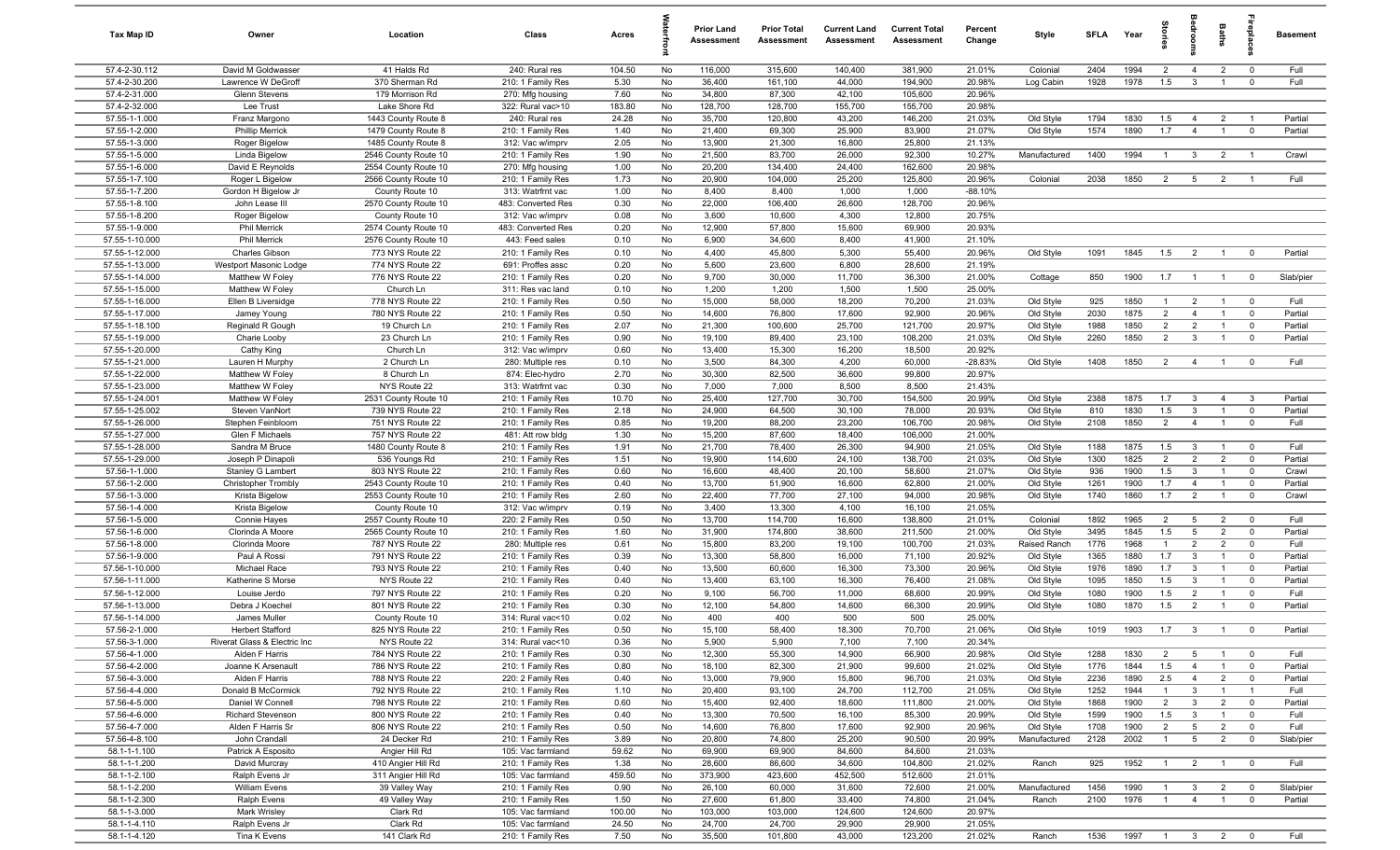| Tax Map ID | Owner | Location | Class | Acres | Waterfront | Prior Land Assessment | Prior Total Assessment | Current Land Assessment | Current Total Assessment | Percent Change | Style | SFLA | Year | Stories | Bedrooms | Baths | Fireplaces | Basement |
|---|---|---|---|---|---|---|---|---|---|---|---|---|---|---|---|---|---|---|
| 57.4-2-30.112 | David M Goldwasser | 41 Halds Rd | 240: Rural res | 104.50 | No | 116,000 | 315,600 | 140,400 | 381,900 | 21.01% | Colonial | 2404 | 1994 | 2 | 4 | 2 | 0 | Full |
| 57.4-2-30.200 | Lawrence W DeGroff | 370 Sherman Rd | 210: 1 Family Res | 5.30 | No | 36,400 | 161,100 | 44,000 | 194,900 | 20.98% | Log Cabin | 1928 | 1978 | 1.5 | 3 | 1 | 0 | Full |
| 57.4-2-31.000 | Glenn Stevens | 179 Morrison Rd | 270: Mfg housing | 7.60 | No | 34,800 | 87,300 | 42,100 | 105,600 | 20.96% | | | | | | | | |
| 57.4-2-32.000 | Lee Trust | Lake Shore Rd | 322: Rural vac>10 | 183.80 | No | 128,700 | 128,700 | 155,700 | 155,700 | 20.98% | | | | | | | | |
| 57.55-1-1.000 | Franz Margono | 1443 County Route 8 | 240: Rural res | 24.28 | No | 35,700 | 120,800 | 43,200 | 146,200 | 21.03% | Old Style | 1794 | 1830 | 1.5 | 4 | 2 | 1 | Partial |
| 57.55-1-2.000 | Phillip Merrick | 1479 County Route 8 | 210: 1 Family Res | 1.40 | No | 21,400 | 69,300 | 25,900 | 83,900 | 21.07% | Old Style | 1574 | 1890 | 1.7 | 4 | 1 | 0 | Partial |
| 57.55-1-3.000 | Roger Bigelow | 1485 County Route 8 | 312: Vac w/imprv | 2.05 | No | 13,900 | 21,300 | 16,800 | 25,800 | 21.13% | | | | | | | | |
| 57.55-1-5.000 | Linda Bigelow | 2546 County Route 10 | 210: 1 Family Res | 1.90 | No | 21,500 | 83,700 | 26,000 | 92,300 | 10.27% | Manufactured | 1400 | 1994 | 1 | 3 | 2 | 1 | Crawl |
| 57.55-1-6.000 | David E Reynolds | 2554 County Route 10 | 270: Mfg housing | 1.00 | No | 20,200 | 134,400 | 24,400 | 162,600 | 20.98% | | | | | | | | |
| 57.55-1-7.100 | Roger L Bigelow | 2566 County Route 10 | 210: 1 Family Res | 1.73 | No | 20,900 | 104,000 | 25,200 | 125,800 | 20.96% | Colonial | 2038 | 1850 | 2 | 5 | 2 | 1 | Full |
| 57.55-1-7.200 | Gordon H Bigelow Jr | County Route 10 | 313: Watrfrnt vac | 1.00 | No | 8,400 | 8,400 | 1,000 | 1,000 | -88.10% | | | | | | | | |
| 57.55-1-8.100 | John Lease III | 2570 County Route 10 | 483: Converted Res | 0.30 | No | 22,000 | 106,400 | 26,600 | 128,700 | 20.96% | | | | | | | | |
| 57.55-1-8.200 | Roger Bigelow | County Route 10 | 312: Vac w/imprv | 0.08 | No | 3,600 | 10,600 | 4,300 | 12,800 | 20.75% | | | | | | | | |
| 57.55-1-9.000 | Phil Merrick | 2574 County Route 10 | 483: Converted Res | 0.20 | No | 12,900 | 57,800 | 15,600 | 69,900 | 20.93% | | | | | | | | |
| 57.55-1-10.000 | Phil Merrick | 2576 County Route 10 | 443: Feed sales | 0.10 | No | 6,900 | 34,600 | 8,400 | 41,900 | 21.10% | | | | | | | | |
| 57.55-1-12.000 | Charles Gibson | 773 NYS Route 22 | 210: 1 Family Res | 0.10 | No | 4,400 | 45,800 | 5,300 | 55,400 | 20.96% | Old Style | 1091 | 1845 | 1.5 | 2 | 1 | 0 | Partial |
| 57.55-1-13.000 | Westport Masonic Lodge | 774 NYS Route 22 | 691: Profes assc | 0.20 | No | 5,600 | 23,600 | 6,800 | 28,600 | 21.19% | | | | | | | | |
| 57.55-1-14.000 | Matthew W Foley | 776 NYS Route 22 | 210: 1 Family Res | 0.20 | No | 9,700 | 30,000 | 11,700 | 36,300 | 21.00% | Cottage | 850 | 1900 | 1.7 | 1 | 1 | 0 | Slab/pier |
| 57.55-1-15.000 | Matthew W Foley | Church Ln | 311: Res vac land | 0.10 | No | 1,200 | 1,200 | 1,500 | 1,500 | 25.00% | | | | | | | | |
| 57.55-1-16.000 | Ellen B Liversidge | 778 NYS Route 22 | 210: 1 Family Res | 0.50 | No | 15,000 | 58,000 | 18,200 | 70,200 | 21.03% | Old Style | 925 | 1850 | 1 | 2 | 1 | 0 | Full |
| 57.55-1-17.000 | Jamey Young | 780 NYS Route 22 | 210: 1 Family Res | 0.50 | No | 14,600 | 76,800 | 17,600 | 92,900 | 20.96% | Old Style | 2030 | 1875 | 2 | 4 | 1 | 0 | Partial |
| 57.55-1-18.100 | Reginald R Gough | 19 Church Ln | 210: 1 Family Res | 2.07 | No | 21,300 | 100,600 | 25,700 | 121,700 | 20.97% | Old Style | 1988 | 1850 | 2 | 2 | 1 | 0 | Partial |
| 57.55-1-19.000 | Charlie Looby | 23 Church Ln | 210: 1 Family Res | 0.90 | No | 19,100 | 89,400 | 23,100 | 108,200 | 21.03% | Old Style | 2260 | 1850 | 2 | 3 | 1 | 0 | Partial |
| 57.55-1-20.000 | Cathy King | Church Ln | 312: Vac w/imprv | 0.60 | No | 13,400 | 15,300 | 16,200 | 18,500 | 20.92% | | | | | | | | |
| 57.55-1-21.000 | Lauren H Murphy | 2 Church Ln | 280: Multiple res | 0.10 | No | 3,500 | 84,300 | 4,200 | 60,000 | -28.83% | Old Style | 1408 | 1850 | 2 | 4 | 1 | 0 | Full |
| 57.55-1-22.000 | Matthew W Foley | 8 Church Ln | 874: Elec-hydro | 2.70 | No | 30,300 | 82,500 | 36,600 | 99,800 | 20.97% | | | | | | | | |
| 57.55-1-23.000 | Matthew W Foley | NYS Route 22 | 313: Watrfrnt vac | 0.30 | No | 7,000 | 7,000 | 8,500 | 8,500 | 21.43% | | | | | | | | |
| 57.55-1-24.001 | Matthew W Foley | 2531 County Route 10 | 210: 1 Family Res | 10.70 | No | 25,400 | 127,700 | 30,700 | 154,500 | 20.99% | Old Style | 2388 | 1875 | 1.7 | 3 | 4 | 3 | Partial |
| 57.55-1-25.002 | Steven VanNort | 739 NYS Route 22 | 210: 1 Family Res | 2.18 | No | 24,900 | 64,500 | 30,100 | 78,000 | 20.93% | Old Style | 810 | 1830 | 1.5 | 3 | 1 | 0 | Partial |
| 57.55-1-26.000 | Stephen Feinbloom | 751 NYS Route 22 | 210: 1 Family Res | 0.85 | No | 19,200 | 88,200 | 23,200 | 106,700 | 20.98% | Old Style | 2108 | 1850 | 2 | 4 | 1 | 0 | Full |
| 57.55-1-27.000 | Glen F Michaels | 757 NYS Route 22 | 481: Att row bldg | 1.30 | No | 15,200 | 87,600 | 18,400 | 106,000 | 21.00% | | | | | | | | |
| 57.55-1-28.000 | Sandra M Bruce | 1480 County Route 8 | 210: 1 Family Res | 1.91 | No | 21,700 | 78,400 | 26,300 | 94,900 | 21.05% | Old Style | 1188 | 1875 | 1.5 | 3 | 1 | 0 | Full |
| 57.55-1-29.000 | Joseph P Dinapoli | 536 Youngs Rd | 210: 1 Family Res | 1.51 | No | 19,900 | 114,600 | 24,100 | 138,700 | 21.03% | Old Style | 1300 | 1825 | 2 | 2 | 2 | 0 | Partial |
| 57.56-1-1.000 | Stanley G Lambert | 803 NYS Route 22 | 210: 1 Family Res | 0.60 | No | 16,600 | 48,400 | 20,100 | 58,600 | 21.07% | Old Style | 936 | 1900 | 1.5 | 3 | 1 | 0 | Crawl |
| 57.56-1-2.000 | Christopher Trombly | 2543 County Route 10 | 210: 1 Family Res | 0.40 | No | 13,700 | 51,900 | 16,600 | 62,800 | 21.00% | Old Style | 1261 | 1900 | 1.7 | 4 | 1 | 0 | Partial |
| 57.56-1-3.000 | Krista Bigelow | 2553 County Route 10 | 210: 1 Family Res | 2.60 | No | 22,400 | 77,700 | 27,100 | 94,000 | 20.98% | Old Style | 1740 | 1860 | 1.7 | 2 | 1 | 0 | Crawl |
| 57.56-1-4.000 | Krista Bigelow | County Route 10 | 312: Vac w/imprv | 0.19 | No | 3,400 | 13,300 | 4,100 | 16,100 | 21.05% | | | | | | | | |
| 57.56-1-5.000 | Connie Hayes | 2557 County Route 10 | 220: 2 Family Res | 0.50 | No | 13,700 | 114,700 | 16,600 | 138,800 | 21.01% | Colonial | 1892 | 1965 | 2 | 5 | 2 | 0 | Full |
| 57.56-1-6.000 | Clorinda A Moore | 2565 County Route 10 | 210: 1 Family Res | 1.60 | No | 31,900 | 174,800 | 38,600 | 211,500 | 21.00% | Old Style | 3495 | 1845 | 1.5 | 5 | 2 | 0 | Partial |
| 57.56-1-8.000 | Clorinda Moore | 787 NYS Route 22 | 280: Multiple res | 0.61 | No | 15,800 | 83,200 | 19,100 | 100,700 | 21.03% | Raised Ranch | 1776 | 1968 | 1 | 2 | 2 | 0 | Full |
| 57.56-1-9.000 | Paul A Rossi | 791 NYS Route 22 | 210: 1 Family Res | 0.39 | No | 13,300 | 58,800 | 16,000 | 71,100 | 20.92% | Old Style | 1365 | 1880 | 1.7 | 3 | 1 | 0 | Partial |
| 57.56-1-10.000 | Michael Race | 793 NYS Route 22 | 210: 1 Family Res | 0.40 | No | 13,500 | 60,600 | 16,300 | 73,300 | 20.96% | Old Style | 1976 | 1890 | 1.7 | 3 | 1 | 0 | Partial |
| 57.56-1-11.000 | Katherine S Morse | NYS Route 22 | 210: 1 Family Res | 0.40 | No | 13,400 | 63,100 | 16,300 | 76,400 | 21.08% | Old Style | 1095 | 1850 | 1.5 | 3 | 1 | 0 | Partial |
| 57.56-1-12.000 | Louise Jerdo | 797 NYS Route 22 | 210: 1 Family Res | 0.20 | No | 9,100 | 56,700 | 11,000 | 68,600 | 20.99% | Old Style | 1080 | 1900 | 1.5 | 2 | 1 | 0 | Full |
| 57.56-1-13.000 | Debra J Koechel | 801 NYS Route 22 | 210: 1 Family Res | 0.30 | No | 12,100 | 54,800 | 14,600 | 66,300 | 20.99% | Old Style | 1080 | 1870 | 1.5 | 2 | 1 | 0 | Partial |
| 57.56-1-14.000 | James Muller | County Route 10 | 314: Rural vac<10 | 0.02 | No | 400 | 400 | 500 | 500 | 25.00% | | | | | | | | |
| 57.56-2-1.000 | Herbert Stafford | 825 NYS Route 22 | 210: 1 Family Res | 0.50 | No | 15,100 | 58,400 | 18,300 | 70,700 | 21.06% | Old Style | 1019 | 1903 | 1.7 | 3 | 1 | 0 | Partial |
| 57.56-3-1.000 | Riverat Glass & Electric Inc | NYS Route 22 | 314: Rural vac<10 | 0.36 | No | 5,900 | 5,900 | 7,100 | 7,100 | 20.34% | | | | | | | | |
| 57.56-4-1.000 | Alden F Harris | 784 NYS Route 22 | 210: 1 Family Res | 0.30 | No | 12,300 | 55,300 | 14,900 | 66,900 | 20.98% | Old Style | 1288 | 1830 | 2 | 5 | 1 | 0 | Full |
| 57.56-4-2.000 | Joanne K Arsenault | 786 NYS Route 22 | 210: 1 Family Res | 0.80 | No | 18,100 | 82,300 | 21,900 | 99,600 | 21.02% | Old Style | 1776 | 1844 | 1.5 | 4 | 1 | 0 | Partial |
| 57.56-4-3.000 | Alden F Harris | 788 NYS Route 22 | 220: 2 Family Res | 0.40 | No | 13,000 | 79,900 | 15,800 | 96,700 | 21.03% | Old Style | 2236 | 1890 | 2.5 | 4 | 2 | 0 | Partial |
| 57.56-4-4.000 | Donald B McCormick | 792 NYS Route 22 | 210: 1 Family Res | 1.10 | No | 20,400 | 93,100 | 24,700 | 112,700 | 21.05% | Old Style | 1252 | 1944 | 1 | 3 | 1 | 1 | Partial |
| 57.56-4-5.000 | Daniel W Connell | 798 NYS Route 22 | 210: 1 Family Res | 0.60 | No | 15,400 | 92,400 | 18,600 | 111,800 | 21.00% | Old Style | 1868 | 1900 | 2 | 3 | 2 | 0 | Partial |
| 57.56-4-6.000 | Richard Stevenson | 800 NYS Route 22 | 210: 1 Family Res | 0.40 | No | 13,300 | 70,500 | 16,100 | 85,300 | 20.99% | Old Style | 1599 | 1900 | 1.5 | 3 | 1 | 0 | Full |
| 57.56-4-7.000 | Alden F Harris Sr | 806 NYS Route 22 | 210: 1 Family Res | 0.50 | No | 14,600 | 76,800 | 17,600 | 92,900 | 20.96% | Old Style | 1708 | 1900 | 2 | 5 | 2 | 0 | Full |
| 57.56-4-8.100 | John Crandall | 24 Decker Rd | 210: 1 Family Res | 3.89 | No | 20,800 | 74,800 | 25,200 | 90,500 | 20.99% | Manufactured | 2128 | 2002 | 1 | 5 | 2 | 0 | Slab/pier |
| 58.1-1-1.100 | Patrick A Esposito | Angier Hill Rd | 105: Vac farmland | 59.62 | No | 69,900 | 69,900 | 84,600 | 84,600 | 21.03% | | | | | | | | |
| 58.1-1-1.200 | David Murcray | 410 Angier Hill Rd | 210: 1 Family Res | 1.38 | No | 28,600 | 86,600 | 34,600 | 104,800 | 21.02% | Ranch | 925 | 1952 | 1 | 2 | 1 | 0 | Full |
| 58.1-1-2.100 | Ralph Evens Jr | 311 Angier Hill Rd | 105: Vac farmland | 459.50 | No | 373,900 | 423,600 | 452,500 | 512,600 | 21.01% | | | | | | | | |
| 58.1-1-2.200 | William Evens | 39 Valley Way | 210: 1 Family Res | 0.90 | No | 26,100 | 60,000 | 31,600 | 72,600 | 21.00% | Manufactured | 1456 | 1990 | 1 | 3 | 2 | 0 | Slab/pier |
| 58.1-1-2.300 | Ralph Evens | 49 Valley Way | 210: 1 Family Res | 1.50 | No | 27,600 | 61,800 | 33,400 | 74,800 | 21.04% | Ranch | 2100 | 1976 | 1 | 4 | 1 | 0 | Partial |
| 58.1-1-3.000 | Mark Wrisley | Clark Rd | 105: Vac farmland | 100.00 | No | 103,000 | 103,000 | 124,600 | 124,600 | 20.97% | | | | | | | | |
| 58.1-1-4.110 | Ralph Evens Jr | Clark Rd | 105: Vac farmland | 24.50 | No | 24,700 | 24,700 | 29,900 | 29,900 | 21.05% | | | | | | | | |
| 58.1-1-4.120 | Tina K Evens | 141 Clark Rd | 210: 1 Family Res | 7.50 | No | 35,500 | 101,800 | 43,000 | 123,200 | 21.02% | Ranch | 1536 | 1997 | 1 | 3 | 2 | 0 | Full |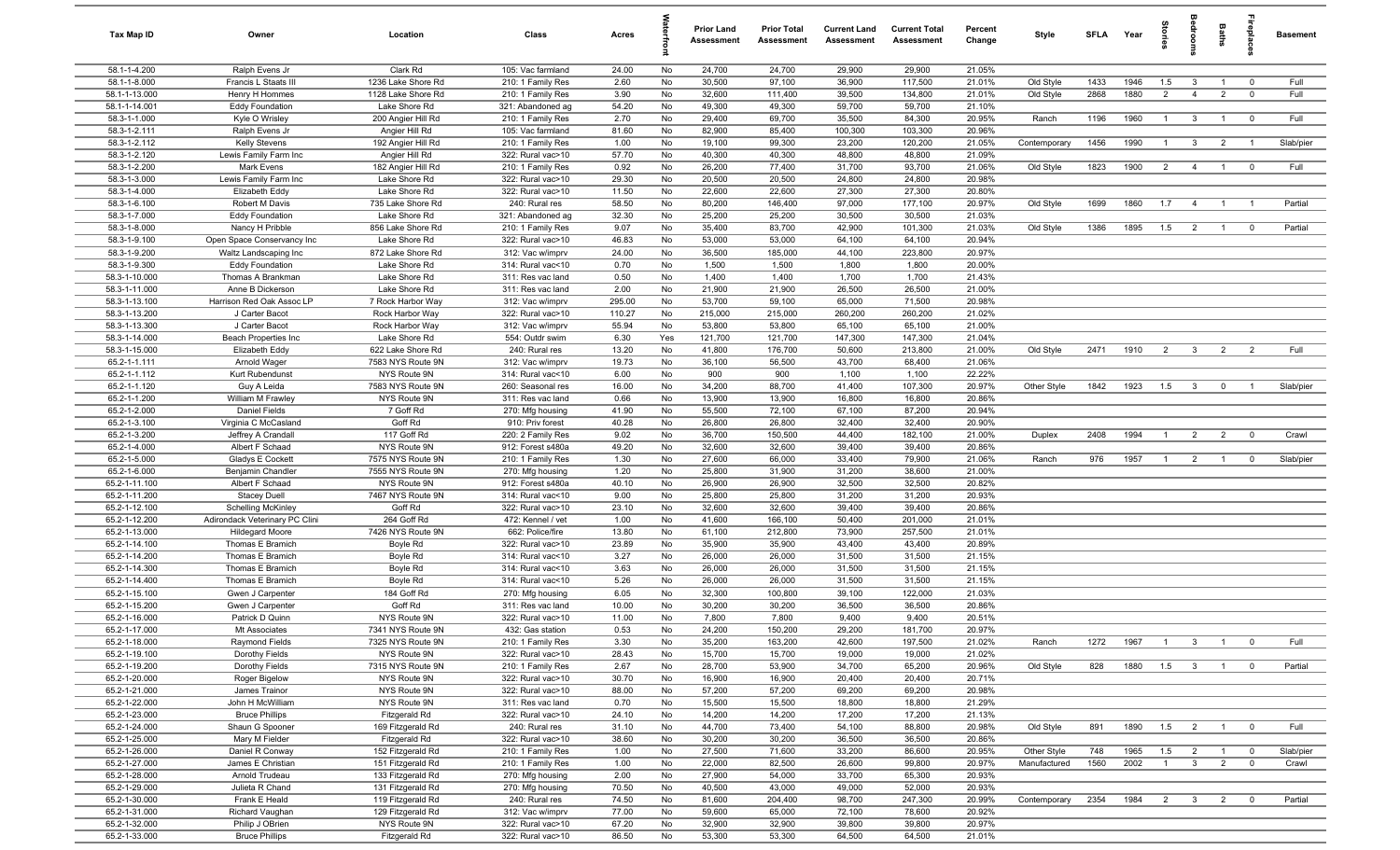| Tax Map ID | Owner | Location | Class | Acres | Waterfront | Prior Land Assessment | Prior Total Assessment | Current Land Assessment | Current Total Assessment | Percent Change | Style | SFLA | Year | Stories | Bedrooms | Baths | Fireplaces | Basement |
|---|---|---|---|---|---|---|---|---|---|---|---|---|---|---|---|---|---|---|
| 58.1-1-4.200 | Ralph Evens Jr | Clark Rd | 105: Vac farmland | 24.00 | No | 24,700 | 24,700 | 29,900 | 29,900 | 21.05% | | | | | | | | |
| 58.1-1-8.000 | Francis L Staats III | 1236 Lake Shore Rd | 210: 1 Family Res | 2.60 | No | 30,500 | 97,100 | 36,900 | 117,500 | 21.01% | Old Style | 1433 | 1946 | 1.5 | 3 | 1 | 0 | Full |
| 58.1-1-13.000 | Henry H Hommes | 1128 Lake Shore Rd | 210: 1 Family Res | 3.90 | No | 32,600 | 111,400 | 39,500 | 134,800 | 21.01% | Old Style | 2868 | 1880 | 2 | 4 | 2 | 0 | Full |
| 58.1-1-14.001 | Eddy Foundation | Lake Shore Rd | 321: Abandoned ag | 54.20 | No | 49,300 | 49,300 | 59,700 | 59,700 | 21.10% | | | | | | | | |
| 58.3-1-1.000 | Kyle O Wrisley | 200 Angier Hill Rd | 210: 1 Family Res | 2.70 | No | 29,400 | 69,700 | 35,500 | 84,300 | 20.95% | Ranch | 1196 | 1960 | 1 | 3 | 1 | 0 | Full |
| 58.3-1-2.111 | Ralph Evens Jr | Angier Hill Rd | 105: Vac farmland | 81.60 | No | 82,900 | 85,400 | 100,300 | 103,300 | 20.96% | | | | | | | | |
| 58.3-1-2.112 | Kelly Stevens | 192 Angier Hill Rd | 210: 1 Family Res | 1.00 | No | 19,100 | 99,300 | 23,200 | 120,200 | 21.05% | Contemporary | 1456 | 1990 | 1 | 3 | 2 | 1 | Slab/pier |
| 58.3-1-2.120 | Lewis Family Farm Inc | Angier Hill Rd | 322: Rural vac>10 | 57.70 | No | 40,300 | 40,300 | 48,800 | 48,800 | 21.09% | | | | | | | | |
| 58.3-1-2.200 | Mark Evens | 182 Angier Hill Rd | 210: 1 Family Res | 0.92 | No | 26,200 | 77,400 | 31,700 | 93,700 | 21.06% | Old Style | 1823 | 1900 | 2 | 4 | 1 | 0 | Full |
| 58.3-1-3.000 | Lewis Family Farm Inc | Lake Shore Rd | 322: Rural vac>10 | 29.30 | No | 20,500 | 20,500 | 24,800 | 24,800 | 20.98% | | | | | | | | |
| 58.3-1-4.000 | Elizabeth Eddy | Lake Shore Rd | 322: Rural vac>10 | 11.50 | No | 22,600 | 22,600 | 27,300 | 27,300 | 20.80% | | | | | | | | |
| 58.3-1-6.100 | Robert M Davis | 735 Lake Shore Rd | 240: Rural res | 58.50 | No | 80,200 | 146,400 | 97,000 | 177,100 | 20.97% | Old Style | 1699 | 1860 | 1.7 | 4 | 1 | 1 | Partial |
| 58.3-1-7.000 | Eddy Foundation | Lake Shore Rd | 321: Abandoned ag | 32.30 | No | 25,200 | 25,200 | 30,500 | 30,500 | 21.03% | | | | | | | | |
| 58.3-1-8.000 | Nancy H Pribble | 856 Lake Shore Rd | 210: 1 Family Res | 9.07 | No | 35,400 | 83,700 | 42,900 | 101,300 | 21.03% | Old Style | 1386 | 1895 | 1.5 | 2 | 1 | 0 | Partial |
| 58.3-1-9.100 | Open Space Conservancy Inc | Lake Shore Rd | 322: Rural vac>10 | 46.83 | No | 53,000 | 53,000 | 64,100 | 64,100 | 20.94% | | | | | | | | |
| 58.3-1-9.200 | Waltz Landscaping Inc | 872 Lake Shore Rd | 312: Vac w/imprv | 24.00 | No | 36,500 | 185,000 | 44,100 | 223,800 | 20.97% | | | | | | | | |
| 58.3-1-9.300 | Eddy Foundation | Lake Shore Rd | 314: Rural vac<10 | 0.70 | No | 1,500 | 1,500 | 1,800 | 1,800 | 20.00% | | | | | | | | |
| 58.3-1-10.000 | Thomas A Brankman | Lake Shore Rd | 311: Res vac land | 0.50 | No | 1,400 | 1,400 | 1,700 | 1,700 | 21.43% | | | | | | | | |
| 58.3-1-11.000 | Anne B Dickerson | Lake Shore Rd | 311: Res vac land | 2.00 | No | 21,900 | 21,900 | 26,500 | 26,500 | 21.00% | | | | | | | | |
| 58.3-1-13.100 | Harrison Red Oak Assoc LP | 7 Rock Harbor Way | 312: Vac w/imprv | 295.00 | No | 53,700 | 59,100 | 65,000 | 71,500 | 20.98% | | | | | | | | |
| 58.3-1-13.200 | J Carter Bacot | Rock Harbor Way | 322: Rural vac>10 | 110.27 | No | 215,000 | 215,000 | 260,200 | 260,200 | 21.02% | | | | | | | | |
| 58.3-1-13.300 | J Carter Bacot | Rock Harbor Way | 312: Vac w/imprv | 55.94 | No | 53,800 | 53,800 | 65,100 | 65,100 | 21.00% | | | | | | | | |
| 58.3-1-14.000 | Beach Properties Inc | Lake Shore Rd | 554: Outdr swim | 6.30 | Yes | 121,700 | 121,700 | 147,300 | 147,300 | 21.04% | | | | | | | | |
| 58.3-1-15.000 | Elizabeth Eddy | 622 Lake Shore Rd | 240: Rural res | 13.20 | No | 41,800 | 176,700 | 50,600 | 213,800 | 21.00% | Old Style | 2471 | 1910 | 2 | 3 | 2 | 2 | Full |
| 65.2-1-1.111 | Arnold Wager | 7583 NYS Route 9N | 312: Vac w/imprv | 19.73 | No | 36,100 | 56,500 | 43,700 | 68,400 | 21.06% | | | | | | | | |
| 65.2-1-1.112 | Kurt Rubendunst | NYS Route 9N | 314: Rural vac<10 | 6.00 | No | 900 | 900 | 1,100 | 1,100 | 22.22% | | | | | | | | |
| 65.2-1-1.120 | Guy A Leida | 7583 NYS Route 9N | 260: Seasonal res | 16.00 | No | 34,200 | 88,700 | 41,400 | 107,300 | 20.97% | Other Style | 1842 | 1923 | 1.5 | 3 | 0 | 1 | Slab/pier |
| 65.2-1-1.200 | William M Frawley | NYS Route 9N | 311: Res vac land | 0.66 | No | 13,900 | 13,900 | 16,800 | 16,800 | 20.86% | | | | | | | | |
| 65.2-1-2.000 | Daniel Fields | 7 Goff Rd | 270: Mfg housing | 41.90 | No | 55,500 | 72,100 | 67,100 | 87,200 | 20.94% | | | | | | | | |
| 65.2-1-3.100 | Virginia C McCasland | Goff Rd | 910: Priv forest | 40.28 | No | 26,800 | 26,800 | 32,400 | 32,400 | 20.90% | | | | | | | | |
| 65.2-1-3.200 | Jeffrey A Crandall | 117 Goff Rd | 220: 2 Family Res | 9.02 | No | 36,700 | 150,500 | 44,400 | 182,100 | 21.00% | Duplex | 2408 | 1994 | 1 | 2 | 2 | 0 | Crawl |
| 65.2-1-4.000 | Albert F Schaad | NYS Route 9N | 912: Forest s480a | 49.20 | No | 32,600 | 32,600 | 39,400 | 39,400 | 20.86% | | | | | | | | |
| 65.2-1-5.000 | Gladys E Cockett | 7575 NYS Route 9N | 210: 1 Family Res | 1.30 | No | 27,600 | 66,000 | 33,400 | 79,900 | 21.06% | Ranch | 976 | 1957 | 1 | 2 | 1 | 0 | Slab/pier |
| 65.2-1-6.000 | Benjamin Chandler | 7555 NYS Route 9N | 270: Mfg housing | 1.20 | No | 25,800 | 31,900 | 31,200 | 38,600 | 21.00% | | | | | | | | |
| 65.2-1-11.100 | Albert F Schaad | NYS Route 9N | 912: Forest s480a | 40.10 | No | 26,900 | 26,900 | 32,500 | 32,500 | 20.82% | | | | | | | | |
| 65.2-1-11.200 | Stacey Duell | 7467 NYS Route 9N | 314: Rural vac<10 | 9.00 | No | 25,800 | 25,800 | 31,200 | 31,200 | 20.93% | | | | | | | | |
| 65.2-1-12.100 | Schelling McKinley | Goff Rd | 322: Rural vac>10 | 23.10 | No | 32,600 | 32,600 | 39,400 | 39,400 | 20.86% | | | | | | | | |
| 65.2-1-12.200 | Adirondack Veterinary PC Clini | 264 Goff Rd | 472: Kennel / vet | 1.00 | No | 41,600 | 166,100 | 50,400 | 201,000 | 21.01% | | | | | | | | |
| 65.2-1-13.000 | Hildegard Moore | 7426 NYS Route 9N | 662: Police/fire | 13.80 | No | 61,100 | 212,800 | 73,900 | 257,500 | 21.01% | | | | | | | | |
| 65.2-1-14.100 | Thomas E Bramich | Boyle Rd | 322: Rural vac>10 | 23.89 | No | 35,900 | 35,900 | 43,400 | 43,400 | 20.89% | | | | | | | | |
| 65.2-1-14.200 | Thomas E Bramich | Boyle Rd | 314: Rural vac<10 | 3.27 | No | 26,000 | 26,000 | 31,500 | 31,500 | 21.15% | | | | | | | | |
| 65.2-1-14.300 | Thomas E Bramich | Boyle Rd | 314: Rural vac<10 | 3.63 | No | 26,000 | 26,000 | 31,500 | 31,500 | 21.15% | | | | | | | | |
| 65.2-1-14.400 | Thomas E Bramich | Boyle Rd | 314: Rural vac<10 | 5.26 | No | 26,000 | 26,000 | 31,500 | 31,500 | 21.15% | | | | | | | | |
| 65.2-1-15.100 | Gwen J Carpenter | 184 Goff Rd | 270: Mfg housing | 6.05 | No | 32,300 | 100,800 | 39,100 | 122,000 | 21.03% | | | | | | | | |
| 65.2-1-15.200 | Gwen J Carpenter | Goff Rd | 311: Res vac land | 10.00 | No | 30,200 | 30,200 | 36,500 | 36,500 | 20.86% | | | | | | | | |
| 65.2-1-16.000 | Patrick D Quinn | NYS Route 9N | 322: Rural vac>10 | 11.00 | No | 7,800 | 7,800 | 9,400 | 9,400 | 20.51% | | | | | | | | |
| 65.2-1-17.000 | Mt Associates | 7341 NYS Route 9N | 432: Gas station | 0.53 | No | 24,200 | 150,200 | 29,200 | 181,700 | 20.97% | | | | | | | | |
| 65.2-1-18.000 | Raymond Fields | 7325 NYS Route 9N | 210: 1 Family Res | 3.30 | No | 35,200 | 163,200 | 42,600 | 197,500 | 21.02% | Ranch | 1272 | 1967 | 1 | 3 | 1 | 0 | Full |
| 65.2-1-19.100 | Dorothy Fields | NYS Route 9N | 322: Rural vac>10 | 28.43 | No | 15,700 | 15,700 | 19,000 | 19,000 | 21.02% | | | | | | | | |
| 65.2-1-19.200 | Dorothy Fields | 7315 NYS Route 9N | 210: 1 Family Res | 2.67 | No | 28,700 | 53,900 | 34,700 | 65,200 | 20.96% | Old Style | 828 | 1880 | 1.5 | 3 | 1 | 0 | Partial |
| 65.2-1-20.000 | Roger Bigelow | NYS Route 9N | 322: Rural vac>10 | 30.70 | No | 16,900 | 16,900 | 20,400 | 20,400 | 20.71% | | | | | | | | |
| 65.2-1-21.000 | James Trainor | NYS Route 9N | 322: Rural vac>10 | 88.00 | No | 57,200 | 57,200 | 69,200 | 69,200 | 20.98% | | | | | | | | |
| 65.2-1-22.000 | John H McWilliam | NYS Route 9N | 311: Res vac land | 0.70 | No | 15,500 | 15,500 | 18,800 | 18,800 | 21.29% | | | | | | | | |
| 65.2-1-23.000 | Bruce Phillips | Fitzgerald Rd | 322: Rural vac>10 | 24.10 | No | 14,200 | 14,200 | 17,200 | 17,200 | 21.13% | | | | | | | | |
| 65.2-1-24.000 | Shaun G Spooner | 169 Fitzgerald Rd | 240: Rural res | 31.10 | No | 44,700 | 73,400 | 54,100 | 88,800 | 20.98% | Old Style | 891 | 1890 | 1.5 | 2 | 1 | 0 | Full |
| 65.2-1-25.000 | Mary M Fielder | Fitzgerald Rd | 322: Rural vac>10 | 38.60 | No | 30,200 | 30,200 | 36,500 | 36,500 | 20.86% | | | | | | | | |
| 65.2-1-26.000 | Daniel R Conway | 152 Fitzgerald Rd | 210: 1 Family Res | 1.00 | No | 27,500 | 71,600 | 33,200 | 86,600 | 20.95% | Other Style | 748 | 1965 | 1.5 | 2 | 1 | 0 | Slab/pier |
| 65.2-1-27.000 | James E Christian | 151 Fitzgerald Rd | 210: 1 Family Res | 1.00 | No | 22,000 | 82,500 | 26,600 | 99,800 | 20.97% | Manufactured | 1560 | 2002 | 1 | 3 | 2 | 0 | Crawl |
| 65.2-1-28.000 | Arnold Trudeau | 133 Fitzgerald Rd | 270: Mfg housing | 2.00 | No | 27,900 | 54,000 | 33,700 | 65,300 | 20.93% | | | | | | | | |
| 65.2-1-29.000 | Julieta R Chand | 131 Fitzgerald Rd | 270: Mfg housing | 70.50 | No | 40,500 | 43,000 | 49,000 | 52,000 | 20.93% | | | | | | | | |
| 65.2-1-30.000 | Frank E Heald | 119 Fitzgerald Rd | 240: Rural res | 74.50 | No | 81,600 | 204,400 | 98,700 | 247,300 | 20.99% | Contemporary | 2354 | 1984 | 2 | 3 | 2 | 0 | Partial |
| 65.2-1-31.000 | Richard Vaughan | 129 Fitzgerald Rd | 312: Vac w/imprv | 77.00 | No | 59,600 | 65,000 | 72,100 | 78,600 | 20.92% | | | | | | | | |
| 65.2-1-32.000 | Philip J OBrien | NYS Route 9N | 322: Rural vac>10 | 67.20 | No | 32,900 | 32,900 | 39,800 | 39,800 | 20.97% | | | | | | | | |
| 65.2-1-33.000 | Bruce Phillips | Fitzgerald Rd | 322: Rural vac>10 | 86.50 | No | 53,300 | 53,300 | 64,500 | 64,500 | 21.01% | | | | | | | | |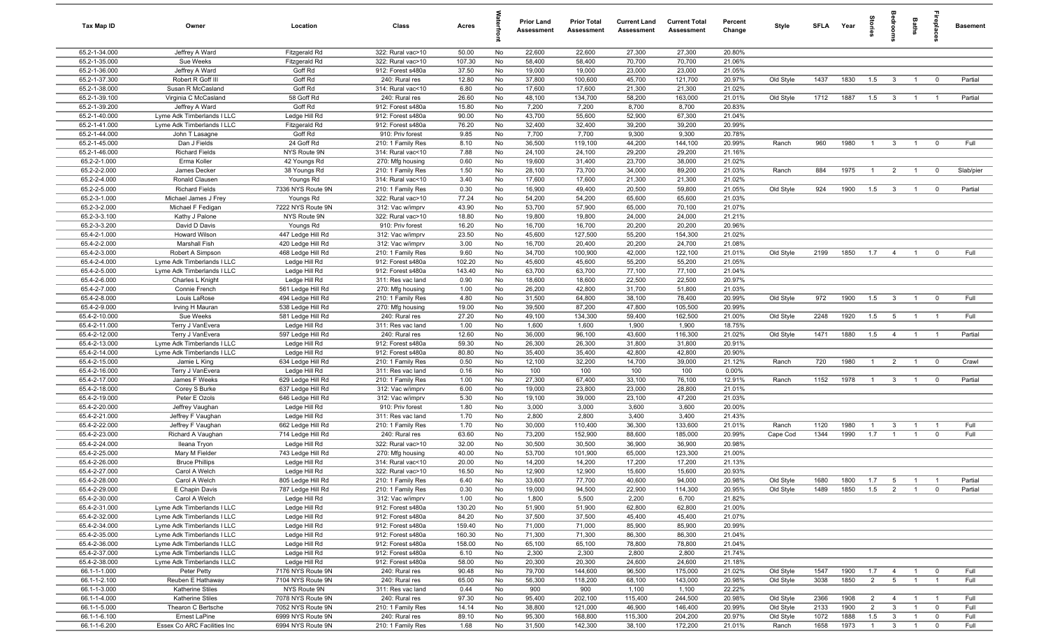| Tax Map ID | Owner | Location | Class | Acres | Waterfront | Prior Land Assessment | Prior Total Assessment | Current Land Assessment | Current Total Assessment | Percent Change | Style | SFLA | Year | Stories | Bedrooms | Baths | Fireplaces | Basement |
|---|---|---|---|---|---|---|---|---|---|---|---|---|---|---|---|---|---|---|
| 65.2-1-34.000 | Jeffrey A Ward | Fitzgerald Rd | 322: Rural vac>10 | 50.00 | No | 22,600 | 22,600 | 27,300 | 27,300 | 20.80% | | | | | | | | |
| 65.2-1-35.000 | Sue Weeks | Fitzgerald Rd | 322: Rural vac>10 | 107.30 | No | 58,400 | 58,400 | 70,700 | 70,700 | 21.06% | | | | | | | | |
| 65.2-1-36.000 | Jeffrey A Ward | Goff Rd | 912: Forest s480a | 37.50 | No | 19,000 | 19,000 | 23,000 | 23,000 | 21.05% | | | | | | | | |
| 65.2-1-37.300 | Robert R Goff III | Goff Rd | 240: Rural res | 12.80 | No | 37,800 | 100,600 | 45,700 | 121,700 | 20.97% | Old Style | 1437 | 1830 | 1.5 | 3 | 1 | 0 | Partial |
| 65.2-1-38.000 | Susan R McCasland | Goff Rd | 314: Rural vac<10 | 6.80 | No | 17,600 | 17,600 | 21,300 | 21,300 | 21.02% | | | | | | | | |
| 65.2-1-39.100 | Virginia C McCasland | 58 Goff Rd | 240: Rural res | 26.60 | No | 48,100 | 134,700 | 58,200 | 163,000 | 21.01% | Old Style | 1712 | 1887 | 1.5 | 3 | 1 | 1 | Partial |
| 65.2-1-39.200 | Jeffrey A Ward | Goff Rd | 912: Forest s480a | 15.80 | No | 7,200 | 7,200 | 8,700 | 8,700 | 20.83% | | | | | | | | |
| 65.2-1-40.000 | Lyme Adk Timberlands I LLC | Ledge Hill Rd | 912: Forest s480a | 90.00 | No | 43,700 | 55,600 | 52,900 | 67,300 | 21.04% | | | | | | | | |
| 65.2-1-41.000 | Lyme Adk Timberlands I LLC | Fitzgerald Rd | 912: Forest s480a | 76.20 | No | 32,400 | 32,400 | 39,200 | 39,200 | 20.99% | | | | | | | | |
| 65.2-1-44.000 | John T Lasagne | Goff Rd | 910: Priv forest | 9.85 | No | 7,700 | 7,700 | 9,300 | 9,300 | 20.78% | | | | | | | | |
| 65.2-1-45.000 | Dan J Fields | 24 Goff Rd | 210: 1 Family Res | 8.10 | No | 36,500 | 119,100 | 44,200 | 144,100 | 20.99% | Ranch | 960 | 1980 | 1 | 3 | 1 | 0 | Full |
| 65.2-1-46.000 | Richard Fields | NYS Route 9N | 314: Rural vac<10 | 7.88 | No | 24,100 | 24,100 | 29,200 | 29,200 | 21.16% | | | | | | | | |
| 65.2-2-1.000 | Erma Koller | 42 Youngs Rd | 270: Mfg housing | 0.60 | No | 19,600 | 31,400 | 23,700 | 38,000 | 21.02% | | | | | | | | |
| 65.2-2-2.000 | James Decker | 38 Youngs Rd | 210: 1 Family Res | 1.50 | No | 28,100 | 73,700 | 34,000 | 89,200 | 21.03% | Ranch | 884 | 1975 | 1 | 2 | 1 | 0 | Slab/pier |
| 65.2-2-4.000 | Ronald Clausen | Youngs Rd | 314: Rural vac<10 | 3.40 | No | 17,600 | 17,600 | 21,300 | 21,300 | 21.02% | | | | | | | | |
| 65.2-2-5.000 | Richard Fields | 7336 NYS Route 9N | 210: 1 Family Res | 0.30 | No | 16,900 | 49,400 | 20,500 | 59,800 | 21.05% | Old Style | 924 | 1900 | 1.5 | 3 | 1 | 0 | Partial |
| 65.2-3-1.000 | Michael James J Frey | Youngs Rd | 322: Rural vac>10 | 77.24 | No | 54,200 | 54,200 | 65,600 | 65,600 | 21.03% | | | | | | | | |
| 65.2-3-2.000 | Michael F Fedigan | 7222 NYS Route 9N | 312: Vac w/imprv | 43.90 | No | 53,700 | 57,900 | 65,000 | 70,100 | 21.07% | | | | | | | | |
| 65.2-3-3.100 | Kathy J Palone | NYS Route 9N | 322: Rural vac>10 | 18.80 | No | 19,800 | 19,800 | 24,000 | 24,000 | 21.21% | | | | | | | | |
| 65.2-3-3.200 | David D Davis | Youngs Rd | 910: Priv forest | 16.20 | No | 16,700 | 16,700 | 20,200 | 20,200 | 20.96% | | | | | | | | |
| 65.4-2-1.000 | Howard Wilson | 447 Ledge Hill Rd | 312: Vac w/imprv | 23.50 | No | 45,600 | 127,500 | 55,200 | 154,300 | 21.02% | | | | | | | | |
| 65.4-2-2.000 | Marshall Fish | 420 Ledge Hill Rd | 312: Vac w/imprv | 3.00 | No | 16,700 | 20,400 | 20,200 | 24,700 | 21.08% | | | | | | | | |
| 65.4-2-3.000 | Robert A Simpson | 468 Ledge Hill Rd | 210: 1 Family Res | 9.60 | No | 34,700 | 100,900 | 42,000 | 122,100 | 21.01% | Old Style | 2199 | 1850 | 1.7 | 4 | 1 | 0 | Full |
| 65.4-2-4.000 | Lyme Adk Timberlands I LLC | Ledge Hill Rd | 912: Forest s480a | 102.20 | No | 45,600 | 45,600 | 55,200 | 55,200 | 21.05% | | | | | | | | |
| 65.4-2-5.000 | Lyme Adk Timberlands I LLC | Ledge Hill Rd | 912: Forest s480a | 143.40 | No | 63,700 | 63,700 | 77,100 | 77,100 | 21.04% | | | | | | | | |
| 65.4-2-6.000 | Charles L Knight | Ledge Hill Rd | 311: Res vac land | 0.90 | No | 18,600 | 18,600 | 22,500 | 22,500 | 20.97% | | | | | | | | |
| 65.4-2-7.000 | Connie French | 561 Ledge Hill Rd | 270: Mfg housing | 1.00 | No | 26,200 | 42,800 | 31,700 | 51,800 | 21.03% | | | | | | | | |
| 65.4-2-8.000 | Louis LaRose | 494 Ledge Hill Rd | 210: 1 Family Res | 4.80 | No | 31,500 | 64,800 | 38,100 | 78,400 | 20.99% | Old Style | 972 | 1900 | 1.5 | 3 | 1 | 0 | Full |
| 65.4-2-9.000 | Irving H Mauran | 538 Ledge Hill Rd | 270: Mfg housing | 19.00 | No | 39,500 | 87,200 | 47,800 | 105,500 | 20.99% | | | | | | | | |
| 65.4-2-10.000 | Sue Weeks | 581 Ledge Hill Rd | 240: Rural res | 27.20 | No | 49,100 | 134,300 | 59,400 | 162,500 | 21.00% | Old Style | 2248 | 1920 | 1.5 | 5 | 1 | 1 | Full |
| 65.4-2-11.000 | Terry J VanEvera | Ledge Hill Rd | 311: Res vac land | 1.00 | No | 1,600 | 1,600 | 1,900 | 1,900 | 18.75% | | | | | | | | |
| 65.4-2-12.000 | Terry J VanEvera | 597 Ledge Hill Rd | 240: Rural res | 12.60 | No | 36,000 | 96,100 | 43,600 | 116,300 | 21.02% | Old Style | 1471 | 1880 | 1.5 | 4 | 1 | 1 | Partial |
| 65.4-2-13.000 | Lyme Adk Timberlands I LLC | Ledge Hill Rd | 912: Forest s480a | 59.30 | No | 26,300 | 26,300 | 31,800 | 31,800 | 20.91% | | | | | | | | |
| 65.4-2-14.000 | Lyme Adk Timberlands I LLC | Ledge Hill Rd | 912: Forest s480a | 80.80 | No | 35,400 | 35,400 | 42,800 | 42,800 | 20.90% | | | | | | | | |
| 65.4-2-15.000 | Jamie L King | 634 Ledge Hill Rd | 210: 1 Family Res | 0.50 | No | 12,100 | 32,200 | 14,700 | 39,000 | 21.12% | Ranch | 720 | 1980 | 1 | 2 | 1 | 0 | Crawl |
| 65.4-2-16.000 | Terry J VanEvera | Ledge Hill Rd | 311: Res vac land | 0.16 | No | 100 | 100 | 100 | 100 | 0.00% | | | | | | | | |
| 65.4-2-17.000 | James F Weeks | 629 Ledge Hill Rd | 210: 1 Family Res | 1.00 | No | 27,300 | 67,400 | 33,100 | 76,100 | 12.91% | Ranch | 1152 | 1978 | 1 | 3 | 1 | 0 | Partial |
| 65.4-2-18.000 | Corey S Burke | 637 Ledge Hill Rd | 312: Vac w/imprv | 6.00 | No | 19,000 | 23,800 | 23,000 | 28,800 | 21.01% | | | | | | | | |
| 65.4-2-19.000 | Peter E Ozols | 646 Ledge Hill Rd | 312: Vac w/imprv | 5.30 | No | 19,100 | 39,000 | 23,100 | 47,200 | 21.03% | | | | | | | | |
| 65.4-2-20.000 | Jeffrey Vaughan | Ledge Hill Rd | 910: Priv forest | 1.80 | No | 3,000 | 3,000 | 3,600 | 3,600 | 20.00% | | | | | | | | |
| 65.4-2-21.000 | Jeffrey F Vaughan | Ledge Hill Rd | 311: Res vac land | 1.70 | No | 2,800 | 2,800 | 3,400 | 3,400 | 21.43% | | | | | | | | |
| 65.4-2-22.000 | Jeffrey F Vaughan | 662 Ledge Hill Rd | 210: 1 Family Res | 1.70 | No | 30,000 | 110,400 | 36,300 | 133,600 | 21.01% | Ranch | 1120 | 1980 | 1 | 3 | 1 | 1 | Full |
| 65.4-2-23.000 | Richard A Vaughan | 714 Ledge Hill Rd | 240: Rural res | 63.60 | No | 73,200 | 152,900 | 88,600 | 185,000 | 20.99% | Cape Cod | 1344 | 1990 | 1.7 | 1 | 1 | 0 | Full |
| 65.4-2-24.000 | Ileana Tryon | Ledge Hill Rd | 322: Rural vac>10 | 32.00 | No | 30,500 | 30,500 | 36,900 | 36,900 | 20.98% | | | | | | | | |
| 65.4-2-25.000 | Mary M Fielder | 743 Ledge Hill Rd | 270: Mfg housing | 40.00 | No | 53,700 | 101,900 | 65,000 | 123,300 | 21.00% | | | | | | | | |
| 65.4-2-26.000 | Bruce Phillips | Ledge Hill Rd | 314: Rural vac<10 | 20.00 | No | 14,200 | 14,200 | 17,200 | 17,200 | 21.13% | | | | | | | | |
| 65.4-2-27.000 | Carol A Welch | Ledge Hill Rd | 322: Rural vac>10 | 16.50 | No | 12,900 | 12,900 | 15,600 | 15,600 | 20.93% | | | | | | | | |
| 65.4-2-28.000 | Carol A Welch | 805 Ledge Hill Rd | 210: 1 Family Res | 6.40 | No | 33,600 | 77,700 | 40,600 | 94,000 | 20.98% | Old Style | 1680 | 1800 | 1.7 | 5 | 1 | 1 | Partial |
| 65.4-2-29.000 | E Chapin Davis | 787 Ledge Hill Rd | 210: 1 Family Res | 0.30 | No | 19,000 | 94,500 | 22,900 | 114,300 | 20.95% | Old Style | 1489 | 1850 | 1.5 | 2 | 1 | 0 | Partial |
| 65.4-2-30.000 | Carol A Welch | Ledge Hill Rd | 312: Vac w/imprv | 1.00 | No | 1,800 | 5,500 | 2,200 | 6,700 | 21.82% | | | | | | | | |
| 65.4-2-31.000 | Lyme Adk Timberlands I LLC | Ledge Hill Rd | 912: Forest s480a | 130.20 | No | 51,900 | 51,900 | 62,800 | 62,800 | 21.00% | | | | | | | | |
| 65.4-2-32.000 | Lyme Adk Timberlands I LLC | Ledge Hill Rd | 912: Forest s480a | 84.20 | No | 37,500 | 37,500 | 45,400 | 45,400 | 21.07% | | | | | | | | |
| 65.4-2-34.000 | Lyme Adk Timberlands I LLC | Ledge Hill Rd | 912: Forest s480a | 159.40 | No | 71,000 | 71,000 | 85,900 | 85,900 | 20.99% | | | | | | | | |
| 65.4-2-35.000 | Lyme Adk Timberlands I LLC | Ledge Hill Rd | 912: Forest s480a | 160.30 | No | 71,300 | 71,300 | 86,300 | 86,300 | 21.04% | | | | | | | | |
| 65.4-2-36.000 | Lyme Adk Timberlands I LLC | Ledge Hill Rd | 912: Forest s480a | 158.00 | No | 65,100 | 65,100 | 78,800 | 78,800 | 21.04% | | | | | | | | |
| 65.4-2-37.000 | Lyme Adk Timberlands I LLC | Ledge Hill Rd | 912: Forest s480a | 6.10 | No | 2,300 | 2,300 | 2,800 | 2,800 | 21.74% | | | | | | | | |
| 65.4-2-38.000 | Lyme Adk Timberlands I LLC | Ledge Hill Rd | 912: Forest s480a | 58.00 | No | 20,300 | 20,300 | 24,600 | 24,600 | 21.18% | | | | | | | | |
| 66.1-1-1.000 | Peter Petty | 7176 NYS Route 9N | 240: Rural res | 90.48 | No | 79,700 | 144,600 | 96,500 | 175,000 | 21.02% | Old Style | 1547 | 1900 | 1.7 | 4 | 1 | 0 | Full |
| 66.1-1-2.100 | Reuben E Hathaway | 7104 NYS Route 9N | 240: Rural res | 65.00 | No | 56,300 | 118,200 | 68,100 | 143,000 | 20.98% | Old Style | 3038 | 1850 | 2 | 5 | 1 | 1 | Full |
| 66.1-1-3.000 | Katherine Stiles | NYS Route 9N | 311: Res vac land | 0.44 | No | 900 | 900 | 1,100 | 1,100 | 22.22% | | | | | | | | |
| 66.1-1-4.000 | Katherine Stiles | 7078 NYS Route 9N | 240: Rural res | 97.30 | No | 95,400 | 202,100 | 115,400 | 244,500 | 20.98% | Old Style | 2366 | 1908 | 2 | 4 | 1 | 1 | Full |
| 66.1-1-5.000 | Thearon C Bertsche | 7052 NYS Route 9N | 210: 1 Family Res | 14.14 | No | 38,800 | 121,000 | 46,900 | 146,400 | 20.99% | Old Style | 2133 | 1900 | 2 | 3 | 1 | 0 | Full |
| 66.1-1-6.100 | Ernest LaPine | 6999 NYS Route 9N | 240: Rural res | 89.10 | No | 95,300 | 168,800 | 115,300 | 204,200 | 20.97% | Old Style | 1072 | 1888 | 1.5 | 3 | 1 | 0 | Full |
| 66.1-1-6.200 | Essex Co ARC Facilities Inc | 6994 NYS Route 9N | 210: 1 Family Res | 1.68 | No | 31,500 | 142,300 | 38,100 | 172,200 | 21.01% | Ranch | 1658 | 1973 | 1 | 3 | 1 | 0 | Full |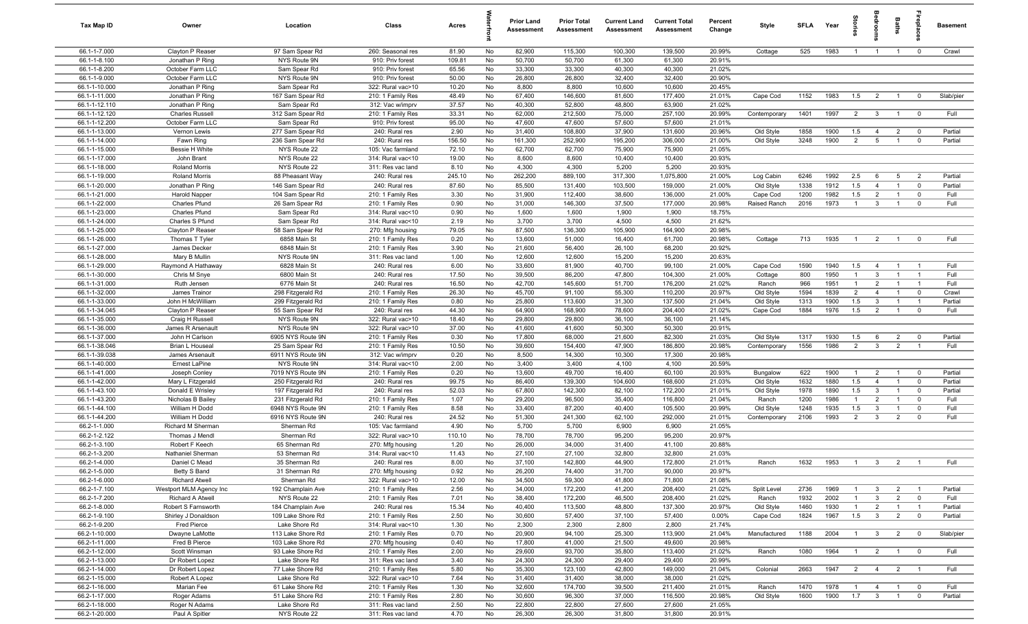| Tax Map ID | Owner | Location | Class | Acres | Waterfront | Prior Land Assessment | Prior Total Assessment | Current Land Assessment | Current Total Assessment | Percent Change | Style | SFLA | Year | Stories | Bedrooms | Baths | Fireplaces | Basement |
|---|---|---|---|---|---|---|---|---|---|---|---|---|---|---|---|---|---|---|
| 66.1-1-7.000 | Clayton P Reaser | 97 Sam Spear Rd | 260: Seasonal res | 81.90 | No | 82,900 | 115,300 | 100,300 | 139,500 | 20.99% | Cottage | 525 | 1983 | 1 | 1 | 1 | 0 | Crawl |
| 66.1-1-8.100 | Jonathan P Ring | NYS Route 9N | 910: Priv forest | 109.81 | No | 50,700 | 50,700 | 61,300 | 61,300 | 20.91% | | | | | | | | |
| 66.1-1-8.200 | October Farm LLC | Sam Spear Rd | 910: Priv forest | 65.56 | No | 33,300 | 33,300 | 40,300 | 40,300 | 21.02% | | | | | | | | |
| 66.1-1-9.000 | October Farm LLC | NYS Route 9N | 910: Priv forest | 50.00 | No | 26,800 | 26,800 | 32,400 | 32,400 | 20.90% | | | | | | | | |
| 66.1-1-10.000 | Jonathan P Ring | Sam Spear Rd | 322: Rural vac>10 | 10.20 | No | 8,800 | 8,800 | 10,600 | 10,600 | 20.45% | | | | | | | | |
| 66.1-1-11.000 | Jonathan P Ring | 167 Sam Spear Rd | 210: 1 Family Res | 48.49 | No | 67,400 | 146,600 | 81,600 | 177,400 | 21.01% | Cape Cod | 1152 | 1983 | 1.5 | 2 | 1 | 0 | Slab/pier |
| 66.1-1-12.110 | Jonathan P Ring | Sam Spear Rd | 312: Vac w/imprv | 37.57 | No | 40,300 | 52,800 | 48,800 | 63,900 | 21.02% | | | | | | | | |
| 66.1-1-12.120 | Charles Russell | 312 Sam Spear Rd | 210: 1 Family Res | 33.31 | No | 62,000 | 212,500 | 75,000 | 257,100 | 20.99% | Contemporary | 1401 | 1997 | 2 | 3 | 1 | 0 | Full |
| 66.1-1-12.200 | October Farm LLC | Sam Spear Rd | 910: Priv forest | 95.00 | No | 47,600 | 47,600 | 57,600 | 57,600 | 21.01% | | | | | | | | |
| 66.1-1-13.000 | Vernon Lewis | 277 Sam Spear Rd | 240: Rural res | 2.90 | No | 31,400 | 108,800 | 37,900 | 131,600 | 20.96% | Old Style | 1858 | 1900 | 1.5 | 4 | 2 | 0 | Partial |
| 66.1-1-14.000 | Fawn Ring | 236 Sam Spear Rd | 240: Rural res | 156.50 | No | 161,300 | 252,900 | 195,200 | 306,000 | 21.00% | Old Style | 3248 | 1900 | 2 | 5 | 1 | 0 | Partial |
| 66.1-1-15.000 | Bessie H White | NYS Route 22 | 105: Vac farmland | 72.10 | No | 62,700 | 62,700 | 75,900 | 75,900 | 21.05% | | | | | | | | |
| 66.1-1-17.000 | John Brant | NYS Route 22 | 314: Rural vac<10 | 19.00 | No | 8,600 | 8,600 | 10,400 | 10,400 | 20.93% | | | | | | | | |
| 66.1-1-18.000 | Roland Morris | NYS Route 22 | 311: Res vac land | 8.10 | No | 4,300 | 4,300 | 5,200 | 5,200 | 20.93% | | | | | | | | |
| 66.1-1-19.000 | Roland Morris | 88 Pheasant Way | 240: Rural res | 245.10 | No | 262,200 | 889,100 | 317,300 | 1,075,800 | 21.00% | Log Cabin | 6246 | 1992 | 2.5 | 6 | 5 | 2 | Partial |
| 66.1-1-20.000 | Jonathan P Ring | 146 Sam Spear Rd | 240: Rural res | 87.60 | No | 85,500 | 131,400 | 103,500 | 159,000 | 21.00% | Old Style | 1338 | 1912 | 1.5 | 4 | 1 | 0 | Partial |
| 66.1-1-21.000 | Harold Napper | 104 Sam Spear Rd | 210: 1 Family Res | 3.30 | No | 31,900 | 112,400 | 38,600 | 136,000 | 21.00% | Cape Cod | 1200 | 1982 | 1.5 | 2 | 1 | 0 | Full |
| 66.1-1-22.000 | Charles Pfund | 26 Sam Spear Rd | 210: 1 Family Res | 0.90 | No | 31,000 | 146,300 | 37,500 | 177,000 | 20.98% | Raised Ranch | 2016 | 1973 | 1 | 3 | 1 | 0 | Full |
| 66.1-1-23.000 | Charles Pfund | Sam Spear Rd | 314: Rural vac<10 | 0.90 | No | 1,600 | 1,600 | 1,900 | 1,900 | 18.75% | | | | | | | | |
| 66.1-1-24.000 | Charles S Pfund | Sam Spear Rd | 314: Rural vac<10 | 2.19 | No | 3,700 | 3,700 | 4,500 | 4,500 | 21.62% | | | | | | | | |
| 66.1-1-25.000 | Clayton P Reaser | 58 Sam Spear Rd | 270: Mfg housing | 79.05 | No | 87,500 | 136,300 | 105,900 | 164,900 | 20.98% | | | | | | | | |
| 66.1-1-26.000 | Thomas T Tyler | 6858 Main St | 210: 1 Family Res | 0.20 | No | 13,600 | 51,000 | 16,400 | 61,700 | 20.98% | Cottage | 713 | 1935 | 1 | 2 | 1 | 0 | Full |
| 66.1-1-27.000 | James Decker | 6848 Main St | 210: 1 Family Res | 3.90 | No | 21,600 | 56,400 | 26,100 | 68,200 | 20.92% | | | | | | | | |
| 66.1-1-28.000 | Mary B Mullin | NYS Route 9N | 311: Res vac land | 1.00 | No | 12,600 | 12,600 | 15,200 | 15,200 | 20.63% | | | | | | | | |
| 66.1-1-29.000 | Raymond A Hathaway | 6828 Main St | 240: Rural res | 6.00 | No | 33,600 | 81,900 | 40,700 | 99,100 | 21.00% | Cape Cod | 1590 | 1940 | 1.5 | 4 | 1 | 1 | Full |
| 66.1-1-30.000 | Chris M Snye | 6800 Main St | 240: Rural res | 17.50 | No | 39,500 | 86,200 | 47,800 | 104,300 | 21.00% | Cottage | 800 | 1950 | 1 | 3 | 1 | 1 | Full |
| 66.1-1-31.000 | Ruth Jensen | 6776 Main St | 240: Rural res | 16.50 | No | 42,700 | 145,600 | 51,700 | 176,200 | 21.02% | Ranch | 966 | 1951 | 1 | 2 | 1 | 1 | Full |
| 66.1-1-32.000 | James Trainor | 298 Fitzgerald Rd | 210: 1 Family Res | 26.30 | No | 45,700 | 91,100 | 55,300 | 110,200 | 20.97% | Old Style | 1594 | 1839 | 2 | 4 | 1 | 0 | Crawl |
| 66.1-1-33.000 | John H McWilliam | 299 Fitzgerald Rd | 210: 1 Family Res | 0.80 | No | 25,800 | 113,600 | 31,300 | 137,500 | 21.04% | Old Style | 1313 | 1900 | 1.5 | 3 | 1 | 1 | Partial |
| 66.1-1-34.045 | Clayton P Reaser | 55 Sam Spear Rd | 240: Rural res | 44.30 | No | 64,900 | 168,900 | 78,600 | 204,400 | 21.02% | Cape Cod | 1884 | 1976 | 1.5 | 2 | 1 | 0 | Full |
| 66.1-1-35.000 | Craig H Russell | NYS Route 9N | 322: Rural vac>10 | 18.40 | No | 29,800 | 29,800 | 36,100 | 36,100 | 21.14% | | | | | | | | |
| 66.1-1-36.000 | James R Arsenault | NYS Route 9N | 322: Rural vac>10 | 37.00 | No | 41,600 | 41,600 | 50,300 | 50,300 | 20.91% | | | | | | | | |
| 66.1-1-37.000 | John H Carlson | 6905 NYS Route 9N | 210: 1 Family Res | 0.30 | No | 17,800 | 68,000 | 21,600 | 82,300 | 21.03% | Old Style | 1317 | 1930 | 1.5 | 6 | 2 | 0 | Partial |
| 66.1-1-38.046 | Brian L Houseal | 25 Sam Spear Rd | 210: 1 Family Res | 10.50 | No | 39,600 | 154,400 | 47,900 | 186,800 | 20.98% | Contemporary | 1556 | 1986 | 2 | 3 | 2 | 1 | Full |
| 66.1-1-39.038 | James Arsenault | 6911 NYS Route 9N | 312: Vac w/imprv | 0.20 | No | 8,500 | 14,300 | 10,300 | 17,300 | 20.98% | | | | | | | | |
| 66.1-1-40.000 | Ernest LaPine | NYS Route 9N | 314: Rural vac<10 | 2.00 | No | 3,400 | 3,400 | 4,100 | 4,100 | 20.59% | | | | | | | | |
| 66.1-1-41.000 | Joseph Conley | 7019 NYS Route 9N | 210: 1 Family Res | 0.20 | No | 13,600 | 49,700 | 16,400 | 60,100 | 20.93% | Bungalow | 622 | 1900 | 1 | 2 | 1 | 0 | Partial |
| 66.1-1-42.000 | Mary L Fitzgerald | 250 Fitzgerald Rd | 240: Rural res | 99.75 | No | 86,400 | 139,300 | 104,600 | 168,600 | 21.03% | Old Style | 1632 | 1880 | 1.5 | 4 | 1 | 0 | Partial |
| 66.1-1-43.100 | Donald E Wrisley | 197 Fitzgerald Rd | 240: Rural res | 52.03 | No | 67,800 | 142,300 | 82,100 | 172,200 | 21.01% | Old Style | 1978 | 1890 | 1.5 | 3 | 1 | 0 | Partial |
| 66.1-1-43.200 | Nicholas B Bailey | 231 Fitzgerald Rd | 210: 1 Family Res | 1.07 | No | 29,200 | 96,500 | 35,400 | 116,800 | 21.04% | Ranch | 1200 | 1986 | 1 | 2 | 1 | 0 | Full |
| 66.1-1-44.100 | William H Dodd | 6948 NYS Route 9N | 210: 1 Family Res | 8.58 | No | 33,400 | 87,200 | 40,400 | 105,500 | 20.99% | Old Style | 1248 | 1935 | 1.5 | 3 | 1 | 0 | Full |
| 66.1-1-44.200 | William H Dodd | 6916 NYS Route 9N | 240: Rural res | 24.52 | No | 51,300 | 241,300 | 62,100 | 292,000 | 21.01% | Contemporary | 2106 | 1993 | 2 | 3 | 2 | 0 | Full |
| 66.2-1-1.000 | Richard M Sherman | Sherman Rd | 105: Vac farmland | 4.90 | No | 5,700 | 5,700 | 6,900 | 6,900 | 21.05% | | | | | | | | |
| 66.2-1-2.122 | Thomas J Mendl | Sherman Rd | 322: Rural vac>10 | 110.10 | No | 78,700 | 78,700 | 95,200 | 95,200 | 20.97% | | | | | | | | |
| 66.2-1-3.100 | Robert F Keech | 65 Sherman Rd | 270: Mfg housing | 1.20 | No | 26,000 | 34,000 | 31,400 | 41,100 | 20.88% | | | | | | | | |
| 66.2-1-3.200 | Nathaniel Sherman | 53 Sherman Rd | 314: Rural vac<10 | 11.43 | No | 27,100 | 27,100 | 32,800 | 32,800 | 21.03% | | | | | | | | |
| 66.2-1-4.000 | Daniel C Mead | 35 Sherman Rd | 240: Rural res | 8.00 | No | 37,100 | 142,800 | 44,900 | 172,800 | 21.01% | Ranch | 1632 | 1953 | 1 | 3 | 2 | 1 | Full |
| 66.2-1-5.000 | Betty S Band | 31 Sherman Rd | 270: Mfg housing | 0.92 | No | 26,200 | 74,400 | 31,700 | 90,000 | 20.97% | | | | | | | | |
| 66.2-1-6.000 | Richard Atwell | Sherman Rd | 322: Rural vac>10 | 12.00 | No | 34,500 | 59,300 | 41,800 | 71,800 | 21.08% | | | | | | | | |
| 66.2-1-7.100 | Westport MLM Agency Inc | 192 Champlain Ave | 210: 1 Family Res | 2.56 | No | 34,000 | 172,200 | 41,200 | 208,400 | 21.02% | Split Level | 2736 | 1969 | 1 | 3 | 2 | 1 | Partial |
| 66.2-1-7.200 | Richard A Atwell | NYS Route 22 | 210: 1 Family Res | 7.01 | No | 38,400 | 172,200 | 46,500 | 208,400 | 21.02% | Ranch | 1932 | 2002 | 1 | 3 | 2 | 0 | Full |
| 66.2-1-8.000 | Robert S Farnsworth | 184 Champlain Ave | 240: Rural res | 15.34 | No | 40,400 | 113,500 | 48,800 | 137,300 | 20.97% | Old Style | 1460 | 1930 | 1 | 2 | 1 | 1 | Partial |
| 66.2-1-9.100 | Shirley J Donaldson | 109 Lake Shore Rd | 210: 1 Family Res | 2.50 | No | 30,600 | 57,400 | 37,100 | 57,400 | 0.00% | Cape Cod | 1824 | 1967 | 1.5 | 3 | 2 | 0 | Partial |
| 66.2-1-9.200 | Fred Pierce | Lake Shore Rd | 314: Rural vac<10 | 1.30 | No | 2,300 | 2,300 | 2,800 | 2,800 | 21.74% | | | | | | | | |
| 66.2-1-10.000 | Dwayne LaMotte | 113 Lake Shore Rd | 210: 1 Family Res | 0.70 | No | 20,900 | 94,100 | 25,300 | 113,900 | 21.04% | Manufactured | 1188 | 2004 | 1 | 3 | 2 | 0 | Slab/pier |
| 66.2-1-11.000 | Fred B Pierce | 103 Lake Shore Rd | 270: Mfg housing | 0.40 | No | 17,800 | 41,000 | 21,500 | 49,600 | 20.98% | | | | | | | | |
| 66.2-1-12.000 | Scott Winsman | 93 Lake Shore Rd | 210: 1 Family Res | 2.00 | No | 29,600 | 93,700 | 35,800 | 113,400 | 21.02% | Ranch | 1080 | 1964 | 1 | 2 | 1 | 0 | Full |
| 66.2-1-13.000 | Dr Robert Lopez | Lake Shore Rd | 311: Res vac land | 3.40 | No | 24,300 | 24,300 | 29,400 | 29,400 | 20.99% | | | | | | | | |
| 66.2-1-14.000 | Dr Robert Lopez | 77 Lake Shore Rd | 210: 1 Family Res | 5.80 | No | 35,300 | 123,100 | 42,800 | 149,000 | 21.04% | Colonial | 2663 | 1947 | 2 | 4 | 2 | 1 | Full |
| 66.2-1-15.000 | Robert A Lopez | Lake Shore Rd | 322: Rural vac>10 | 7.64 | No | 31,400 | 31,400 | 38,000 | 38,000 | 21.02% | | | | | | | | |
| 66.2-1-16.000 | Marian Fee | 61 Lake Shore Rd | 210: 1 Family Res | 1.30 | No | 32,600 | 174,700 | 39,500 | 211,400 | 21.01% | Ranch | 1470 | 1978 | 1 | 4 | 1 | 0 | Full |
| 66.2-1-17.000 | Roger Adams | 51 Lake Shore Rd | 210: 1 Family Res | 2.80 | No | 30,600 | 96,300 | 37,000 | 116,500 | 20.98% | Old Style | 1600 | 1900 | 1.7 | 3 | 1 | 0 | Partial |
| 66.2-1-18.000 | Roger N Adams | Lake Shore Rd | 311: Res vac land | 2.50 | No | 22,800 | 22,800 | 27,600 | 27,600 | 21.05% | | | | | | | | |
| 66.2-1-20.000 | Paul A Spitler | NYS Route 22 | 311: Res vac land | 4.70 | No | 26,300 | 26,300 | 31,800 | 31,800 | 20.91% | | | | | | | | |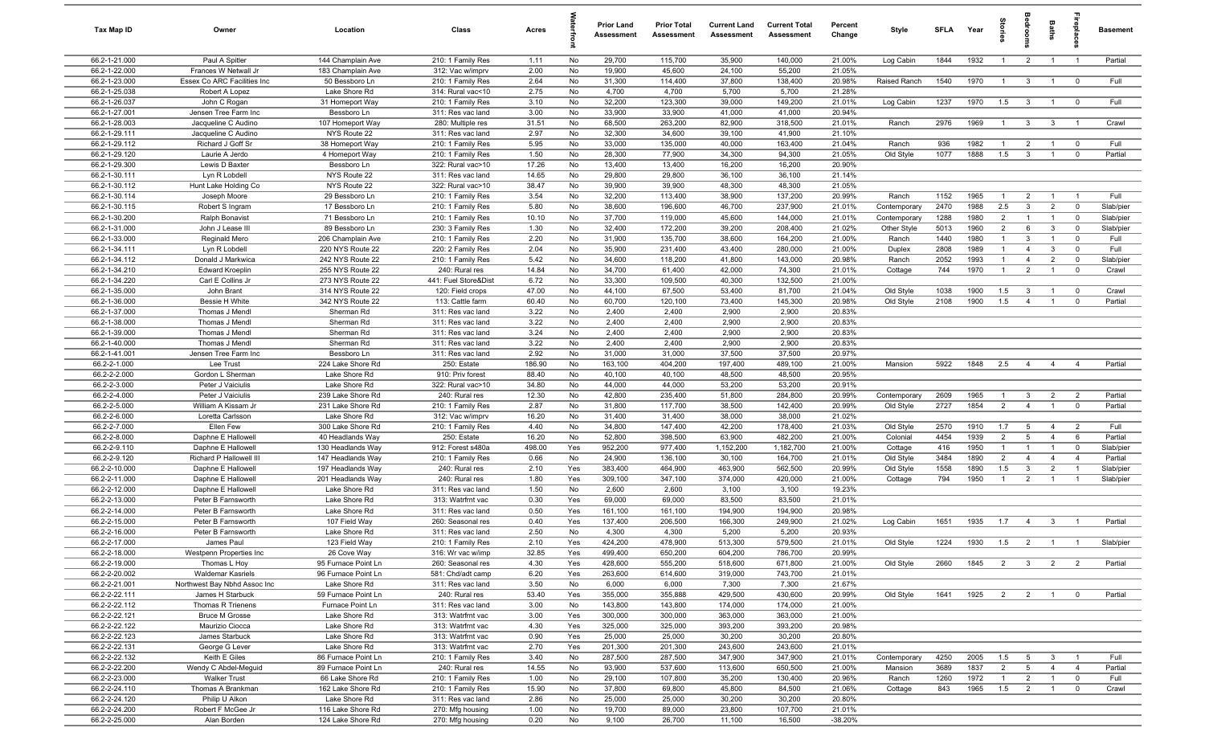| Tax Map ID | Owner | Location | Class | Acres | Waterfront | Prior Land Assessment | Prior Total Assessment | Current Land Assessment | Current Total Assessment | Percent Change | Style | SFLA | Year | Stories | Bedrooms | Baths | Fireplaces | Basement |
|---|---|---|---|---|---|---|---|---|---|---|---|---|---|---|---|---|---|---|
| 66.2-1-21.000 | Paul A Spitler | 144 Champlain Ave | 210: 1 Family Res | 1.11 | No | 29,700 | 115,700 | 35,900 | 140,000 | 21.00% | Log Cabin | 1844 | 1932 | 1 | 2 | 1 | 1 | Partial |
| 66.2-1-22.000 | Frances W Netwall Jr | 183 Champlain Ave | 312: Vac w/imprv | 2.00 | No | 19,900 | 45,600 | 24,100 | 55,200 | 21.05% | | | | | | | | |
| 66.2-1-23.000 | Essex Co ARC Facilities Inc | 50 Bessboro Ln | 210: 1 Family Res | 2.64 | No | 31,300 | 114,400 | 37,800 | 138,400 | 20.98% | Raised Ranch | 1540 | 1970 | 1 | 3 | 1 | 0 | Full |
| 66.2-1-25.038 | Robert A Lopez | Lake Shore Rd | 314: Rural vac<10 | 2.75 | No | 4,700 | 4,700 | 5,700 | 5,700 | 21.28% | | | | | | | | |
| 66.2-1-26.037 | John C Rogan | 31 Homeport Way | 210: 1 Family Res | 3.10 | No | 32,200 | 123,300 | 39,000 | 149,200 | 21.01% | Log Cabin | 1237 | 1970 | 1.5 | 3 | 1 | 0 | Full |
| 66.2-1-27.001 | Jensen Tree Farm Inc | Bessboro Ln | 311: Res vac land | 3.00 | No | 33,900 | 33,900 | 41,000 | 41,000 | 20.94% | | | | | | | | |
| 66.2-1-28.003 | Jacqueline C Audino | 107 Homeport Way | 280: Multiple res | 31.51 | No | 68,500 | 263,200 | 82,900 | 318,500 | 21.01% | Ranch | 2976 | 1969 | 1 | 3 | 3 | 1 | Crawl |
| 66.2-1-29.111 | Jacqueline C Audino | NYS Route 22 | 311: Res vac land | 2.97 | No | 32,300 | 34,600 | 39,100 | 41,900 | 21.10% | | | | | | | | |
| 66.2-1-29.112 | Richard J Goff Sr | 38 Homeport Way | 210: 1 Family Res | 5.95 | No | 33,000 | 135,000 | 40,000 | 163,400 | 21.04% | Ranch | 936 | 1982 | 1 | 2 | 1 | 0 | Full |
| 66.2-1-29.120 | Laurie A Jerdo | 4 Homeport Way | 210: 1 Family Res | 1.50 | No | 28,300 | 77,900 | 34,300 | 94,300 | 21.05% | Old Style | 1077 | 1888 | 1.5 | 3 | 1 | 0 | Partial |
| 66.2-1-29.300 | Lewis D Baxter | Bessboro Ln | 322: Rural vac>10 | 17.26 | No | 13,400 | 13,400 | 16,200 | 16,200 | 20.90% | | | | | | | | |
| 66.2-1-30.111 | Lyn R Lobdell | NYS Route 22 | 311: Res vac land | 14.65 | No | 29,800 | 29,800 | 36,100 | 36,100 | 21.14% | | | | | | | | |
| 66.2-1-30.112 | Hunt Lake Holding Co | NYS Route 22 | 322: Rural vac>10 | 38.47 | No | 39,900 | 39,900 | 48,300 | 48,300 | 21.05% | | | | | | | | |
| 66.2-1-30.114 | Joseph Moore | 29 Bessboro Ln | 210: 1 Family Res | 3.54 | No | 32,200 | 113,400 | 38,900 | 137,200 | 20.99% | Ranch | 1152 | 1965 | 1 | 2 | 1 | 1 | Full |
| 66.2-1-30.115 | Robert S Ingram | 17 Bessboro Ln | 210: 1 Family Res | 5.80 | No | 38,600 | 196,600 | 46,700 | 237,900 | 21.01% | Contemporary | 2470 | 1988 | 2.5 | 3 | 2 | 0 | Slab/pier |
| 66.2-1-30.200 | Ralph Bonavist | 71 Bessboro Ln | 210: 1 Family Res | 10.10 | No | 37,700 | 119,000 | 45,600 | 144,000 | 21.01% | Contemporary | 1288 | 1980 | 2 | 1 | 1 | 0 | Slab/pier |
| 66.2-1-31.000 | John J Lease III | 89 Bessboro Ln | 230: 3 Family Res | 1.30 | No | 32,400 | 172,200 | 39,200 | 208,400 | 21.02% | Other Style | 5013 | 1960 | 2 | 6 | 3 | 0 | Slab/pier |
| 66.2-1-33.000 | Reginald Mero | 206 Champlain Ave | 210: 1 Family Res | 2.20 | No | 31,900 | 135,700 | 38,600 | 164,200 | 21.00% | Ranch | 1440 | 1980 | 1 | 3 | 1 | 0 | Full |
| 66.2-1-34.111 | Lyn R Lobdell | 220 NYS Route 22 | 220: 2 Family Res | 2.04 | No | 35,900 | 231,400 | 43,400 | 280,000 | 21.00% | Duplex | 2808 | 1989 | 1 | 4 | 3 | 0 | Full |
| 66.2-1-34.112 | Donald J Markwica | 242 NYS Route 22 | 210: 1 Family Res | 5.42 | No | 34,600 | 118,200 | 41,800 | 143,000 | 20.98% | Ranch | 2052 | 1993 | 1 | 4 | 2 | 0 | Slab/pier |
| 66.2-1-34.210 | Edward Kroeplin | 255 NYS Route 22 | 240: Rural res | 14.84 | No | 34,700 | 61,400 | 42,000 | 74,300 | 21.01% | Cottage | 744 | 1970 | 1 | 2 | 1 | 0 | Crawl |
| 66.2-1-34.220 | Carl E Collins Jr | 273 NYS Route 22 | 441: Fuel Store&Dist | 6.72 | No | 33,300 | 109,500 | 40,300 | 132,500 | 21.00% | | | | | | | | |
| 66.2-1-35.000 | John Brant | 314 NYS Route 22 | 120: Field crops | 47.00 | No | 44,100 | 67,500 | 53,400 | 81,700 | 21.04% | Old Style | 1038 | 1900 | 1.5 | 3 | 1 | 0 | Crawl |
| 66.2-1-36.000 | Bessie H White | 342 NYS Route 22 | 113: Cattle farm | 60.40 | No | 60,700 | 120,100 | 73,400 | 145,300 | 20.98% | Old Style | 2108 | 1900 | 1.5 | 4 | 1 | 0 | Partial |
| 66.2-1-37.000 | Thomas J Mendl | Sherman Rd | 311: Res vac land | 3.22 | No | 2,400 | 2,400 | 2,900 | 2,900 | 20.83% | | | | | | | | |
| 66.2-1-38.000 | Thomas J Mendl | Sherman Rd | 311: Res vac land | 3.22 | No | 2,400 | 2,400 | 2,900 | 2,900 | 20.83% | | | | | | | | |
| 66.2-1-39.000 | Thomas J Mendl | Sherman Rd | 311: Res vac land | 3.24 | No | 2,400 | 2,400 | 2,900 | 2,900 | 20.83% | | | | | | | | |
| 66.2-1-40.000 | Thomas J Mendl | Sherman Rd | 311: Res vac land | 3.22 | No | 2,400 | 2,400 | 2,900 | 2,900 | 20.83% | | | | | | | | |
| 66.2-1-41.001 | Jensen Tree Farm Inc | Bessboro Ln | 311: Res vac land | 2.92 | No | 31,000 | 31,000 | 37,500 | 37,500 | 20.97% | | | | | | | | |
| 66.2-2-1.000 | Lee Trust | 224 Lake Shore Rd | 250: Estate | 186.90 | No | 163,100 | 404,200 | 197,400 | 489,100 | 21.00% | Mansion | 5922 | 1848 | 2.5 | 4 | 4 | 4 | Partial |
| 66.2-2-2.000 | Gordon L Sherman | Lake Shore Rd | 910: Priv forest | 88.40 | No | 40,100 | 40,100 | 48,500 | 48,500 | 20.95% | | | | | | | | |
| 66.2-2-3.000 | Peter J Vaiciulis | Lake Shore Rd | 322: Rural vac>10 | 34.80 | No | 44,000 | 44,000 | 53,200 | 53,200 | 20.91% | | | | | | | | |
| 66.2-2-4.000 | Peter J Vaiciulis | 239 Lake Shore Rd | 240: Rural res | 12.30 | No | 42,800 | 235,400 | 51,800 | 284,800 | 20.99% | Contemporary | 2609 | 1965 | 1 | 3 | 2 | 2 | Partial |
| 66.2-2-5.000 | William A Kissam Jr | 231 Lake Shore Rd | 210: 1 Family Res | 2.87 | No | 31,800 | 117,700 | 38,500 | 142,400 | 20.99% | Old Style | 2727 | 1854 | 2 | 4 | 1 | 0 | Partial |
| 66.2-2-6.000 | Loretta Carlsson | Lake Shore Rd | 312: Vac w/imprv | 16.20 | No | 31,400 | 31,400 | 38,000 | 38,000 | 21.02% | | | | | | | | |
| 66.2-2-7.000 | Ellen Few | 300 Lake Shore Rd | 210: 1 Family Res | 4.40 | No | 34,800 | 147,400 | 42,200 | 178,400 | 21.03% | Old Style | 2570 | 1910 | 1.7 | 5 | 4 | 2 | Full |
| 66.2-2-8.000 | Daphne E Hallowell | 40 Headlands Way | 250: Estate | 16.20 | No | 52,800 | 398,500 | 63,900 | 482,200 | 21.00% | Colonial | 4454 | 1939 | 2 | 5 | 4 | 6 | Partial |
| 66.2-2-9.110 | Daphne E Hallowell | 130 Headlands Way | 912: Forest s480a | 498.00 | Yes | 952,200 | 977,400 | 1,152,200 | 1,182,700 | 21.00% | Cottage | 416 | 1950 | 1 | 1 | 1 | 0 | Slab/pier |
| 66.2-2-9.120 | Richard P Hallowell III | 147 Headlands Way | 210: 1 Family Res | 0.66 | No | 24,900 | 136,100 | 30,100 | 164,700 | 21.01% | Old Style | 3484 | 1890 | 2 | 4 | 4 | 4 | Partial |
| 66.2-2-10.000 | Daphne E Hallowell | 197 Headlands Way | 240: Rural res | 2.10 | Yes | 383,400 | 464,900 | 463,900 | 562,500 | 20.99% | Old Style | 1558 | 1890 | 1.5 | 3 | 2 | 1 | Slab/pier |
| 66.2-2-11.000 | Daphne E Hallowell | 201 Headlands Way | 240: Rural res | 1.80 | Yes | 309,100 | 347,100 | 374,000 | 420,000 | 21.00% | Cottage | 794 | 1950 | 1 | 2 | 1 | 1 | Slab/pier |
| 66.2-2-12.000 | Daphne E Hallowell | Lake Shore Rd | 311: Res vac land | 1.50 | No | 2,600 | 2,600 | 3,100 | 3,100 | 19.23% | | | | | | | | |
| 66.2-2-13.000 | Peter B Farnsworth | Lake Shore Rd | 313: Watrfrnt vac | 0.30 | Yes | 69,000 | 69,000 | 83,500 | 83,500 | 21.01% | | | | | | | | |
| 66.2-2-14.000 | Peter B Farnsworth | Lake Shore Rd | 311: Res vac land | 0.50 | Yes | 161,100 | 161,100 | 194,900 | 194,900 | 20.98% | | | | | | | | |
| 66.2-2-15.000 | Peter B Farnsworth | 107 Field Way | 260: Seasonal res | 0.40 | Yes | 137,400 | 206,500 | 166,300 | 249,900 | 21.02% | Log Cabin | 1651 | 1935 | 1.7 | 4 | 3 | 1 | Partial |
| 66.2-2-16.000 | Peter B Farnsworth | Lake Shore Rd | 311: Res vac land | 2.50 | No | 4,300 | 4,300 | 5,200 | 5,200 | 20.93% | | | | | | | | |
| 66.2-2-17.000 | James Paul | 123 Field Way | 210: 1 Family Res | 2.10 | Yes | 424,200 | 478,900 | 513,300 | 579,500 | 21.01% | Old Style | 1224 | 1930 | 1.5 | 2 | 1 | 1 | Slab/pier |
| 66.2-2-18.000 | Westpenn Properties Inc | 26 Cove Way | 316: Wr vac w/imp | 32.85 | Yes | 499,400 | 650,200 | 604,200 | 786,700 | 20.99% | | | | | | | | |
| 66.2-2-19.000 | Thomas L Hoy | 95 Furnace Point Ln | 260: Seasonal res | 4.30 | Yes | 428,600 | 555,200 | 518,600 | 671,800 | 21.00% | Old Style | 2660 | 1845 | 2 | 3 | 2 | 2 | Partial |
| 66.2-2-20.002 | Waldemar Kasriels | 96 Furnace Point Ln | 581: Chd/adt camp | 6.20 | Yes | 263,600 | 614,600 | 319,000 | 743,700 | 21.01% | | | | | | | | |
| 66.2-2-21.001 | Northwest Bay Nbhd Assoc Inc | Lake Shore Rd | 311: Res vac land | 3.50 | No | 6,000 | 6,000 | 7,300 | 7,300 | 21.67% | | | | | | | | |
| 66.2-2-22.111 | James H Starbuck | 59 Furnace Point Ln | 240: Rural res | 53.40 | Yes | 355,000 | 355,888 | 429,500 | 430,600 | 20.99% | Old Style | 1641 | 1925 | 2 | 2 | 1 | 0 | Partial |
| 66.2-2-22.112 | Thomas R Trienens | Furnace Point Ln | 311: Res vac land | 3.00 | No | 143,800 | 143,800 | 174,000 | 174,000 | 21.00% | | | | | | | | |
| 66.2-2-22.121 | Bruce M Grosse | Lake Shore Rd | 313: Watrfrnt vac | 3.00 | Yes | 300,000 | 300,000 | 363,000 | 363,000 | 21.00% | | | | | | | | |
| 66.2-2-22.122 | Maurizio Ciocca | Lake Shore Rd | 313: Watrfrnt vac | 4.30 | Yes | 325,000 | 325,000 | 393,200 | 393,200 | 20.98% | | | | | | | | |
| 66.2-2-22.123 | James Starbuck | Lake Shore Rd | 313: Watrfrnt vac | 0.90 | Yes | 25,000 | 25,000 | 30,200 | 30,200 | 20.80% | | | | | | | | |
| 66.2-2-22.131 | George G Lever | Lake Shore Rd | 313: Watrfrnt vac | 2.70 | Yes | 201,300 | 201,300 | 243,600 | 243,600 | 21.01% | | | | | | | | |
| 66.2-2-22.132 | Keith E Giles | 86 Furnace Point Ln | 210: 1 Family Res | 3.40 | No | 287,500 | 287,500 | 347,900 | 347,900 | 21.01% | Contemporary | 4250 | 2005 | 1.5 | 5 | 3 | 1 | Full |
| 66.2-2-22.200 | Wendy C Abdel-Meguid | 89 Furnace Point Ln | 240: Rural res | 14.55 | No | 93,900 | 537,600 | 113,600 | 650,500 | 21.00% | Mansion | 3689 | 1837 | 2 | 5 | 4 | 4 | Partial |
| 66.2-2-23.000 | Walker Trust | 66 Lake Shore Rd | 210: 1 Family Res | 1.00 | No | 29,100 | 107,800 | 35,200 | 130,400 | 20.96% | Ranch | 1260 | 1972 | 1 | 2 | 1 | 0 | Full |
| 66.2-2-24.110 | Thomas A Brankman | 162 Lake Shore Rd | 210: 1 Family Res | 15.90 | No | 37,800 | 69,800 | 45,800 | 84,500 | 21.06% | Cottage | 843 | 1965 | 1.5 | 2 | 1 | 0 | Crawl |
| 66.2-2-24.120 | Philip U Alkon | Lake Shore Rd | 311: Res vac land | 2.86 | No | 25,000 | 25,000 | 30,200 | 30,200 | 20.80% | | | | | | | | |
| 66.2-2-24.200 | Robert F McGee Jr | 116 Lake Shore Rd | 270: Mfg housing | 1.00 | No | 19,700 | 89,000 | 23,800 | 107,700 | 21.01% | | | | | | | | |
| 66.2-2-25.000 | Alan Borden | 124 Lake Shore Rd | 270: Mfg housing | 0.20 | No | 9,100 | 26,700 | 11,100 | 16,500 | -38.20% | | | | | | | | |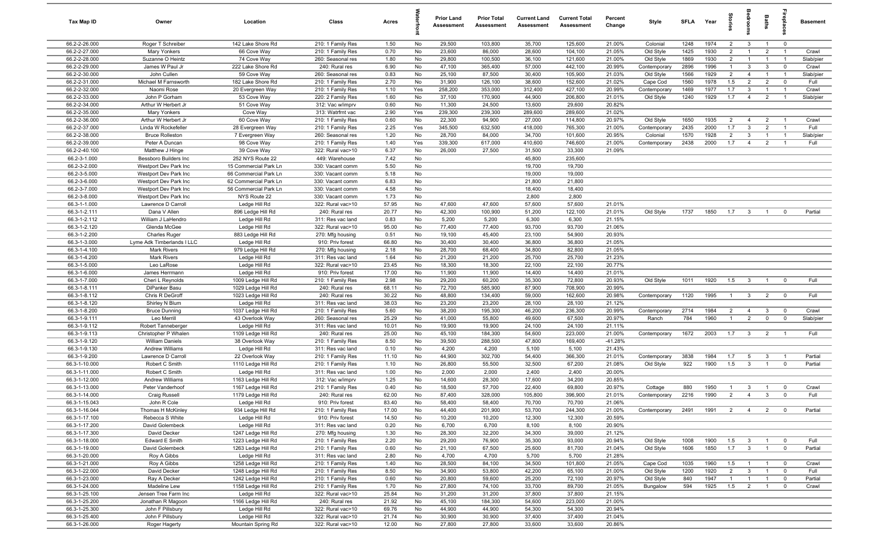| Tax Map ID | Owner | Location | Class | Acres | Waterfront | Prior Land Assessment | Prior Total Assessment | Current Land Assessment | Current Total Assessment | Percent Change | Style | SFLA | Year | Stories | Bedrooms | Baths | Fireplaces | Basement |
|---|---|---|---|---|---|---|---|---|---|---|---|---|---|---|---|---|---|---|
| 66.2-2-26.000 | Roger T Schreiber | 142 Lake Shore Rd | 210: 1 Family Res | 1.50 | No | 29,500 | 103,800 | 35,700 | 125,600 | 21.00% | Colonial | 1248 | 1974 | 2 | 3 | 1 | 0 | |
| 66.2-2-27.000 | Mary Yonkers | 66 Cove Way | 210: 1 Family Res | 0.70 | No | 23,600 | 86,000 | 28,600 | 104,100 | 21.05% | Old Style | 1425 | 1930 | 2 | 1 | 2 | 1 | Crawl |
| 66.2-2-28.000 | Suzanne O Heintz | 74 Cove Way | 260: Seasonal res | 1.80 | No | 29,800 | 100,500 | 36,100 | 121,600 | 21.00% | Old Style | 1869 | 1930 | 2 | 1 | 1 | 1 | Slab/pier |
| 66.2-2-29.000 | James W Paul Jr | 222 Lake Shore Rd | 240: Rural res | 6.90 | No | 47,100 | 365,400 | 57,000 | 442,100 | 20.99% | Contemporary | 2896 | 1996 | 1 | 3 | 3 | 0 | Crawl |
| 66.2-2-30.000 | John Cullen | 59 Cove Way | 260: Seasonal res | 0.83 | No | 25,100 | 87,500 | 30,400 | 105,900 | 21.03% | Old Style | 1566 | 1929 | 2 | 4 | 1 | 1 | Slab/pier |
| 66.2-2-31.000 | Michael M Farnsworth | 182 Lake Shore Rd | 210: 1 Family Res | 2.70 | No | 31,900 | 126,100 | 38,600 | 152,600 | 21.02% | Cape Cod | 1560 | 1978 | 1.5 | 2 | 2 | 0 | Full |
| 66.2-2-32.000 | Naomi Rose | 20 Evergreen Way | 210: 1 Family Res | 1.10 | Yes | 258,200 | 353,000 | 312,400 | 427,100 | 20.99% | Contemporary | 1469 | 1977 | 1.7 | 3 | 1 | 1 | Crawl |
| 66.2-2-33.000 | John P Gorham | 53 Cove Way | 220: 2 Family Res | 1.60 | No | 37,100 | 170,900 | 44,900 | 206,800 | 21.01% | Old Style | 1240 | 1929 | 1.7 | 4 | 2 | 1 | Slab/pier |
| 66.2-2-34.000 | Arthur W Herbert Jr | 51 Cove Way | 312: Vac w/imprv | 0.60 | No | 11,300 | 24,500 | 13,600 | 29,600 | 20.82% | | | | | | | | |
| 66.2-2-35.000 | Mary Yonkers | Cove Way | 313: Watrfrnt vac | 2.90 | Yes | 239,300 | 239,300 | 289,600 | 289,600 | 21.02% | | | | | | | | |
| 66.2-2-36.000 | Arthur W Herbert Jr | 60 Cove Way | 210: 1 Family Res | 0.60 | No | 22,300 | 94,900 | 27,000 | 114,800 | 20.97% | Old Style | 1650 | 1935 | 2 | 4 | 2 | 1 | Crawl |
| 66.2-2-37.000 | Linda W Rockefeller | 28 Evergreen Way | 210: 1 Family Res | 2.25 | Yes | 345,500 | 632,500 | 418,000 | 765,300 | 21.00% | Contemporary | 2435 | 2000 | 1.7 | 3 | 2 | 1 | Full |
| 66.2-2-38.000 | Bruce Rolleston | 7 Evergreen Way | 260: Seasonal res | 1.20 | No | 28,700 | 84,000 | 34,700 | 101,600 | 20.95% | Colonial | 1570 | 1928 | 2 | 3 | 1 | 1 | Slab/pier |
| 66.2-2-39.000 | Peter A Duncan | 98 Cove Way | 210: 1 Family Res | 1.40 | Yes | 339,300 | 617,000 | 410,600 | 746,600 | 21.00% | Contemporary | 2438 | 2000 | 1.7 | 4 | 2 | 1 | Full |
| 66.2-2-40.100 | Matthew J Hinge | 39 Cove Way | 322: Rural vac>10 | 6.37 | No | 26,000 | 27,500 | 31,500 | 33,300 | 21.09% | | | | | | | | |
| 66.2-3-1.000 | Bessboro Builders Inc | 252 NYS Route 22 | 449: Warehouse | 7.42 | No | | | 45,800 | 235,600 | | | | | | | | | |
| 66.2-3-2.000 | Westport Dev Park Inc | 15 Commercial Park Ln | 330: Vacant comm | 5.50 | No | | | 19,700 | 19,700 | | | | | | | | | |
| 66.2-3-5.000 | Westport Dev Park Inc | 66 Commercial Park Ln | 330: Vacant comm | 5.18 | No | | | 19,000 | 19,000 | | | | | | | | | |
| 66.2-3-6.000 | Westport Dev Park Inc | 62 Commercial Park Ln | 330: Vacant comm | 6.83 | No | | | 21,800 | 21,800 | | | | | | | | | |
| 66.2-3-7.000 | Westport Dev Park Inc | 56 Commercial Park Ln | 330: Vacant comm | 4.58 | No | | | 18,400 | 18,400 | | | | | | | | | |
| 66.2-3-8.000 | Westport Dev Park Inc | NYS Route 22 | 330: Vacant comm | 1.73 | No | | | 2,800 | 2,800 | | | | | | | | | |
| 66.3-1-1.000 | Lawrence D Carroll | Ledge Hill Rd | 322: Rural vac>10 | 57.95 | No | 47,600 | 47,600 | 57,600 | 57,600 | 21.01% | | | | | | | | |
| 66.3-1-2.111 | Dana V Allen | 896 Ledge Hill Rd | 240: Rural res | 20.77 | No | 42,300 | 100,900 | 51,200 | 122,100 | 21.01% | Old Style | 1737 | 1850 | 1.7 | 3 | 1 | 0 | Partial |
| 66.3-1-2.112 | William J LaHendro | Ledge Hill Rd | 311: Res vac land | 0.83 | No | 5,200 | 5,200 | 6,300 | 6,300 | 21.15% | | | | | | | | |
| 66.3-1-2.120 | Glenda McGee | Ledge Hill Rd | 322: Rural vac>10 | 95.00 | No | 77,400 | 77,400 | 93,700 | 93,700 | 21.06% | | | | | | | | |
| 66.3-1-2.200 | Charles Ruger | 883 Ledge Hill Rd | 270: Mfg housing | 0.51 | No | 19,100 | 45,400 | 23,100 | 54,900 | 20.93% | | | | | | | | |
| 66.3-1-3.000 | Lyme Adk Timberlands I LLC | Ledge Hill Rd | 910: Priv forest | 66.80 | No | 30,400 | 30,400 | 36,800 | 36,800 | 21.05% | | | | | | | | |
| 66.3-1-4.100 | Mark Rivers | 979 Ledge Hill Rd | 270: Mfg housing | 2.18 | No | 28,700 | 68,400 | 34,800 | 82,800 | 21.05% | | | | | | | | |
| 66.3-1-4.200 | Mark Rivers | Ledge Hill Rd | 311: Res vac land | 1.64 | No | 21,200 | 21,200 | 25,700 | 25,700 | 21.23% | | | | | | | | |
| 66.3-1-5.000 | Leo LaRose | Ledge Hill Rd | 322: Rural vac>10 | 23.45 | No | 18,300 | 18,300 | 22,100 | 22,100 | 20.77% | | | | | | | | |
| 66.3-1-6.000 | James Herrmann | Ledge Hill Rd | 910: Priv forest | 17.00 | No | 11,900 | 11,900 | 14,400 | 14,400 | 21.01% | | | | | | | | |
| 66.3-1-7.000 | Cheri L Reynolds | 1009 Ledge Hill Rd | 210: 1 Family Res | 2.98 | No | 29,200 | 60,200 | 35,300 | 72,800 | 20.93% | Old Style | 1011 | 1920 | 1.5 | 3 | 1 | 0 | Full |
| 66.3-1-8.111 | DiPanker Basu | 1029 Ledge Hill Rd | 240: Rural res | 68.11 | No | 72,700 | 585,900 | 87,900 | 708,900 | 20.99% | | | | | | | | |
| 66.3-1-8.112 | Chris R DeGroff | 1023 Ledge Hill Rd | 240: Rural res | 30.22 | No | 48,800 | 134,400 | 59,000 | 162,600 | 20.98% | Contemporary | 1120 | 1995 | 1 | 3 | 2 | 0 | Full |
| 66.3-1-8.120 | Shirley N Blum | Ledge Hill Rd | 311: Res vac land | 38.03 | No | 23,200 | 23,200 | 28,100 | 28,100 | 21.12% | | | | | | | | |
| 66.3-1-8.200 | Bruce Dunning | 1037 Ledge Hill Rd | 210: 1 Family Res | 5.60 | No | 38,200 | 195,300 | 46,200 | 236,300 | 20.99% | Contemporary | 2714 | 1984 | 2 | 4 | 3 | 0 | Crawl |
| 66.3-1-9.111 | Leo Merrill | 43 Overlook Way | 260: Seasonal res | 25.29 | No | 41,000 | 55,800 | 49,600 | 67,500 | 20.97% | Ranch | 784 | 1960 | 1 | 2 | 0 | 0 | Slab/pier |
| 66.3-1-9.112 | Robert Tanneberger | Ledge Hill Rd | 311: Res vac land | 10.01 | No | 19,900 | 19,900 | 24,100 | 24,100 | 21.11% | | | | | | | | |
| 66.3-1-9.113 | Christopher P Whalen | 1109 Ledge Hill Rd | 240: Rural res | 25.00 | No | 45,100 | 184,300 | 54,600 | 223,000 | 21.00% | Contemporary | 1672 | 2003 | 1.7 | 3 | 2 | 1 | Full |
| 66.3-1-9.120 | William Daniels | 38 Overlook Way | 210: 1 Family Res | 8.50 | No | 39,500 | 288,500 | 47,800 | 169,400 | -41.28% | | | | | | | | |
| 66.3-1-9.130 | Andrew Williams | Ledge Hill Rd | 311: Res vac land | 0.10 | No | 4,200 | 4,200 | 5,100 | 5,100 | 21.43% | | | | | | | | |
| 66.3-1-9.200 | Lawrence D Carroll | 22 Overlook Way | 210: 1 Family Res | 11.10 | No | 44,900 | 302,700 | 54,400 | 366,300 | 21.01% | Contemporary | 3838 | 1984 | 1.7 | 5 | 3 | 1 | Partial |
| 66.3-1-10.000 | Robert C Smith | 1110 Ledge Hill Rd | 210: 1 Family Res | 1.10 | No | 26,800 | 55,500 | 32,500 | 67,200 | 21.08% | Old Style | 922 | 1900 | 1.5 | 3 | 1 | 0 | Partial |
| 66.3-1-11.000 | Robert C Smith | Ledge Hill Rd | 311: Res vac land | 1.00 | No | 2,000 | 2,000 | 2,400 | 2,400 | 20.00% | | | | | | | | |
| 66.3-1-12.000 | Andrew Williams | 1163 Ledge Hill Rd | 312: Vac w/imprv | 1.25 | No | 14,600 | 28,300 | 17,600 | 34,200 | 20.85% | | | | | | | | |
| 66.3-1-13.000 | Peter Vanderhoof | 1167 Ledge Hill Rd | 210: 1 Family Res | 0.40 | No | 18,500 | 57,700 | 22,400 | 69,800 | 20.97% | Cottage | 880 | 1950 | 1 | 3 | 1 | 0 | Crawl |
| 66.3-1-14.000 | Craig Russell | 1179 Ledge Hill Rd | 240: Rural res | 62.00 | No | 87,400 | 328,000 | 105,800 | 396,900 | 21.01% | Contemporary | 2216 | 1990 | 2 | 4 | 3 | 0 | Full |
| 66.3-1-15.043 | John R Cole | Ledge Hill Rd | 910: Priv forest | 83.40 | No | 58,400 | 58,400 | 70,700 | 70,700 | 21.06% | | | | | | | | |
| 66.3-1-16.044 | Thomas H McKinley | 934 Ledge Hill Rd | 210: 1 Family Res | 17.00 | No | 44,400 | 201,900 | 53,700 | 244,300 | 21.00% | Contemporary | 2491 | 1991 | 2 | 4 | 2 | 0 | Partial |
| 66.3-1-17.100 | Rebecca S White | Ledge Hill Rd | 910: Priv forest | 14.50 | No | 10,200 | 10,200 | 12,300 | 12,300 | 20.59% | | | | | | | | |
| 66.3-1-17.200 | David Golembeck | Ledge Hill Rd | 311: Res vac land | 0.20 | No | 6,700 | 6,700 | 8,100 | 8,100 | 20.90% | | | | | | | | |
| 66.3-1-17.300 | David Decker | 1247 Ledge Hill Rd | 270: Mfg housing | 1.30 | No | 28,300 | 32,200 | 34,300 | 39,000 | 21.12% | | | | | | | | |
| 66.3-1-18.000 | Edward E Smith | 1223 Ledge Hill Rd | 210: 1 Family Res | 2.20 | No | 29,200 | 76,900 | 35,300 | 93,000 | 20.94% | Old Style | 1008 | 1900 | 1.5 | 3 | 1 | 0 | Full |
| 66.3-1-19.000 | David Golembeck | 1263 Ledge Hill Rd | 210: 1 Family Res | 0.60 | No | 21,100 | 67,500 | 25,600 | 81,700 | 21.04% | Old Style | 1606 | 1850 | 1.7 | 3 | 1 | 0 | Partial |
| 66.3-1-20.000 | Roy A Gibbs | Ledge Hill Rd | 311: Res vac land | 2.80 | No | 4,700 | 4,700 | 5,700 | 5,700 | 21.28% | | | | | | | | |
| 66.3-1-21.000 | Roy A Gibbs | 1258 Ledge Hill Rd | 210: 1 Family Res | 1.40 | No | 28,500 | 84,100 | 34,500 | 101,800 | 21.05% | Cape Cod | 1035 | 1960 | 1.5 | 1 | 1 | 0 | Crawl |
| 66.3-1-22.000 | David Decker | 1248 Ledge Hill Rd | 210: 1 Family Res | 8.50 | No | 34,900 | 53,800 | 42,200 | 65,100 | 21.00% | Old Style | 1200 | 1920 | 2 | 3 | 1 | 0 | Full |
| 66.3-1-23.000 | Ray A Decker | 1242 Ledge Hill Rd | 210: 1 Family Res | 0.60 | No | 20,800 | 59,600 | 25,200 | 72,100 | 20.97% | Old Style | 840 | 1947 | 1 | 1 | 1 | 0 | Partial |
| 66.3-1-24.000 | Madeline Lew | 1158 Ledge Hill Rd | 210: 1 Family Res | 1.70 | No | 27,800 | 74,100 | 33,700 | 89,700 | 21.05% | Bungalow | 594 | 1925 | 1.5 | 2 | 1 | 0 | Crawl |
| 66.3-1-25.100 | Jensen Tree Farm Inc | Ledge Hill Rd | 322: Rural vac>10 | 25.84 | No | 31,200 | 31,200 | 37,800 | 37,800 | 21.15% | | | | | | | | |
| 66.3-1-25.200 | Jonathan R Magoon | 1166 Ledge Hill Rd | 240: Rural res | 21.92 | No | 45,100 | 184,300 | 54,600 | 223,000 | 21.00% | | | | | | | | |
| 66.3-1-25.300 | John F Pillsbury | Ledge Hill Rd | 322: Rural vac>10 | 69.76 | No | 44,900 | 44,900 | 54,300 | 54,300 | 20.94% | | | | | | | | |
| 66.3-1-25.400 | John F Pillsbury | Ledge Hill Rd | 322: Rural vac>10 | 21.74 | No | 30,900 | 30,900 | 37,400 | 37,400 | 21.04% | | | | | | | | |
| 66.3-1-26.000 | Roger Hagerty | Mountain Spring Rd | 322: Rural vac>10 | 12.00 | No | 27,800 | 27,800 | 33,600 | 33,600 | 20.86% | | | | | | | | |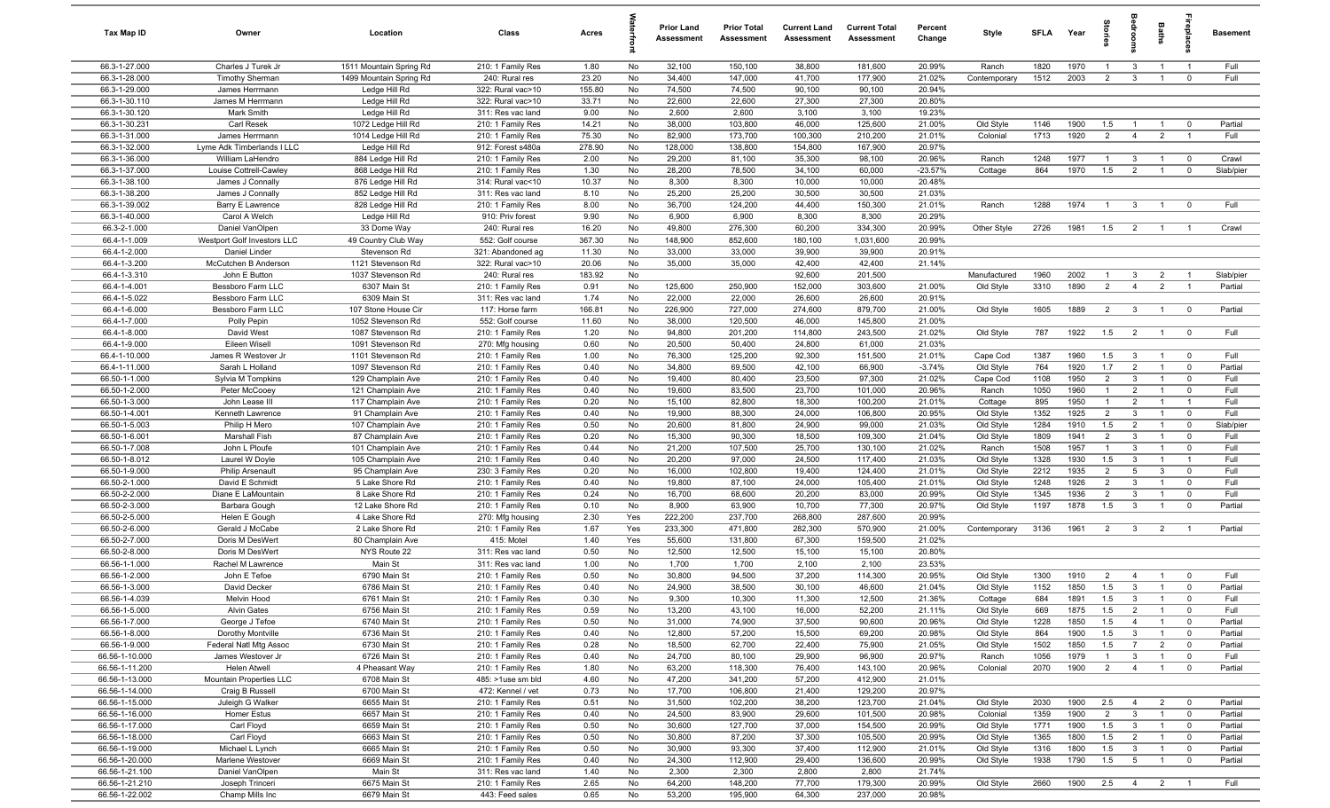| Tax Map ID | Owner | Location | Class | Acres | Waterfront | Prior Land Assessment | Prior Total Assessment | Current Land Assessment | Current Total Assessment | Percent Change | Style | SFLA | Year | Stories | Bedrooms | Baths | Fireplaces | Basement |
|---|---|---|---|---|---|---|---|---|---|---|---|---|---|---|---|---|---|---|
| 66.3-1-27.000 | Charles J Turek Jr | 1511 Mountain Spring Rd | 210: 1 Family Res | 1.80 | No | 32,100 | 150,100 | 38,800 | 181,600 | 20.99% | Ranch | 1820 | 1970 | 1 | 3 | 1 | 1 | Full |
| 66.3-1-28.000 | Timothy Sherman | 1499 Mountain Spring Rd | 240: Rural res | 23.20 | No | 34,400 | 147,000 | 41,700 | 177,900 | 21.02% | Contemporary | 1512 | 2003 | 2 | 3 | 1 | 0 | Full |
| 66.3-1-29.000 | James Herrmann | Ledge Hill Rd | 322: Rural vac>10 | 155.80 | No | 74,500 | 74,500 | 90,100 | 90,100 | 20.94% | | | | | | | | |
| 66.3-1-30.110 | James M Herrmann | Ledge Hill Rd | 322: Rural vac>10 | 33.71 | No | 22,600 | 22,600 | 27,300 | 27,300 | 20.80% | | | | | | | | |
| 66.3-1-30.120 | Mark Smith | Ledge Hill Rd | 311: Res vac land | 9.00 | No | 2,600 | 2,600 | 3,100 | 3,100 | 19.23% | | | | | | | | |
| 66.3-1-30.231 | Carl Resek | 1072 Ledge Hill Rd | 210: 1 Family Res | 14.21 | No | 38,000 | 103,800 | 46,000 | 125,600 | 21.00% | Old Style | 1146 | 1900 | 1.5 | 1 | 1 | 0 | Partial |
| 66.3-1-31.000 | James Herrmann | 1014 Ledge Hill Rd | 210: 1 Family Res | 75.30 | No | 82,900 | 173,700 | 100,300 | 210,200 | 21.01% | Colonial | 1713 | 1920 | 2 | 4 | 2 | 1 | Full |
| 66.3-1-32.000 | Lyme Adk Timberlands I LLC | Ledge Hill Rd | 912: Forest s480a | 278.90 | No | 128,000 | 138,800 | 154,800 | 167,900 | 20.97% | | | | | | | | |
| 66.3-1-36.000 | William LaHendro | 884 Ledge Hill Rd | 210: 1 Family Res | 2.00 | No | 29,200 | 81,100 | 35,300 | 98,100 | 20.96% | Ranch | 1248 | 1977 | 1 | 3 | 1 | 0 | Crawl |
| 66.3-1-37.000 | Louise Cottrell-Cawley | 868 Ledge Hill Rd | 210: 1 Family Res | 1.30 | No | 28,200 | 78,500 | 34,100 | 60,000 | -23.57% | Cottage | 864 | 1970 | 1.5 | 2 | 1 | 0 | Slab/pier |
| 66.3-1-38.100 | James J Connally | 876 Ledge Hill Rd | 314: Rural vac<10 | 10.37 | No | 8,300 | 8,300 | 10,000 | 10,000 | 20.48% | | | | | | | | |
| 66.3-1-38.200 | James J Connally | 852 Ledge Hill Rd | 311: Res vac land | 8.10 | No | 25,200 | 25,200 | 30,500 | 30,500 | 21.03% | | | | | | | | |
| 66.3-1-39.002 | Barry E Lawrence | 828 Ledge Hill Rd | 210: 1 Family Res | 8.00 | No | 36,700 | 124,200 | 44,400 | 150,300 | 21.01% | Ranch | 1288 | 1974 | 1 | 3 | 1 | 0 | Full |
| 66.3-1-40.000 | Carol A Welch | Ledge Hill Rd | 910: Priv forest | 9.90 | No | 6,900 | 6,900 | 8,300 | 8,300 | 20.29% | | | | | | | | |
| 66.3-2-1.000 | Daniel VanOlpen | 33 Dome Way | 240: Rural res | 16.20 | No | 49,800 | 276,300 | 60,200 | 334,300 | 20.99% | Other Style | 2726 | 1981 | 1.5 | 2 | 1 | 1 | Crawl |
| 66.4-1-1.009 | Westport Golf Investors LLC | 49 Country Club Way | 552: Golf course | 367.30 | No | 148,900 | 852,600 | 180,100 | 1,031,600 | 20.99% | | | | | | | | |
| 66.4-1-2.000 | Daniel Linder | Stevenson Rd | 321: Abandoned ag | 11.30 | No | 33,000 | 33,000 | 39,900 | 39,900 | 20.91% | | | | | | | | |
| 66.4-1-3.200 | McCutchen B Anderson | 1121 Stevenson Rd | 322: Rural vac>10 | 20.06 | No | 35,000 | 35,000 | 42,400 | 42,400 | 21.14% | | | | | | | | |
| 66.4-1-3.310 | John E Button | 1037 Stevenson Rd | 240: Rural res | 183.92 | No | | | 92,600 | 201,500 | | Manufactured | 1960 | 2002 | 1 | 3 | 2 | 1 | Slab/pier |
| 66.4-1-4.001 | Bessboro Farm LLC | 6307 Main St | 210: 1 Family Res | 0.91 | No | 125,600 | 250,900 | 152,000 | 303,600 | 21.00% | Old Style | 3310 | 1890 | 2 | 4 | 2 | 1 | Partial |
| 66.4-1-5.022 | Bessboro Farm LLC | 6309 Main St | 311: Res vac land | 1.74 | No | 22,000 | 22,000 | 26,600 | 26,600 | 20.91% | | | | | | | | |
| 66.4-1-6.000 | Bessboro Farm LLC | 107 Stone House Cir | 117: Horse farm | 166.81 | No | 226,900 | 727,000 | 274,600 | 879,700 | 21.00% | Old Style | 1605 | 1889 | 2 | 3 | 1 | 0 | Partial |
| 66.4-1-7.000 | Polly Pepin | 1052 Stevenson Rd | 552: Golf course | 11.60 | No | 38,000 | 120,500 | 46,000 | 145,800 | 21.00% | | | | | | | | |
| 66.4-1-8.000 | David West | 1087 Stevenson Rd | 210: 1 Family Res | 1.20 | No | 94,800 | 201,200 | 114,800 | 243,500 | 21.02% | Old Style | 787 | 1922 | 1.5 | 2 | 1 | 0 | Full |
| 66.4-1-9.000 | Eileen Wisell | 1091 Stevenson Rd | 270: Mfg housing | 0.60 | No | 20,500 | 50,400 | 24,800 | 61,000 | 21.03% | | | | | | | | |
| 66.4-1-10.000 | James R Westover Jr | 1101 Stevenson Rd | 210: 1 Family Res | 1.00 | No | 76,300 | 125,200 | 92,300 | 151,500 | 21.01% | Cape Cod | 1387 | 1960 | 1.5 | 3 | 1 | 0 | Full |
| 66.4-1-11.000 | Sarah L Holland | 1097 Stevenson Rd | 210: 1 Family Res | 0.40 | No | 34,800 | 69,500 | 42,100 | 66,900 | -3.74% | Old Style | 764 | 1920 | 1.7 | 2 | 1 | 0 | Partial |
| 66.50-1-1.000 | Sylvia M Tompkins | 129 Champlain Ave | 210: 1 Family Res | 0.40 | No | 19,400 | 80,400 | 23,500 | 97,300 | 21.02% | Cape Cod | 1108 | 1950 | 2 | 3 | 1 | 0 | Full |
| 66.50-1-2.000 | Peter McCooey | 121 Champlain Ave | 210: 1 Family Res | 0.40 | No | 19,600 | 83,500 | 23,700 | 101,000 | 20.96% | Ranch | 1050 | 1960 | 1 | 2 | 1 | 0 | Full |
| 66.50-1-3.000 | John Lease III | 117 Champlain Ave | 210: 1 Family Res | 0.20 | No | 15,100 | 82,800 | 18,300 | 100,200 | 21.01% | Cottage | 895 | 1950 | 1 | 2 | 1 | 1 | Full |
| 66.50-1-4.001 | Kenneth Lawrence | 91 Champlain Ave | 210: 1 Family Res | 0.40 | No | 19,900 | 88,300 | 24,000 | 106,800 | 20.95% | Old Style | 1352 | 1925 | 2 | 3 | 1 | 0 | Full |
| 66.50-1-5.003 | Philip H Mero | 107 Champlain Ave | 210: 1 Family Res | 0.50 | No | 20,600 | 81,800 | 24,900 | 99,000 | 21.03% | Old Style | 1284 | 1910 | 1.5 | 2 | 1 | 0 | Slab/pier |
| 66.50-1-6.001 | Marshall Fish | 87 Champlain Ave | 210: 1 Family Res | 0.20 | No | 15,300 | 90,300 | 18,500 | 109,300 | 21.04% | Old Style | 1809 | 1941 | 2 | 3 | 1 | 0 | Full |
| 66.50-1-7.008 | John L Ploufe | 101 Champlain Ave | 210: 1 Family Res | 0.44 | No | 21,200 | 107,500 | 25,700 | 130,100 | 21.02% | Ranch | 1508 | 1957 | 1 | 3 | 1 | 0 | Full |
| 66.50-1-8.012 | Laurel W Doyle | 105 Champlain Ave | 210: 1 Family Res | 0.40 | No | 20,200 | 97,000 | 24,500 | 117,400 | 21.03% | Old Style | 1328 | 1930 | 1.5 | 3 | 1 | 1 | Full |
| 66.50-1-9.000 | Philip Arsenault | 95 Champlain Ave | 230: 3 Family Res | 0.20 | No | 16,000 | 102,800 | 19,400 | 124,400 | 21.01% | Old Style | 2212 | 1935 | 2 | 5 | 3 | 0 | Full |
| 66.50-2-1.000 | David E Schmidt | 5 Lake Shore Rd | 210: 1 Family Res | 0.40 | No | 19,800 | 87,100 | 24,000 | 105,400 | 21.01% | Old Style | 1248 | 1926 | 2 | 3 | 1 | 0 | Full |
| 66.50-2-2.000 | Diane E LaMountain | 8 Lake Shore Rd | 210: 1 Family Res | 0.24 | No | 16,700 | 68,600 | 20,200 | 83,000 | 20.99% | Old Style | 1345 | 1936 | 2 | 3 | 1 | 0 | Full |
| 66.50-2-3.000 | Barbara Gough | 12 Lake Shore Rd | 210: 1 Family Res | 0.10 | No | 8,900 | 63,900 | 10,700 | 77,300 | 20.97% | Old Style | 1197 | 1878 | 1.5 | 3 | 1 | 0 | Partial |
| 66.50-2-5.000 | Helen E Gough | 4 Lake Shore Rd | 270: Mfg housing | 2.30 | Yes | 222,200 | 237,700 | 268,800 | 287,600 | 20.99% | | | | | | | | |
| 66.50-2-6.000 | Gerald J McCabe | 2 Lake Shore Rd | 210: 1 Family Res | 1.67 | Yes | 233,300 | 471,800 | 282,300 | 570,900 | 21.00% | Contemporary | 3136 | 1961 | 2 | 3 | 2 | 1 | Partial |
| 66.50-2-7.000 | Doris M DesWert | 80 Champlain Ave | 415: Motel | 1.40 | Yes | 55,600 | 131,800 | 67,300 | 159,500 | 21.02% | | | | | | | | |
| 66.50-2-8.000 | Doris M DesWert | NYS Route 22 | 311: Res vac land | 0.50 | No | 12,500 | 12,500 | 15,100 | 15,100 | 20.80% | | | | | | | | |
| 66.56-1-1.000 | Rachel M Lawrence | Main St | 311: Res vac land | 1.00 | No | 1,700 | 1,700 | 2,100 | 2,100 | 23.53% | | | | | | | | |
| 66.56-1-2.000 | John E Tefoe | 6790 Main St | 210: 1 Family Res | 0.50 | No | 30,800 | 94,500 | 37,200 | 114,300 | 20.95% | Old Style | 1300 | 1910 | 2 | 4 | 1 | 0 | Full |
| 66.56-1-3.000 | David Decker | 6786 Main St | 210: 1 Family Res | 0.40 | No | 24,900 | 38,500 | 30,100 | 46,600 | 21.04% | Old Style | 1152 | 1850 | 1.5 | 3 | 1 | 0 | Partial |
| 66.56-1-4.039 | Melvin Hood | 6761 Main St | 210: 1 Family Res | 0.30 | No | 9,300 | 10,300 | 11,300 | 12,500 | 21.36% | Cottage | 684 | 1891 | 1.5 | 3 | 1 | 0 | Full |
| 66.56-1-5.000 | Alvin Gates | 6756 Main St | 210: 1 Family Res | 0.59 | No | 13,200 | 43,100 | 16,000 | 52,200 | 21.11% | Old Style | 669 | 1875 | 1.5 | 2 | 1 | 0 | Full |
| 66.56-1-7.000 | George J Tefoe | 6740 Main St | 210: 1 Family Res | 0.50 | No | 31,000 | 74,900 | 37,500 | 90,600 | 20.96% | Old Style | 1228 | 1850 | 1.5 | 4 | 1 | 0 | Partial |
| 66.56-1-8.000 | Dorothy Montville | 6736 Main St | 210: 1 Family Res | 0.40 | No | 12,800 | 57,200 | 15,500 | 69,200 | 20.98% | Old Style | 864 | 1900 | 1.5 | 3 | 1 | 0 | Partial |
| 66.56-1-9.000 | Federal Natl Mtg Assoc | 6730 Main St | 210: 1 Family Res | 0.28 | No | 18,500 | 62,700 | 22,400 | 75,900 | 21.05% | Old Style | 1502 | 1850 | 1.5 | 7 | 2 | 0 | Partial |
| 66.56-1-10.000 | James Westover Jr | 6726 Main St | 210: 1 Family Res | 0.40 | No | 24,700 | 80,100 | 29,900 | 96,900 | 20.97% | Ranch | 1056 | 1979 | 1 | 3 | 1 | 0 | Full |
| 66.56-1-11.200 | Helen Atwell | 4 Pheasant Way | 210: 1 Family Res | 1.80 | No | 63,200 | 118,300 | 76,400 | 143,100 | 20.96% | Colonial | 2070 | 1900 | 2 | 4 | 1 | 0 | Partial |
| 66.56-1-13.000 | Mountain Properties LLC | 6708 Main St | 485: >1use sm bld | 4.60 | No | 47,200 | 341,200 | 57,200 | 412,900 | 21.01% | | | | | | | | |
| 66.56-1-14.000 | Craig B Russell | 6700 Main St | 472: Kennel / vet | 0.73 | No | 17,700 | 106,800 | 21,400 | 129,200 | 20.97% | | | | | | | | |
| 66.56-1-15.000 | Juleigh G Walker | 6655 Main St | 210: 1 Family Res | 0.51 | No | 31,500 | 102,200 | 38,200 | 123,700 | 21.04% | Old Style | 2030 | 1900 | 2.5 | 4 | 2 | 0 | Partial |
| 66.56-1-16.000 | Homer Estus | 6657 Main St | 210: 1 Family Res | 0.40 | No | 24,500 | 83,900 | 29,600 | 101,500 | 20.98% | Colonial | 1359 | 1900 | 2 | 3 | 1 | 0 | Partial |
| 66.56-1-17.000 | Carl Floyd | 6659 Main St | 210: 1 Family Res | 0.50 | No | 30,600 | 127,700 | 37,000 | 154,500 | 20.99% | Old Style | 1771 | 1900 | 1.5 | 3 | 1 | 0 | Partial |
| 66.56-1-18.000 | Carl Floyd | 6663 Main St | 210: 1 Family Res | 0.50 | No | 30,800 | 87,200 | 37,300 | 105,500 | 20.99% | Old Style | 1365 | 1800 | 1.5 | 2 | 1 | 0 | Partial |
| 66.56-1-19.000 | Michael L Lynch | 6665 Main St | 210: 1 Family Res | 0.50 | No | 30,900 | 93,300 | 37,400 | 112,900 | 21.01% | Old Style | 1316 | 1800 | 1.5 | 3 | 1 | 0 | Partial |
| 66.56-1-20.000 | Marlene Westover | 6669 Main St | 210: 1 Family Res | 0.40 | No | 24,300 | 112,900 | 29,400 | 136,600 | 20.99% | Old Style | 1938 | 1790 | 1.5 | 5 | 1 | 0 | Partial |
| 66.56-1-21.100 | Daniel VanOlpen | Main St | 311: Res vac land | 1.40 | No | 2,300 | 2,300 | 2,800 | 2,800 | 21.74% | | | | | | | | |
| 66.56-1-21.210 | Joseph Trinceri | 6675 Main St | 210: 1 Family Res | 2.65 | No | 64,200 | 148,200 | 77,700 | 179,300 | 20.99% | Old Style | 2660 | 1900 | 2.5 | 4 | 2 | 1 | Full |
| 66.56-1-22.002 | Champ Mills Inc | 6679 Main St | 443: Feed sales | 0.65 | No | 53,200 | 195,900 | 64,300 | 237,000 | 20.98% | | | | | | | | |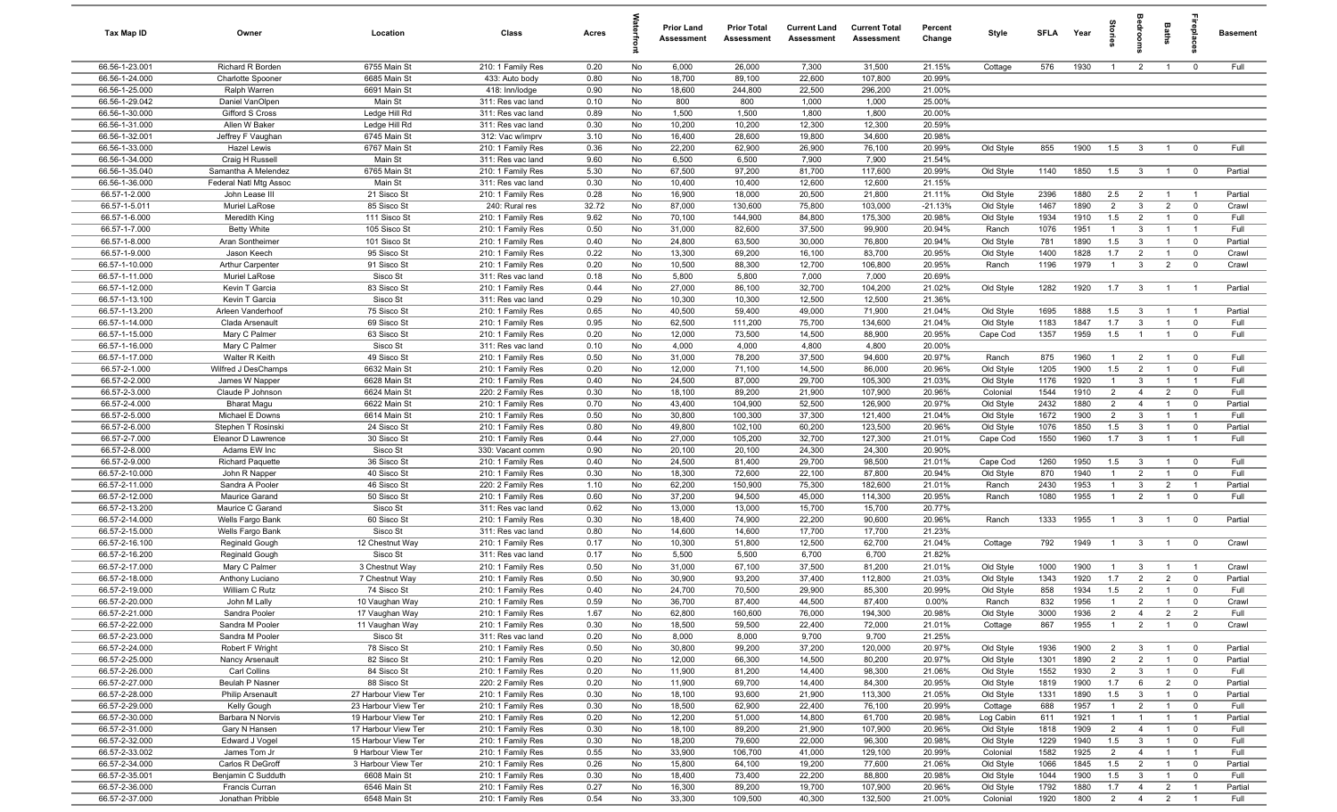| Tax Map ID | Owner | Location | Class | Acres | Waterfront | Prior Land Assessment | Prior Total Assessment | Current Land Assessment | Current Total Assessment | Percent Change | Style | SFLA | Year | Stories | Bedrooms | Baths | Fireplaces | Basement |
|---|---|---|---|---|---|---|---|---|---|---|---|---|---|---|---|---|---|---|
| 66.56-1-23.001 | Richard R Borden | 6755 Main St | 210: 1 Family Res | 0.20 | No | 6,000 | 26,000 | 7,300 | 31,500 | 21.15% | Cottage | 576 | 1930 | 1 | 2 | 1 | 0 | Full |
| 66.56-1-24.000 | Charlotte Spooner | 6685 Main St | 433: Auto body | 0.80 | No | 18,700 | 89,100 | 22,600 | 107,800 | 20.99% | | | | | | | | |
| 66.56-1-25.000 | Ralph Warren | 6691 Main St | 418: Inn/lodge | 0.90 | No | 18,600 | 244,800 | 22,500 | 296,200 | 21.00% | | | | | | | | |
| 66.56-1-29.042 | Daniel VanOlpen | Main St | 311: Res vac land | 0.10 | No | 800 | 800 | 1,000 | 1,000 | 25.00% | | | | | | | | |
| 66.56-1-30.000 | Gifford S Cross | Ledge Hill Rd | 311: Res vac land | 0.89 | No | 1,500 | 1,500 | 1,800 | 1,800 | 20.00% | | | | | | | | |
| 66.56-1-31.000 | Allen W Baker | Ledge Hill Rd | 311: Res vac land | 0.30 | No | 10,200 | 10,200 | 12,300 | 12,300 | 20.59% | | | | | | | | |
| 66.56-1-32.001 | Jeffrey F Vaughan | 6745 Main St | 312: Vac w/imprv | 3.10 | No | 16,400 | 28,600 | 19,800 | 34,600 | 20.98% | | | | | | | | |
| 66.56-1-33.000 | Hazel Lewis | 6767 Main St | 210: 1 Family Res | 0.36 | No | 22,200 | 62,900 | 26,900 | 76,100 | 20.99% | Old Style | 855 | 1900 | 1.5 | 3 | 1 | 0 | Full |
| 66.56-1-34.000 | Craig H Russell | Main St | 311: Res vac land | 9.60 | No | 6,500 | 6,500 | 7,900 | 7,900 | 21.54% | | | | | | | | |
| 66.56-1-35.040 | Samantha A Melendez | 6765 Main St | 210: 1 Family Res | 5.30 | No | 67,500 | 97,200 | 81,700 | 117,600 | 20.99% | Old Style | 1140 | 1850 | 1.5 | 3 | 1 | 0 | Partial |
| 66.56-1-36.000 | Federal Natl Mtg Assoc | Main St | 311: Res vac land | 0.30 | No | 10,400 | 10,400 | 12,600 | 12,600 | 21.15% | | | | | | | | |
| 66.57-1-2.000 | John Lease III | 21 Sisco St | 210: 1 Family Res | 0.28 | No | 16,900 | 18,000 | 20,500 | 21,800 | 21.11% | Old Style | 2396 | 1880 | 2.5 | 2 | 1 | 1 | Partial |
| 66.57-1-5.011 | Muriel LaRose | 85 Sisco St | 240: Rural res | 32.72 | No | 87,000 | 130,600 | 75,800 | 103,000 | -21.13% | Old Style | 1467 | 1890 | 2 | 3 | 2 | 0 | Crawl |
| 66.57-1-6.000 | Meredith King | 111 Sisco St | 210: 1 Family Res | 9.62 | No | 70,100 | 144,900 | 84,800 | 175,300 | 20.98% | Old Style | 1934 | 1910 | 1.5 | 2 | 1 | 0 | Full |
| 66.57-1-7.000 | Betty White | 105 Sisco St | 210: 1 Family Res | 0.50 | No | 31,000 | 82,600 | 37,500 | 99,900 | 20.94% | Ranch | 1076 | 1951 | 1 | 3 | 1 | 1 | Full |
| 66.57-1-8.000 | Aran Sontheimer | 101 Sisco St | 210: 1 Family Res | 0.40 | No | 24,800 | 63,500 | 30,000 | 76,800 | 20.94% | Old Style | 781 | 1890 | 1.5 | 3 | 1 | 0 | Partial |
| 66.57-1-9.000 | Jason Keech | 95 Sisco St | 210: 1 Family Res | 0.22 | No | 13,300 | 69,200 | 16,100 | 83,700 | 20.95% | Old Style | 1400 | 1828 | 1.7 | 2 | 1 | 0 | Crawl |
| 66.57-1-10.000 | Arthur Carpenter | 91 Sisco St | 210: 1 Family Res | 0.20 | No | 10,500 | 88,300 | 12,700 | 106,800 | 20.95% | Ranch | 1196 | 1979 | 1 | 3 | 2 | 0 | Crawl |
| 66.57-1-11.000 | Muriel LaRose | Sisco St | 311: Res vac land | 0.18 | No | 5,800 | 5,800 | 7,000 | 7,000 | 20.69% | | | | | | | | |
| 66.57-1-12.000 | Kevin T Garcia | 83 Sisco St | 210: 1 Family Res | 0.44 | No | 27,000 | 86,100 | 32,700 | 104,200 | 21.02% | Old Style | 1282 | 1920 | 1.7 | 3 | 1 | 1 | Partial |
| 66.57-1-13.100 | Kevin T Garcia | Sisco St | 311: Res vac land | 0.29 | No | 10,300 | 10,300 | 12,500 | 12,500 | 21.36% | | | | | | | | |
| 66.57-1-13.200 | Arleen Vanderhoof | 75 Sisco St | 210: 1 Family Res | 0.65 | No | 40,500 | 59,400 | 49,000 | 71,900 | 21.04% | Old Style | 1695 | 1888 | 1.5 | 3 | 1 | 1 | Partial |
| 66.57-1-14.000 | Clada Arsenault | 69 Sisco St | 210: 1 Family Res | 0.95 | No | 62,500 | 111,200 | 75,700 | 134,600 | 21.04% | Old Style | 1183 | 1847 | 1.7 | 3 | 1 | 0 | Full |
| 66.57-1-15.000 | Mary C Palmer | 63 Sisco St | 210: 1 Family Res | 0.20 | No | 12,000 | 73,500 | 14,500 | 88,900 | 20.95% | Cape Cod | 1357 | 1959 | 1.5 | 1 | 1 | 0 | Full |
| 66.57-1-16.000 | Mary C Palmer | Sisco St | 311: Res vac land | 0.10 | No | 4,000 | 4,000 | 4,800 | 4,800 | 20.00% | | | | | | | | |
| 66.57-1-17.000 | Walter R Keith | 49 Sisco St | 210: 1 Family Res | 0.50 | No | 31,000 | 78,200 | 37,500 | 94,600 | 20.97% | Ranch | 875 | 1960 | 1 | 2 | 1 | 0 | Full |
| 66.57-2-1.000 | Wilfred J DesChamps | 6632 Main St | 210: 1 Family Res | 0.20 | No | 12,000 | 71,100 | 14,500 | 86,000 | 20.96% | Old Style | 1205 | 1900 | 1.5 | 2 | 1 | 0 | Full |
| 66.57-2-2.000 | James W Napper | 6628 Main St | 210: 1 Family Res | 0.40 | No | 24,500 | 87,000 | 29,700 | 105,300 | 21.03% | Old Style | 1176 | 1920 | 1 | 3 | 1 | 1 | Full |
| 66.57-2-3.000 | Claude P Johnson | 6624 Main St | 220: 2 Family Res | 0.30 | No | 18,100 | 89,200 | 21,900 | 107,900 | 20.96% | Colonial | 1544 | 1910 | 2 | 4 | 2 | 0 | Full |
| 66.57-2-4.000 | Bharat Magu | 6622 Main St | 210: 1 Family Res | 0.70 | No | 43,400 | 104,900 | 52,500 | 126,900 | 20.97% | Old Style | 2432 | 1880 | 2 | 4 | 1 | 0 | Partial |
| 66.57-2-5.000 | Michael E Downs | 6614 Main St | 210: 1 Family Res | 0.50 | No | 30,800 | 100,300 | 37,300 | 121,400 | 21.04% | Old Style | 1672 | 1900 | 2 | 3 | 1 | 1 | Full |
| 66.57-2-6.000 | Stephen T Rosinski | 24 Sisco St | 210: 1 Family Res | 0.80 | No | 49,800 | 102,100 | 60,200 | 123,500 | 20.96% | Old Style | 1076 | 1850 | 1.5 | 3 | 1 | 0 | Partial |
| 66.57-2-7.000 | Eleanor D Lawrence | 30 Sisco St | 210: 1 Family Res | 0.44 | No | 27,000 | 105,200 | 32,700 | 127,300 | 21.01% | Cape Cod | 1550 | 1960 | 1.7 | 3 | 1 | 1 | Full |
| 66.57-2-8.000 | Adams EW Inc | Sisco St | 330: Vacant comm | 0.90 | No | 20,100 | 20,100 | 24,300 | 24,300 | 20.90% | | | | | | | | |
| 66.57-2-9.000 | Richard Paquette | 36 Sisco St | 210: 1 Family Res | 0.40 | No | 24,500 | 81,400 | 29,700 | 98,500 | 21.01% | Cape Cod | 1260 | 1950 | 1.5 | 3 | 1 | 0 | Full |
| 66.57-2-10.000 | John R Napper | 40 Sisco St | 210: 1 Family Res | 0.30 | No | 18,300 | 72,600 | 22,100 | 87,800 | 20.94% | Old Style | 870 | 1940 | 1 | 2 | 1 | 0 | Full |
| 66.57-2-11.000 | Sandra A Pooler | 46 Sisco St | 220: 2 Family Res | 1.10 | No | 62,200 | 150,900 | 75,300 | 182,600 | 21.01% | Ranch | 2430 | 1953 | 1 | 3 | 2 | 1 | Partial |
| 66.57-2-12.000 | Maurice Garand | 50 Sisco St | 210: 1 Family Res | 0.60 | No | 37,200 | 94,500 | 45,000 | 114,300 | 20.95% | Ranch | 1080 | 1955 | 1 | 2 | 1 | 0 | Full |
| 66.57-2-13.200 | Maurice C Garand | Sisco St | 311: Res vac land | 0.62 | No | 13,000 | 13,000 | 15,700 | 15,700 | 20.77% | | | | | | | | |
| 66.57-2-14.000 | Wells Fargo Bank | 60 Sisco St | 210: 1 Family Res | 0.30 | No | 18,400 | 74,900 | 22,200 | 90,600 | 20.96% | Ranch | 1333 | 1955 | 1 | 3 | 1 | 0 | Partial |
| 66.57-2-15.000 | Wells Fargo Bank | Sisco St | 311: Res vac land | 0.80 | No | 14,600 | 14,600 | 17,700 | 17,700 | 21.23% | | | | | | | | |
| 66.57-2-16.100 | Reginald Gough | 12 Chestnut Way | 210: 1 Family Res | 0.17 | No | 10,300 | 51,800 | 12,500 | 62,700 | 21.04% | Cottage | 792 | 1949 | 1 | 3 | 1 | 0 | Crawl |
| 66.57-2-16.200 | Reginald Gough | Sisco St | 311: Res vac land | 0.17 | No | 5,500 | 5,500 | 6,700 | 6,700 | 21.82% | | | | | | | | |
| 66.57-2-17.000 | Mary C Palmer | 3 Chestnut Way | 210: 1 Family Res | 0.50 | No | 31,000 | 67,100 | 37,500 | 81,200 | 21.01% | Old Style | 1000 | 1900 | 1 | 3 | 1 | 1 | Crawl |
| 66.57-2-18.000 | Anthony Luciano | 7 Chestnut Way | 210: 1 Family Res | 0.50 | No | 30,900 | 93,200 | 37,400 | 112,800 | 21.03% | Old Style | 1343 | 1920 | 1.7 | 2 | 2 | 0 | Partial |
| 66.57-2-19.000 | William C Rutz | 74 Sisco St | 210: 1 Family Res | 0.40 | No | 24,700 | 70,500 | 29,900 | 85,300 | 20.99% | Old Style | 858 | 1934 | 1.5 | 2 | 1 | 0 | Full |
| 66.57-2-20.000 | John M Lally | 10 Vaughan Way | 210: 1 Family Res | 0.59 | No | 36,700 | 87,400 | 44,500 | 87,400 | 0.00% | Ranch | 832 | 1956 | 1 | 2 | 1 | 0 | Crawl |
| 66.57-2-21.000 | Sandra Pooler | 17 Vaughan Way | 210: 1 Family Res | 1.67 | No | 62,800 | 160,600 | 76,000 | 194,300 | 20.98% | Old Style | 3000 | 1936 | 2 | 4 | 2 | 2 | Full |
| 66.57-2-22.000 | Sandra M Pooler | 11 Vaughan Way | 210: 1 Family Res | 0.30 | No | 18,500 | 59,500 | 22,400 | 72,000 | 21.01% | Cottage | 867 | 1955 | 1 | 2 | 1 | 0 | Crawl |
| 66.57-2-23.000 | Sandra M Pooler | Sisco St | 311: Res vac land | 0.20 | No | 8,000 | 8,000 | 9,700 | 9,700 | 21.25% | | | | | | | | |
| 66.57-2-24.000 | Robert F Wright | 78 Sisco St | 210: 1 Family Res | 0.50 | No | 30,800 | 99,200 | 37,200 | 120,000 | 20.97% | Old Style | 1936 | 1900 | 2 | 3 | 1 | 0 | Partial |
| 66.57-2-25.000 | Nancy Arsenault | 82 Sisco St | 210: 1 Family Res | 0.20 | No | 12,000 | 66,300 | 14,500 | 80,200 | 20.97% | Old Style | 1301 | 1890 | 2 | 2 | 1 | 0 | Partial |
| 66.57-2-26.000 | Carl Collins | 84 Sisco St | 210: 1 Family Res | 0.20 | No | 11,900 | 81,200 | 14,400 | 98,300 | 21.06% | Old Style | 1552 | 1930 | 2 | 3 | 1 | 0 | Full |
| 66.57-2-27.000 | Beulah P Nasner | 88 Sisco St | 220: 2 Family Res | 0.20 | No | 11,900 | 69,700 | 14,400 | 84,300 | 20.95% | Old Style | 1819 | 1900 | 1.7 | 6 | 2 | 0 | Partial |
| 66.57-2-28.000 | Philip Arsenault | 27 Harbour View Ter | 210: 1 Family Res | 0.30 | No | 18,100 | 93,600 | 21,900 | 113,300 | 21.05% | Old Style | 1331 | 1890 | 1.5 | 3 | 1 | 0 | Partial |
| 66.57-2-29.000 | Kelly Gough | 23 Harbour View Ter | 210: 1 Family Res | 0.30 | No | 18,500 | 62,900 | 22,400 | 76,100 | 20.99% | Cottage | 688 | 1957 | 1 | 2 | 1 | 0 | Full |
| 66.57-2-30.000 | Barbara N Norvis | 19 Harbour View Ter | 210: 1 Family Res | 0.20 | No | 12,200 | 51,000 | 14,800 | 61,700 | 20.98% | Log Cabin | 611 | 1921 | 1 | 1 | 1 | 1 | Partial |
| 66.57-2-31.000 | Gary N Hansen | 17 Harbour View Ter | 210: 1 Family Res | 0.30 | No | 18,100 | 89,200 | 21,900 | 107,900 | 20.96% | Old Style | 1818 | 1909 | 2 | 4 | 1 | 0 | Full |
| 66.57-2-32.000 | Edward J Vogel | 15 Harbour View Ter | 210: 1 Family Res | 0.30 | No | 18,200 | 79,600 | 22,000 | 96,300 | 20.98% | Old Style | 1229 | 1940 | 1.5 | 3 | 1 | 0 | Full |
| 66.57-2-33.002 | James Tom Jr | 9 Harbour View Ter | 210: 1 Family Res | 0.55 | No | 33,900 | 106,700 | 41,000 | 129,100 | 20.99% | Colonial | 1582 | 1925 | 2 | 4 | 1 | 1 | Full |
| 66.57-2-34.000 | Carlos R DeGroff | 3 Harbour View Ter | 210: 1 Family Res | 0.26 | No | 15,800 | 64,100 | 19,200 | 77,600 | 21.06% | Old Style | 1066 | 1845 | 1.5 | 2 | 1 | 0 | Partial |
| 66.57-2-35.001 | Benjamin C Sudduth | 6608 Main St | 210: 1 Family Res | 0.30 | No | 18,400 | 73,400 | 22,200 | 88,800 | 20.98% | Old Style | 1044 | 1900 | 1.5 | 3 | 1 | 0 | Full |
| 66.57-2-36.000 | Francis Curran | 6546 Main St | 210: 1 Family Res | 0.27 | No | 16,300 | 89,200 | 19,700 | 107,900 | 20.96% | Old Style | 1792 | 1880 | 1.7 | 4 | 2 | 1 | Partial |
| 66.57-2-37.000 | Jonathan Pribble | 6548 Main St | 210: 1 Family Res | 0.54 | No | 33,300 | 109,500 | 40,300 | 132,500 | 21.00% | Colonial | 1920 | 1800 | 2 | 4 | 2 | 1 | Full |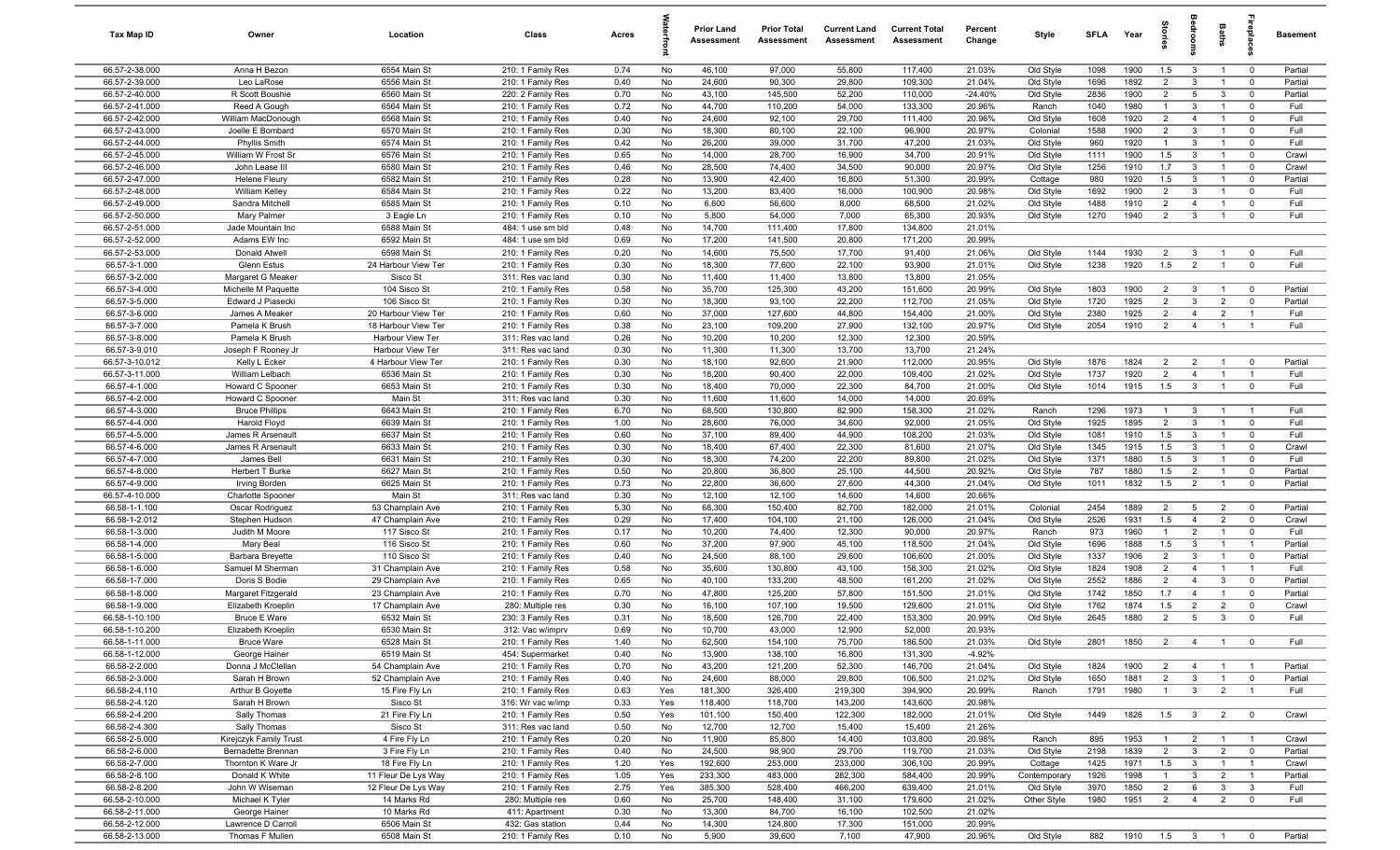| Tax Map ID | Owner | Location | Class | Acres | Waterfront | Prior Land Assessment | Prior Total Assessment | Current Land Assessment | Current Total Assessment | Percent Change | Style | SFLA | Year | Stories | Bedrooms | Baths | Fireplaces | Basement |
|---|---|---|---|---|---|---|---|---|---|---|---|---|---|---|---|---|---|---|
| 66.57-2-38.000 | Anna H Bezon | 6554 Main St | 210: 1 Family Res | 0.74 | No | 46,100 | 97,000 | 55,800 | 117,400 | 21.03% | Old Style | 1098 | 1900 | 1.5 | 3 | 1 | 0 | Partial |
| 66.57-2-39.000 | Leo LaRose | 6556 Main St | 210: 1 Family Res | 0.40 | No | 24,600 | 90,300 | 29,800 | 109,300 | 21.04% | Old Style | 1696 | 1892 | 2 | 3 | 1 | 0 | Partial |
| 66.57-2-40.000 | R Scott Boushie | 6560 Main St | 220: 2 Family Res | 0.70 | No | 43,100 | 145,500 | 52,200 | 110,000 | -24.40% | Old Style | 2836 | 1900 | 2 | 5 | 3 | 0 | Partial |
| 66.57-2-41.000 | Reed A Gough | 6564 Main St | 210: 1 Family Res | 0.72 | No | 44,700 | 110,200 | 54,000 | 133,300 | 20.96% | Ranch | 1040 | 1980 | 1 | 3 | 1 | 0 | Full |
| 66.57-2-42.000 | William MacDonough | 6568 Main St | 210: 1 Family Res | 0.40 | No | 24,600 | 92,100 | 29,700 | 111,400 | 20.96% | Old Style | 1608 | 1920 | 2 | 4 | 1 | 0 | Full |
| 66.57-2-43.000 | Joelle E Bombard | 6570 Main St | 210: 1 Family Res | 0.30 | No | 18,300 | 80,100 | 22,100 | 96,900 | 20.97% | Colonial | 1588 | 1900 | 2 | 3 | 1 | 0 | Full |
| 66.57-2-44.000 | Phyllis Smith | 6574 Main St | 210: 1 Family Res | 0.42 | No | 26,200 | 39,000 | 31,700 | 47,200 | 21.03% | Old Style | 960 | 1920 | 1 | 3 | 1 | 0 | Full |
| 66.57-2-45.000 | William W Frost Sr | 6576 Main St | 210: 1 Family Res | 0.65 | No | 14,000 | 28,700 | 16,900 | 34,700 | 20.91% | Old Style | 1111 | 1900 | 1.5 | 3 | 1 | 0 | Crawl |
| 66.57-2-46.000 | John Lease III | 6580 Main St | 210: 1 Family Res | 0.46 | No | 28,500 | 74,400 | 34,500 | 90,000 | 20.97% | Old Style | 1256 | 1910 | 1.7 | 3 | 1 | 0 | Crawl |
| 66.57-2-47.000 | Helene Fleury | 6582 Main St | 210: 1 Family Res | 0.28 | No | 13,900 | 42,400 | 16,800 | 51,300 | 20.99% | Cottage | 980 | 1920 | 1.5 | 3 | 1 | 0 | Partial |
| 66.57-2-48.000 | William Kelley | 6584 Main St | 210: 1 Family Res | 0.22 | No | 13,200 | 83,400 | 16,000 | 100,900 | 20.98% | Old Style | 1692 | 1900 | 2 | 3 | 1 | 0 | Full |
| 66.57-2-49.000 | Sandra Mitchell | 6585 Main St | 210: 1 Family Res | 0.10 | No | 6,600 | 56,600 | 8,000 | 68,500 | 21.02% | Old Style | 1488 | 1910 | 2 | 4 | 1 | 0 | Full |
| 66.57-2-50.000 | Mary Palmer | 3 Eagle Ln | 210: 1 Family Res | 0.10 | No | 5,800 | 54,000 | 7,000 | 65,300 | 20.93% | Old Style | 1270 | 1940 | 2 | 3 | 1 | 0 | Full |
| 66.57-2-51.000 | Jade Mountain Inc | 6588 Main St | 484: 1 use sm bld | 0.48 | No | 14,700 | 111,400 | 17,800 | 134,800 | 21.01% | | | | | | | | |
| 66.57-2-52.000 | Adams EW Inc | 6592 Main St | 484: 1 use sm bld | 0.69 | No | 17,200 | 141,500 | 20,800 | 171,200 | 20.99% | | | | | | | | |
| 66.57-2-53.000 | Donald Atwell | 6598 Main St | 210: 1 Family Res | 0.20 | No | 14,600 | 75,500 | 17,700 | 91,400 | 21.06% | Old Style | 1144 | 1930 | 2 | 3 | 1 | 0 | Full |
| 66.57-3-1.000 | Glenn Estus | 24 Harbour View Ter | 210: 1 Family Res | 0.30 | No | 18,300 | 77,600 | 22,100 | 93,900 | 21.01% | Old Style | 1238 | 1920 | 1.5 | 2 | 1 | 0 | Full |
| 66.57-3-2.000 | Margaret G Meaker | Sisco St | 311: Res vac land | 0.30 | No | 11,400 | 11,400 | 13,800 | 13,800 | 21.05% | | | | | | | | |
| 66.57-3-4.000 | Michelle M Paquette | 104 Sisco St | 210: 1 Family Res | 0.58 | No | 35,700 | 125,300 | 43,200 | 151,600 | 20.99% | Old Style | 1803 | 1900 | 2 | 3 | 1 | 0 | Partial |
| 66.57-3-5.000 | Edward J Piasecki | 106 Sisco St | 210: 1 Family Res | 0.30 | No | 18,300 | 93,100 | 22,200 | 112,700 | 21.05% | Old Style | 1720 | 1925 | 2 | 3 | 2 | 0 | Partial |
| 66.57-3-6.000 | James A Meaker | 20 Harbour View Ter | 210: 1 Family Res | 0.60 | No | 37,000 | 127,600 | 44,800 | 154,400 | 21.00% | Old Style | 2380 | 1925 | 2 | 4 | 2 | 1 | Full |
| 66.57-3-7.000 | Pamela K Brush | 18 Harbour View Ter | 210: 1 Family Res | 0.38 | No | 23,100 | 109,200 | 27,900 | 132,100 | 20.97% | Old Style | 2054 | 1910 | 2 | 4 | 1 | 1 | Full |
| 66.57-3-8.000 | Pamela K Brush | Harbour View Ter | 311: Res vac land | 0.26 | No | 10,200 | 10,200 | 12,300 | 12,300 | 20.59% | | | | | | | | |
| 66.57-3-9.010 | Joseph F Rooney Jr | Harbour View Ter | 311: Res vac land | 0.30 | No | 11,300 | 11,300 | 13,700 | 13,700 | 21.24% | | | | | | | | |
| 66.57-3-10.012 | Kelly L Ecker | 4 Harbour View Ter | 210: 1 Family Res | 0.30 | No | 18,100 | 92,600 | 21,900 | 112,000 | 20.95% | Old Style | 1876 | 1824 | 2 | 2 | 1 | 0 | Partial |
| 66.57-3-11.000 | William Leibach | 6536 Main St | 210: 1 Family Res | 0.30 | No | 18,200 | 90,400 | 22,000 | 109,400 | 21.02% | Old Style | 1737 | 1920 | 2 | 4 | 1 | 1 | Full |
| 66.57-4-1.000 | Howard C Spooner | 6653 Main St | 210: 1 Family Res | 0.30 | No | 18,400 | 70,000 | 22,300 | 84,700 | 21.00% | Old Style | 1014 | 1915 | 1.5 | 3 | 1 | 0 | Full |
| 66.57-4-2.000 | Howard C Spooner | Main St | 311: Res vac land | 0.30 | No | 11,600 | 11,600 | 14,000 | 14,000 | 20.69% | | | | | | | | |
| 66.57-4-3.000 | Bruce Phillips | 6643 Main St | 210: 1 Family Res | 6.70 | No | 68,500 | 130,800 | 82,900 | 158,300 | 21.02% | Ranch | 1296 | 1973 | 1 | 3 | 1 | 1 | Full |
| 66.57-4-4.000 | Harold Floyd | 6639 Main St | 210: 1 Family Res | 1.00 | No | 28,600 | 76,000 | 34,600 | 92,000 | 21.05% | Old Style | 1925 | 1895 | 2 | 3 | 1 | 0 | Full |
| 66.57-4-5.000 | James R Arsenault | 6637 Main St | 210: 1 Family Res | 0.60 | No | 37,100 | 89,400 | 44,900 | 108,200 | 21.03% | Old Style | 1081 | 1910 | 1.5 | 3 | 1 | 0 | Full |
| 66.57-4-6.000 | James R Arsenault | 6633 Main St | 210: 1 Family Res | 0.30 | No | 18,400 | 67,400 | 22,300 | 81,600 | 21.07% | Old Style | 1345 | 1915 | 1.5 | 3 | 1 | 0 | Crawl |
| 66.57-4-7.000 | James Bell | 6631 Main St | 210: 1 Family Res | 0.30 | No | 18,300 | 74,200 | 22,200 | 89,800 | 21.02% | Old Style | 1371 | 1880 | 1.5 | 3 | 1 | 0 | Full |
| 66.57-4-8.000 | Herbert T Burke | 6627 Main St | 210: 1 Family Res | 0.50 | No | 20,800 | 36,800 | 25,100 | 44,500 | 20.92% | Old Style | 787 | 1880 | 1.5 | 2 | 1 | 0 | Partial |
| 66.57-4-9.000 | Irving Borden | 6625 Main St | 210: 1 Family Res | 0.73 | No | 22,800 | 36,600 | 27,600 | 44,300 | 21.04% | Old Style | 1011 | 1832 | 1.5 | 2 | 1 | 0 | Partial |
| 66.57-4-10.000 | Charlotte Spooner | Main St | 311: Res vac land | 0.30 | No | 12,100 | 12,100 | 14,600 | 14,600 | 20.66% | | | | | | | | |
| 66.58-1-1.100 | Oscar Rodriguez | 53 Champlain Ave | 210: 1 Family Res | 5.30 | No | 68,300 | 150,400 | 82,700 | 182,000 | 21.01% | Colonial | 2454 | 1889 | 2 | 5 | 2 | 0 | Partial |
| 66.58-1-2.012 | Stephen Hudson | 47 Champlain Ave | 210: 1 Family Res | 0.29 | No | 17,400 | 104,100 | 21,100 | 126,000 | 21.04% | Old Style | 2526 | 1931 | 1.5 | 4 | 2 | 0 | Crawl |
| 66.58-1-3.000 | Judith M Moore | 117 Sisco St | 210: 1 Family Res | 0.17 | No | 10,200 | 74,400 | 12,300 | 90,000 | 20.97% | Ranch | 973 | 1960 | 1 | 2 | 1 | 0 | Full |
| 66.58-1-4.000 | Mary Beal | 116 Sisco St | 210: 1 Family Res | 0.60 | No | 37,200 | 97,900 | 45,100 | 118,500 | 21.04% | Old Style | 1696 | 1888 | 1.5 | 3 | 1 | 1 | Partial |
| 66.58-1-5.000 | Barbara Breyette | 110 Sisco St | 210: 1 Family Res | 0.40 | No | 24,500 | 88,100 | 29,600 | 106,600 | 21.00% | Old Style | 1337 | 1906 | 2 | 3 | 1 | 0 | Partial |
| 66.58-1-6.000 | Samuel M Sherman | 31 Champlain Ave | 210: 1 Family Res | 0.58 | No | 35,600 | 130,800 | 43,100 | 158,300 | 21.02% | Old Style | 1824 | 1908 | 2 | 4 | 1 | 1 | Full |
| 66.58-1-7.000 | Doris S Bodie | 29 Champlain Ave | 210: 1 Family Res | 0.65 | No | 40,100 | 133,200 | 48,500 | 161,200 | 21.02% | Old Style | 2552 | 1886 | 2 | 4 | 3 | 0 | Partial |
| 66.58-1-8.000 | Margaret Fitzgerald | 23 Champlain Ave | 210: 1 Family Res | 0.70 | No | 47,800 | 125,200 | 57,800 | 151,500 | 21.01% | Old Style | 1742 | 1850 | 1.7 | 4 | 1 | 0 | Partial |
| 66.58-1-9.000 | Elizabeth Kroeplin | 17 Champlain Ave | 280: Multiple res | 0.30 | No | 16,100 | 107,100 | 19,500 | 129,600 | 21.01% | Old Style | 1762 | 1874 | 1.5 | 2 | 2 | 0 | Crawl |
| 66.58-1-10.100 | Bruce E Ware | 6532 Main St | 230: 3 Family Res | 0.31 | No | 18,500 | 126,700 | 22,400 | 153,300 | 20.99% | Old Style | 2645 | 1880 | 2 | 5 | 3 | 0 | Full |
| 66.58-1-10.200 | Elizabeth Kroeplin | 6530 Main St | 312: Vac w/imprv | 0.69 | No | 10,700 | 43,000 | 12,900 | 52,000 | 20.93% | | | | | | | | |
| 66.58-1-11.000 | Bruce Ware | 6528 Main St | 210: 1 Family Res | 1.40 | No | 62,500 | 154,100 | 75,700 | 186,500 | 21.03% | Old Style | 2801 | 1850 | 2 | 4 | 1 | 0 | Full |
| 66.58-1-12.000 | George Hainer | 6519 Main St | 454: Supermarket | 0.40 | No | 13,900 | 138,100 | 16,800 | 131,300 | -4.92% | | | | | | | | |
| 66.58-2-2.000 | Donna J McClellan | 54 Champlain Ave | 210: 1 Family Res | 0.70 | No | 43,200 | 121,200 | 52,300 | 146,700 | 21.04% | Old Style | 1824 | 1900 | 2 | 4 | 1 | 1 | Partial |
| 66.58-2-3.000 | Sarah H Brown | 52 Champlain Ave | 210: 1 Family Res | 0.40 | No | 24,600 | 88,000 | 29,800 | 106,500 | 21.02% | Old Style | 1650 | 1881 | 2 | 3 | 1 | 0 | Partial |
| 66.58-2-4.110 | Arthur B Goyette | 15 Fire Fly Ln | 210: 1 Family Res | 0.63 | Yes | 181,300 | 326,400 | 219,300 | 394,900 | 20.99% | Ranch | 1791 | 1980 | 1 | 3 | 2 | 1 | Full |
| 66.58-2-4.120 | Sarah H Brown | Sisco St | 316: Wr vac w/imp | 0.33 | Yes | 118,400 | 118,700 | 143,200 | 143,600 | 20.98% | | | | | | | | |
| 66.58-2-4.200 | Sally Thomas | 21 Fire Fly Ln | 210: 1 Family Res | 0.50 | Yes | 101,100 | 150,400 | 122,300 | 182,000 | 21.01% | Old Style | 1449 | 1826 | 1.5 | 3 | 2 | 0 | Crawl |
| 66.58-2-4.300 | Sally Thomas | Sisco St | 311: Res vac land | 0.50 | No | 12,700 | 12,700 | 15,400 | 15,400 | 21.26% | | | | | | | | |
| 66.58-2-5.000 | Kirejczyk Family Trust | 4 Fire Fly Ln | 210: 1 Family Res | 0.20 | No | 11,900 | 85,800 | 14,400 | 103,800 | 20.98% | Ranch | 895 | 1953 | 1 | 2 | 1 | 1 | Crawl |
| 66.58-2-6.000 | Bernadette Brennan | 3 Fire Fly Ln | 210: 1 Family Res | 0.40 | No | 24,500 | 98,900 | 29,700 | 119,700 | 21.03% | Old Style | 2198 | 1839 | 2 | 3 | 2 | 0 | Partial |
| 66.58-2-7.000 | Thornton K Ware Jr | 18 Fire Fly Ln | 210: 1 Family Res | 1.20 | Yes | 192,600 | 253,000 | 233,000 | 306,100 | 20.99% | Cottage | 1425 | 1971 | 1.5 | 3 | 1 | 1 | Crawl |
| 66.58-2-8.100 | Donald K White | 11 Fleur De Lys Way | 210: 1 Family Res | 1.05 | Yes | 233,300 | 483,000 | 282,300 | 584,400 | 20.99% | Contemporary | 1926 | 1998 | 1 | 3 | 2 | 1 | Partial |
| 66.58-2-8.200 | John W Wiseman | 12 Fleur De Lys Way | 210: 1 Family Res | 2.75 | Yes | 385,300 | 528,400 | 466,200 | 639,400 | 21.01% | Old Style | 3970 | 1850 | 2 | 6 | 3 | 3 | Full |
| 66.58-2-10.000 | Michael K Tyler | 14 Marks Rd | 280: Multiple res | 0.60 | No | 25,700 | 148,400 | 31,100 | 179,600 | 21.02% | Other Style | 1980 | 1951 | 2 | 4 | 2 | 0 | Full |
| 66.58-2-11.000 | George Hainer | 10 Marks Rd | 411: Apartment | 0.30 | No | 13,300 | 84,700 | 16,100 | 102,500 | 21.02% | | | | | | | | |
| 66.58-2-12.000 | Lawrence D Carroll | 6506 Main St | 432: Gas station | 0.44 | No | 14,300 | 124,800 | 17,300 | 151,000 | 20.99% | | | | | | | | |
| 66.58-2-13.000 | Thomas F Mullen | 6508 Main St | 210: 1 Family Res | 0.10 | No | 5,900 | 39,600 | 7,100 | 47,900 | 20.96% | Old Style | 882 | 1910 | 1.5 | 3 | 1 | 0 | Partial |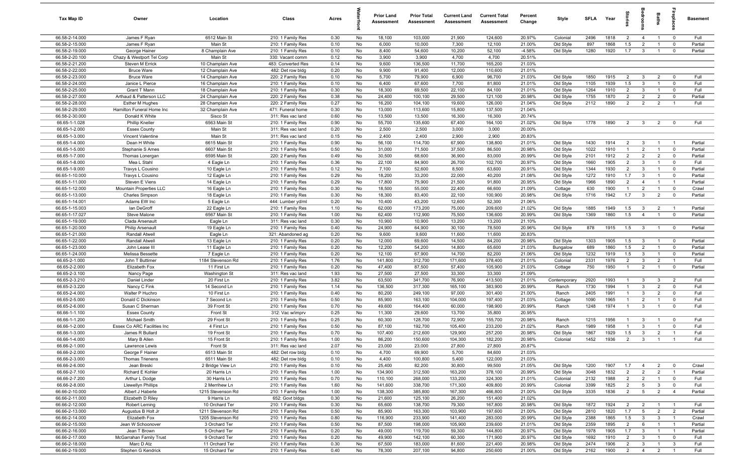| Tax Map ID | Owner | Location | Class | Acres | Waterfront | Prior Land Assessment | Prior Total Assessment | Current Land Assessment | Current Total Assessment | Percent Change | Style | SFLA | Year | Stories | Bedrooms | Baths | Fireplaces | Basement |
|---|---|---|---|---|---|---|---|---|---|---|---|---|---|---|---|---|---|---|
| 66.58-2-14.000 | James F Ryan | 6512 Main St | 210: 1 Family Res | 0.30 | No | 18,100 | 103,000 | 21,900 | 124,600 | 20.97% | Colonial | 2496 | 1818 | 2 | 4 | 1 | 0 | Full |
| 66.58-2-15.000 | James F Ryan | Main St | 210: 1 Family Res | 0.10 | No | 6,000 | 10,000 | 7,300 | 12,100 | 21.00% | Old Style | 897 | 1868 | 1.5 | 2 | 1 | 0 | Partial |
| 66.58-2-19.000 | George Hainer | 8 Champlain Ave | 210: 1 Family Res | 0.10 | No | 8,400 | 54,600 | 10,200 | 52,100 | -4.58% | Old Style | 1280 | 1920 | 1.7 | 3 | 1 | 0 | Partial |
| 66.58-2-20.100 | Chazy & Westport Tel Corp | Main St | 330: Vacant comm | 0.12 | No | 3,900 | 3,900 | 4,700 | 4,700 | 20.51% | | | | | | | | |
| 66.58-2-21.200 | Steven M Errick | 10 Champlain Ave | 483: Converted Res | 0.14 | No | 9,600 | 136,500 | 11,700 | 165,200 | 21.03% | | | | | | | | |
| 66.58-2-22.000 | Bruce Ware | 12 Champlain Ave | 482: Det row bldg | 0.20 | No | 9,900 | 91,400 | 12,000 | 110,600 | 21.01% | | | | | | | | |
| 66.58-2-23.000 | Bruce Ware | 14 Champlain Ave | 220: 2 Family Res | 0.10 | No | 5,700 | 79,900 | 6,900 | 96,700 | 21.03% | Old Style | 1850 | 1915 | 2 | 3 | 2 | 0 | Full |
| 66.58-2-24.000 | Janice L Pierce | 16 Champlain Ave | 210: 1 Family Res | 0.10 | No | 6,400 | 67,600 | 7,700 | 81,800 | 21.01% | Old Style | 1105 | 1939 | 1.5 | 3 | 1 | 0 | Full |
| 66.58-2-25.000 | Grant T Mann | 18 Champlain Ave | 210: 1 Family Res | 0.30 | No | 18,300 | 69,500 | 22,100 | 84,100 | 21.01% | Old Style | 1264 | 1910 | 2 | 3 | 1 | 0 | Full |
| 66.58-2-27.000 | Arthaud & Patterson LLC | 24 Champlain Ave | 220: 2 Family Res | 0.38 | No | 24,400 | 100,100 | 29,500 | 121,100 | 20.98% | Old Style | 1755 | 1870 | 2 | 2 | 2 | 0 | Partial |
| 66.58-2-28.000 | Esther M Hughes | 28 Champlain Ave | 220: 2 Family Res | 0.27 | No | 16,200 | 104,100 | 19,600 | 126,000 | 21.04% | Old Style | 2112 | 1890 | 2 | 2 | 2 | 1 | Full |
| 66.58-2-29.000 | Hamilton Funeral Home Inc | 32 Champlain Ave | 471: Funeral home | 0.30 | No | 13,000 | 113,600 | 15,800 | 137,500 | 21.04% | | | | | | | | |
| 66.58-2-30.000 | Donald K White | Sisco St | 311: Res vac land | 0.60 | No | 13,500 | 13,500 | 16,300 | 16,300 | 20.74% | | | | | | | | |
| 66.65-1-1.028 | Phillip Kneller | 6563 Main St | 210: 1 Family Res | 0.90 | No | 55,700 | 135,600 | 67,400 | 164,100 | 21.02% | Old Style | 1778 | 1890 | 2 | 3 | 2 | 0 | Full |
| 66.65-1-2.000 | Essex County | Main St | 311: Res vac land | 0.20 | No | 2,500 | 2,500 | 3,000 | 3,000 | 20.00% | | | | | | | | |
| 66.65-1-3.000 | Vincent Valentine | Main St | 311: Res vac land | 0.15 | No | 2,400 | 2,400 | 2,900 | 2,900 | 20.83% | | | | | | | | |
| 66.65-1-4.000 | Dean H White | 6615 Main St | 210: 1 Family Res | 0.90 | No | 56,100 | 114,700 | 67,900 | 138,800 | 21.01% | Old Style | 1430 | 1914 | 2 | 3 | 1 | 1 | Partial |
| 66.65-1-5.000 | Stephanie S Ames | 6607 Main St | 210: 1 Family Res | 0.50 | No | 31,000 | 71,500 | 37,500 | 86,500 | 20.98% | Old Style | 1022 | 1910 | 1 | 2 | 1 | 0 | Partial |
| 66.65-1-7.000 | Thomas Lonergan | 6595 Main St | 220: 2 Family Res | 0.49 | No | 30,500 | 68,600 | 36,900 | 83,000 | 20.99% | Old Style | 2101 | 1912 | 2 | 2 | 2 | 0 | Partial |
| 66.65-1-8.000 | Mea L Stahl | 4 Eagle Ln | 210: 1 Family Res | 0.36 | No | 22,100 | 84,900 | 26,700 | 102,700 | 20.97% | Old Style | 1660 | 1905 | 2 | 3 | 1 | 0 | Full |
| 66.65-1-9.000 | Travys L Cousino | 10 Eagle Ln | 210: 1 Family Res | 0.12 | No | 7,100 | 52,600 | 8,500 | 63,600 | 20.91% | Old Style | 1344 | 1930 | 2 | 3 | 1 | 0 | Partial |
| 66.65-1-10.000 | Travys L Cousino | 12 Eagle Ln | 210: 1 Family Res | 0.29 | No | 18,200 | 33,200 | 22,000 | 40,200 | 21.08% | Old Style | 1272 | 1910 | 1.7 | 3 | 1 | 0 | Partial |
| 66.65-1-11.000 | Steven E Viens | 14 Eagle Ln | 210: 1 Family Res | 0.29 | No | 17,800 | 75,900 | 21,500 | 91,800 | 20.95% | Old Style | 1966 | 1890 | 2 | 4 | 1 | 1 | Partial |
| 66.65-1-12.000 | Mountain Properties LLC | 16 Eagle Ln | 210: 1 Family Res | 0.30 | No | 18,500 | 55,000 | 22,400 | 66,600 | 21.09% | Cottage | 630 | 1900 | 1 | 2 | 1 | 0 | Crawl |
| 66.65-1-13.000 | Charles Simpson | 18 Eagle Ln | 210: 1 Family Res | 0.30 | No | 18,300 | 83,400 | 22,100 | 100,900 | 20.98% | Old Style | 1716 | 1942 | 1.7 | 3 | 2 | 0 | Partial |
| 66.65-1-14.001 | Adams EW Inc | 5 Eagle Ln | 444: Lumber yd/ml | 0.20 | No | 10,400 | 43,200 | 12,600 | 52,300 | 21.06% | | | | | | | | |
| 66.65-1-15.003 | Ian DeGroff | 22 Eagle Ln | 210: 1 Family Res | 1.10 | No | 62,000 | 173,200 | 75,000 | 209,600 | 21.02% | Old Style | 1885 | 1949 | 1.5 | 3 | 2 | 1 | Partial |
| 66.65-1-17.027 | Steve Malone | 6567 Main St | 210: 1 Family Res | 1.00 | No | 62,400 | 112,900 | 75,500 | 136,600 | 20.99% | Old Style | 1369 | 1860 | 1.5 | 4 | 1 | 0 | Partial |
| 66.65-1-19.000 | Clada Arsenault | Eagle Ln | 311: Res vac land | 0.30 | No | 10,900 | 10,900 | 13,200 | 13,200 | 21.10% | | | | | | | | |
| 66.65-1-20.000 | Philip Arsenault | 19 Eagle Ln | 210: 1 Family Res | 0.40 | No | 24,900 | 64,900 | 30,100 | 78,500 | 20.96% | Old Style | 878 | 1915 | 1.5 | 3 | 1 | 0 | Partial |
| 66.65-1-21.000 | Randall Atwell | Eagle Ln | 321: Abandoned ag | 0.20 | No | 9,600 | 9,600 | 11,600 | 11,600 | 20.83% | | | | | | | | |
| 66.65-1-22.000 | Randall Atwell | 13 Eagle Ln | 210: 1 Family Res | 0.20 | No | 12,000 | 69,600 | 14,500 | 84,200 | 20.98% | Old Style | 1303 | 1905 | 1.5 | 3 | 1 | 0 | Partial |
| 66.65-1-23.000 | John Lease III | 11 Eagle Ln | 210: 1 Family Res | 0.20 | No | 12,200 | 54,200 | 14,800 | 65,600 | 21.03% | Bungalow | 689 | 1860 | 1.5 | 2 | 1 | 0 | Partial |
| 66.65-1-24.000 | Melissa Bessette | 7 Eagle Ln | 210: 1 Family Res | 0.20 | No | 12,100 | 67,900 | 14,700 | 82,200 | 21.06% | Old Style | 1232 | 1919 | 1.5 | 3 | 1 | 0 | Partial |
| 66.65-2-1.000 | John T Buttimer | 1184 Stevenson Rd | 210: 1 Family Res | 1.76 | No | 141,800 | 312,700 | 171,600 | 378,400 | 21.01% | Colonial | 2331 | 1976 | 2 | 3 | 2 | 1 | Full |
| 66.65-2-2.000 | Elizabeth Fox | 11 First Ln | 210: 1 Family Res | 0.20 | No | 47,400 | 87,500 | 57,400 | 105,900 | 21.03% | Cottage | 750 | 1950 | 1 | 2 | 1 | 0 | Partial |
| 66.65-2-3.100 | Nancy Page | Washington St | 311: Res vac land | 1.93 | No | 27,500 | 27,500 | 33,300 | 33,300 | 21.09% | | | | | | | | |
| 66.65-2-3.210 | Daniel Linder | 20 First Ln | 210: 1 Family Res | 3.82 | No | 63,500 | 341,700 | 76,900 | 413,500 | 21.01% | Contemporary | 2920 | 1993 | 1 | 3 | 3 | 2 | Full |
| 66.65-2-3.220 | Nancy C Fink | 14 Second Ln | 210: 1 Family Res | 1.14 | No | 136,500 | 317,300 | 165,100 | 383,900 | 20.99% | Ranch | 1730 | 1994 | 1 | 3 | 2 | 0 | Full |
| 66.65-2-4.000 | Walter P Huchro | 10 First Ln | 210: 1 Family Res | 0.40 | No | 80,200 | 249,100 | 97,000 | 301,400 | 21.00% | Ranch | 2405 | 1991 | 1 | 3 | 2 | 0 | Full |
| 66.65-2-5.000 | Donald C Dickinson | 7 Second Ln | 210: 1 Family Res | 0.50 | No | 85,900 | 163,100 | 104,000 | 197,400 | 21.03% | Cottage | 1090 | 1965 | 1 | 2 | 1 | 0 | Full |
| 66.65-2-6.000 | Susan C Sherman | 39 Front St | 210: 1 Family Res | 0.70 | No | 49,600 | 164,400 | 60,000 | 198,900 | 20.99% | Ranch | 1248 | 1974 | 1 | 3 | 1 | 0 | Full |
| 66.66-1-1.100 | Essex County | Front St | 312: Vac w/imprv | 0.25 | No | 11,300 | 29,600 | 13,700 | 35,800 | 20.95% | | | | | | | | |
| 66.66-1-1.200 | Michael Smith | 29 Front St | 210: 1 Family Res | 0.25 | No | 60,300 | 128,700 | 72,900 | 155,700 | 20.98% | Ranch | 1215 | 1956 | 1 | 3 | 1 | 0 | Full |
| 66.66-1-2.000 | Essex Co ARC Facilities Inc | 4 First Ln | 210: 1 Family Res | 0.50 | No | 87,100 | 192,700 | 105,400 | 233,200 | 21.02% | Ranch | 1989 | 1958 | 1 | 3 | 1 | 0 | Full |
| 66.66-1-3.000 | James R Bullard | 19 Front St | 210: 1 Family Res | 0.70 | No | 107,400 | 212,600 | 129,900 | 257,200 | 20.98% | Old Style | 1867 | 1929 | 1.5 | 3 | 2 | 1 | Full |
| 66.66-1-4.000 | Mary B Allen | 15 Front St | 210: 1 Family Res | 1.00 | No | 86,200 | 150,600 | 104,300 | 182,200 | 20.98% | Colonial | 1452 | 1936 | 2 | 3 | 1 | 1 | Full |
| 66.66-2-1.000 | Lawrence Lewis | Front St | 311: Res vac land | 2.07 | No | 23,000 | 23,000 | 27,800 | 27,800 | 20.87% | | | | | | | | |
| 66.66-2-2.000 | George F Hainer | 6513 Main St | 482: Det row bldg | 0.10 | No | 4,700 | 69,900 | 5,700 | 84,600 | 21.03% | | | | | | | | |
| 66.66-2-3.000 | Thomas Trienens | 6511 Main St | 482: Det row bldg | 0.10 | No | 4,400 | 100,800 | 5,400 | 122,000 | 21.03% | | | | | | | | |
| 66.66-2-6.000 | Jean Breski | 2 Bridge View Ln | 210: 1 Family Res | 0.10 | No | 25,400 | 82,200 | 30,800 | 99,500 | 21.05% | Old Style | 1200 | 1907 | 1.7 | 4 | 2 | 0 | Crawl |
| 66.66-2-7.100 | Richard E Kohler | 20 Harris Ln | 210: 1 Family Res | 1.00 | No | 134,900 | 312,500 | 163,200 | 378,100 | 20.99% | Old Style | 3048 | 1832 | 2 | 2 | 2 | 1 | Partial |
| 66.66-2-7.200 | Arthur L Dodge | 30 Harris Ln | 210: 1 Family Res | 0.70 | No | 110,100 | 268,000 | 133,200 | 324,300 | 21.01% | Colonial | 2132 | 1988 | 2 | 2 | 1 | 0 | Full |
| 66.66-2-8.000 | Llewellyn Phillips | 2 Merrihew Ln | 210: 1 Family Res | 1.60 | No | 141,600 | 338,700 | 171,300 | 409,800 | 20.99% | Colonial | 3399 | 1825 | 2 | 5 | 3 | 0 | Full |
| 66.66-2-10.000 | Albert J Haberle | 1215 Stevenson Rd | 210: 1 Family Res | 1.00 | No | 138,300 | 385,800 | 167,300 | 466,800 | 21.00% | Old Style | 3335 | 1836 | 2 | 5 | 2 | 4 | Partial |
| 66.66-2-11.000 | Elizabeth D Riley | 9 Harris Ln | 652: Govt bldgs | 0.30 | No | 21,600 | 125,100 | 26,200 | 151,400 | 21.02% | | | | | | | | |
| 66.66-2-12.000 | Robert Leming | 10 Orchard Ter | 210: 1 Family Res | 0.30 | No | 65,600 | 138,700 | 79,300 | 167,800 | 20.98% | Old Style | 1872 | 1924 | 2 | 2 | 1 | 1 | Full |
| 66.66-2-13.000 | Augustus B Holt Jr | 1211 Stevenson Rd | 210: 1 Family Res | 0.50 | No | 85,900 | 163,300 | 103,900 | 197,600 | 21.00% | Old Style | 2810 | 1820 | 1.7 | 5 | 2 | 2 | Partial |
| 66.66-2-14.000 | Elizabeth Fox | 1205 Stevenson Rd | 210: 1 Family Res | 0.80 | No | 116,900 | 233,900 | 141,400 | 283,000 | 20.99% | Old Style | 2388 | 1865 | 1.5 | 3 | 3 | 1 | Crawl |
| 66.66-2-15.000 | Jean W Schoonover | 3 Orchard Ter | 210: 1 Family Res | 0.50 | No | 87,500 | 198,000 | 105,900 | 239,600 | 21.01% | Old Style | 2359 | 1895 | 2 | 6 | 1 | 1 | Partial |
| 66.66-2-16.000 | Jean T Brown | 5 Orchard Ter | 210: 1 Family Res | 0.20 | No | 49,000 | 119,700 | 59,300 | 144,800 | 20.97% | Old Style | 1978 | 1905 | 1.7 | 3 | 1 | 1 | Partial |
| 66.66-2-17.000 | McGarrahan Family Trust | 9 Orchard Ter | 210: 1 Family Res | 0.20 | No | 49,900 | 142,100 | 60,300 | 171,900 | 20.97% | Old Style | 1692 | 1910 | 2 | 3 | 1 | 0 | Full |
| 66.66-2-18.000 | Marc D Atz | 11 Orchard Ter | 210: 1 Family Res | 0.30 | No | 67,500 | 183,000 | 81,600 | 221,400 | 20.98% | Old Style | 2474 | 1906 | 2 | 3 | 1 | 3 | Full |
| 66.66-2-19.000 | Stephen G Kendrick | 15 Orchard Ter | 210: 1 Family Res | 0.40 | No | 78,300 | 207,100 | 94,800 | 250,600 | 21.00% | Old Style | 2162 | 1900 | 2 | 4 | 2 | 1 | Full |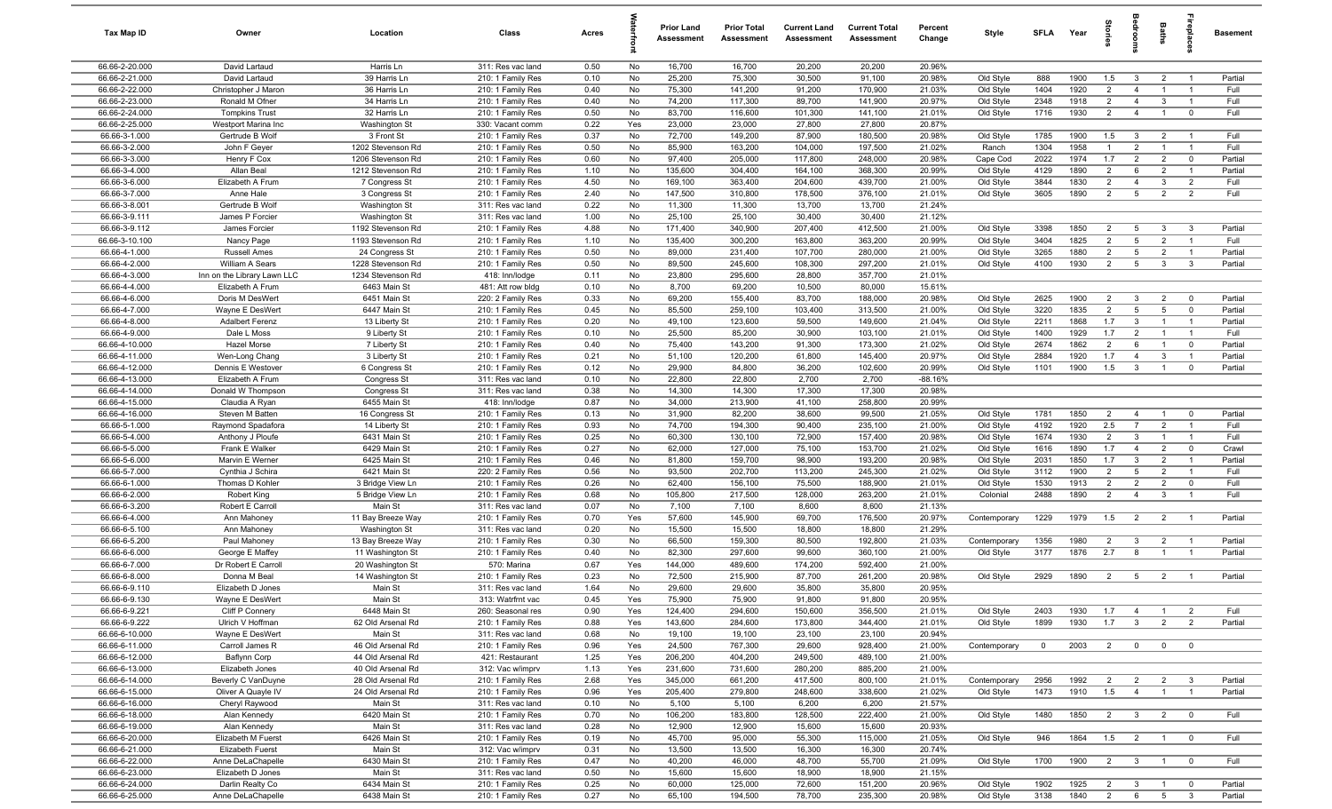| Tax Map ID | Owner | Location | Class | Acres | Waterfront | Prior Land Assessment | Prior Total Assessment | Current Land Assessment | Current Total Assessment | Percent Change | Style | SFLA | Year | Stories | Bedrooms | Baths | Fireplaces | Basement |
|---|---|---|---|---|---|---|---|---|---|---|---|---|---|---|---|---|---|---|
| 66.66-2-20.000 | David Lartaud | Harris Ln | 311: Res vac land | 0.50 | No | 16,700 | 16,700 | 20,200 | 20,200 | 20.96% | | | | | | | | |
| 66.66-2-21.000 | David Lartaud | 39 Harris Ln | 210: 1 Family Res | 0.10 | No | 25,200 | 75,300 | 30,500 | 91,100 | 20.98% | Old Style | 888 | 1900 | 1.5 | 3 | 2 | 1 | Partial |
| 66.66-2-22.000 | Christopher J Maron | 36 Harris Ln | 210: 1 Family Res | 0.40 | No | 75,300 | 141,200 | 91,200 | 170,900 | 21.03% | Old Style | 1404 | 1920 | 2 | 4 | 1 | 1 | Full |
| 66.66-2-23.000 | Ronald M Ofner | 34 Harris Ln | 210: 1 Family Res | 0.40 | No | 74,200 | 117,300 | 89,700 | 141,900 | 20.97% | Old Style | 2348 | 1918 | 2 | 4 | 3 | 1 | Full |
| 66.66-2-24.000 | Tompkins Trust | 32 Harris Ln | 210: 1 Family Res | 0.50 | No | 83,700 | 116,600 | 101,300 | 141,100 | 21.01% | Old Style | 1716 | 1930 | 2 | 4 | 1 | 0 | Full |
| 66.66-2-25.000 | Westport Marina Inc | Washington St | 330: Vacant comm | 0.22 | Yes | 23,000 | 23,000 | 27,800 | 27,800 | 20.87% | | | | | | | | |
| 66.66-3-1.000 | Gertrude B Wolf | 3 Front St | 210: 1 Family Res | 0.37 | No | 72,700 | 149,200 | 87,900 | 180,500 | 20.98% | Old Style | 1785 | 1900 | 1.5 | 3 | 2 | 1 | Full |
| 66.66-3-2.000 | John F Geyer | 1202 Stevenson Rd | 210: 1 Family Res | 0.50 | No | 85,900 | 163,200 | 104,000 | 197,500 | 21.02% | Ranch | 1304 | 1958 | 1 | 2 | 1 | 1 | Full |
| 66.66-3-3.000 | Henry F Cox | 1206 Stevenson Rd | 210: 1 Family Res | 0.60 | No | 97,400 | 205,000 | 117,800 | 248,000 | 20.98% | Cape Cod | 2022 | 1974 | 1.7 | 2 | 2 | 0 | Partial |
| 66.66-3-4.000 | Allan Beal | 1212 Stevenson Rd | 210: 1 Family Res | 1.10 | No | 135,600 | 304,400 | 164,100 | 368,300 | 20.99% | Old Style | 4129 | 1890 | 2 | 6 | 2 | 1 | Partial |
| 66.66-3-6.000 | Elizabeth A Frum | 7 Congress St | 210: 1 Family Res | 4.50 | No | 169,100 | 363,400 | 204,600 | 439,700 | 21.00% | Old Style | 3844 | 1830 | 2 | 4 | 3 | 2 | Full |
| 66.66-3-7.000 | Anne Hale | 3 Congress St | 210: 1 Family Res | 2.40 | No | 147,500 | 310,800 | 178,500 | 376,100 | 21.01% | Old Style | 3605 | 1890 | 2 | 5 | 2 | 2 | Full |
| 66.66-3-8.001 | Gertrude B Wolf | Washington St | 311: Res vac land | 0.22 | No | 11,300 | 11,300 | 13,700 | 13,700 | 21.24% | | | | | | | | |
| 66.66-3-9.111 | James P Forcier | Washington St | 311: Res vac land | 1.00 | No | 25,100 | 25,100 | 30,400 | 30,400 | 21.12% | | | | | | | | |
| 66.66-3-9.112 | James Forcier | 1192 Stevenson Rd | 210: 1 Family Res | 4.88 | No | 171,400 | 340,900 | 207,400 | 412,500 | 21.00% | Old Style | 3398 | 1850 | 2 | 5 | 3 | 3 | Partial |
| 66.66-3-10.100 | Nancy Page | 1193 Stevenson Rd | 210: 1 Family Res | 1.10 | No | 135,400 | 300,200 | 163,800 | 363,200 | 20.99% | Old Style | 3404 | 1825 | 2 | 5 | 2 | 1 | Full |
| 66.66-4-1.000 | Russell Ames | 24 Congress St | 210: 1 Family Res | 0.50 | No | 89,000 | 231,400 | 107,700 | 280,000 | 21.00% | Old Style | 3265 | 1880 | 2 | 5 | 2 | 1 | Partial |
| 66.66-4-2.000 | William A Sears | 1228 Stevenson Rd | 210: 1 Family Res | 0.50 | No | 89,500 | 245,600 | 108,300 | 297,200 | 21.01% | Old Style | 4100 | 1930 | 2 | 5 | 3 | 3 | Partial |
| 66.66-4-3.000 | Inn on the Library Lawn LLC | 1234 Stevenson Rd | 418: Inn/lodge | 0.11 | No | 23,800 | 295,600 | 28,800 | 357,700 | 21.01% | | | | | | | | |
| 66.66-4-4.000 | Elizabeth A Frum | 6463 Main St | 481: Att row bldg | 0.10 | No | 8,700 | 69,200 | 10,500 | 80,000 | 15.61% | | | | | | | | |
| 66.66-4-6.000 | Doris M DesWert | 6451 Main St | 220: 2 Family Res | 0.33 | No | 69,200 | 155,400 | 83,700 | 188,000 | 20.98% | Old Style | 2625 | 1900 | 2 | 3 | 2 | 0 | Partial |
| 66.66-4-7.000 | Wayne E DesWert | 6447 Main St | 210: 1 Family Res | 0.45 | No | 85,500 | 259,100 | 103,400 | 313,500 | 21.00% | Old Style | 3220 | 1835 | 2 | 5 | 5 | 0 | Partial |
| 66.66-4-8.000 | Adalbert Ferenz | 13 Liberty St | 210: 1 Family Res | 0.20 | No | 49,100 | 123,600 | 59,500 | 149,600 | 21.04% | Old Style | 2211 | 1868 | 1.7 | 3 | 1 | 1 | Partial |
| 66.66-4-9.000 | Dale L Moss | 9 Liberty St | 210: 1 Family Res | 0.10 | No | 25,500 | 85,200 | 30,900 | 103,100 | 21.01% | Old Style | 1400 | 1929 | 1.7 | 2 | 1 | 1 | Full |
| 66.66-4-10.000 | Hazel Morse | 7 Liberty St | 210: 1 Family Res | 0.40 | No | 75,400 | 143,200 | 91,300 | 173,300 | 21.02% | Old Style | 2674 | 1862 | 2 | 6 | 1 | 0 | Partial |
| 66.66-4-11.000 | Wen-Long Chang | 3 Liberty St | 210: 1 Family Res | 0.21 | No | 51,100 | 120,200 | 61,800 | 145,400 | 20.97% | Old Style | 2884 | 1920 | 1.7 | 4 | 3 | 1 | Partial |
| 66.66-4-12.000 | Dennis E Westover | 6 Congress St | 210: 1 Family Res | 0.12 | No | 29,900 | 84,800 | 36,200 | 102,600 | 20.99% | Old Style | 1101 | 1900 | 1.5 | 3 | 1 | 0 | Partial |
| 66.66-4-13.000 | Elizabeth A Frum | Congress St | 311: Res vac land | 0.10 | No | 22,800 | 22,800 | 2,700 | 2,700 | -88.16% | | | | | | | | |
| 66.66-4-14.000 | Donald W Thompson | Congress St | 311: Res vac land | 0.38 | No | 14,300 | 14,300 | 17,300 | 17,300 | 20.98% | | | | | | | | |
| 66.66-4-15.000 | Claudia A Ryan | 6455 Main St | 418: Inn/lodge | 0.87 | No | 34,000 | 213,900 | 41,100 | 258,800 | 20.99% | | | | | | | | |
| 66.66-4-16.000 | Steven M Batten | 16 Congress St | 210: 1 Family Res | 0.13 | No | 31,900 | 82,200 | 38,600 | 99,500 | 21.05% | Old Style | 1781 | 1850 | 2 | 4 | 1 | 0 | Partial |
| 66.66-5-1.000 | Raymond Spadafora | 14 Liberty St | 210: 1 Family Res | 0.93 | No | 74,700 | 194,300 | 90,400 | 235,100 | 21.00% | Old Style | 4192 | 1920 | 2.5 | 7 | 2 | 1 | Full |
| 66.66-5-4.000 | Anthony J Ploufe | 6431 Main St | 210: 1 Family Res | 0.25 | No | 60,300 | 130,100 | 72,900 | 157,400 | 20.98% | Old Style | 1674 | 1930 | 2 | 3 | 1 | 1 | Full |
| 66.66-5-5.000 | Frank E Walker | 6429 Main St | 210: 1 Family Res | 0.27 | No | 62,000 | 127,000 | 75,100 | 153,700 | 21.02% | Old Style | 1616 | 1890 | 1.7 | 4 | 2 | 0 | Crawl |
| 66.66-5-6.000 | Marvin E Werner | 6425 Main St | 210: 1 Family Res | 0.46 | No | 81,800 | 159,700 | 98,900 | 193,200 | 20.98% | Old Style | 2031 | 1850 | 1.7 | 3 | 2 | 1 | Partial |
| 66.66-5-7.000 | Cynthia J Schira | 6421 Main St | 220: 2 Family Res | 0.56 | No | 93,500 | 202,700 | 113,200 | 245,300 | 21.02% | Old Style | 3112 | 1900 | 2 | 5 | 2 | 1 | Full |
| 66.66-6-1.000 | Thomas D Kohler | 3 Bridge View Ln | 210: 1 Family Res | 0.26 | No | 62,400 | 156,100 | 75,500 | 188,900 | 21.01% | Old Style | 1530 | 1913 | 2 | 2 | 2 | 0 | Full |
| 66.66-6-2.000 | Robert King | 5 Bridge View Ln | 210: 1 Family Res | 0.68 | No | 105,800 | 217,500 | 128,000 | 263,200 | 21.01% | Colonial | 2488 | 1890 | 2 | 4 | 3 | 1 | Full |
| 66.66-6-3.200 | Robert E Carroll | Main St | 311: Res vac land | 0.07 | No | 7,100 | 7,100 | 8,600 | 8,600 | 21.13% | | | | | | | | |
| 66.66-6-4.000 | Ann Mahoney | 11 Bay Breeze Way | 210: 1 Family Res | 0.70 | Yes | 57,600 | 145,900 | 69,700 | 176,500 | 20.97% | Contemporary | 1229 | 1979 | 1.5 | 2 | 2 | 1 | Partial |
| 66.66-6-5.100 | Ann Mahoney | Washington St | 311: Res vac land | 0.20 | No | 15,500 | 15,500 | 18,800 | 18,800 | 21.29% | | | | | | | | |
| 66.66-6-5.200 | Paul Mahoney | 13 Bay Breeze Way | 210: 1 Family Res | 0.30 | No | 66,500 | 159,300 | 80,500 | 192,800 | 21.03% | Contemporary | 1356 | 1980 | 2 | 3 | 2 | 1 | Partial |
| 66.66-6-6.000 | George E Maffey | 11 Washington St | 210: 1 Family Res | 0.40 | No | 82,300 | 297,600 | 99,600 | 360,100 | 21.00% | Old Style | 3177 | 1876 | 2.7 | 8 | 1 | 1 | Partial |
| 66.66-6-7.000 | Dr Robert E Carroll | 20 Washington St | 570: Marina | 0.67 | Yes | 144,000 | 489,600 | 174,200 | 592,400 | 21.00% | | | | | | | | |
| 66.66-6-8.000 | Donna M Beal | 14 Washington St | 210: 1 Family Res | 0.23 | No | 72,500 | 215,900 | 87,700 | 261,200 | 20.98% | Old Style | 2929 | 1890 | 2 | 5 | 2 | 1 | Partial |
| 66.66-6-9.110 | Elizabeth D Jones | Main St | 311: Res vac land | 1.64 | No | 29,600 | 29,600 | 35,800 | 35,800 | 20.95% | | | | | | | | |
| 66.66-6-9.130 | Wayne E DesWert | Main St | 313: Watrfrnt vac | 0.45 | Yes | 75,900 | 75,900 | 91,800 | 91,800 | 20.95% | | | | | | | | |
| 66.66-6-9.221 | Cliff P Connery | 6448 Main St | 260: Seasonal res | 0.90 | Yes | 124,400 | 294,600 | 150,600 | 356,500 | 21.01% | Old Style | 2403 | 1930 | 1.7 | 4 | 1 | 2 | Full |
| 66.66-6-9.222 | Ulrich V Hoffman | 62 Old Arsenal Rd | 210: 1 Family Res | 0.88 | Yes | 143,600 | 284,600 | 173,800 | 344,400 | 21.01% | Old Style | 1899 | 1930 | 1.7 | 3 | 2 | 2 | Partial |
| 66.66-6-10.000 | Wayne E DesWert | Main St | 311: Res vac land | 0.68 | No | 19,100 | 19,100 | 23,100 | 23,100 | 20.94% | | | | | | | | |
| 66.66-6-11.000 | Carroll James R | 46 Old Arsenal Rd | 210: 1 Family Res | 0.96 | Yes | 24,500 | 767,300 | 29,600 | 928,400 | 21.00% | Contemporary | 0 | 2003 | 2 | 0 | 0 | 0 | |
| 66.66-6-12.000 | Baflynn Corp | 44 Old Arsenal Rd | 421: Restaurant | 1.25 | Yes | 206,200 | 404,200 | 249,500 | 489,100 | 21.00% | | | | | | | | |
| 66.66-6-13.000 | Elizabeth Jones | 40 Old Arsenal Rd | 312: Vac w/imprv | 1.13 | Yes | 231,600 | 731,600 | 280,200 | 885,200 | 21.00% | | | | | | | | |
| 66.66-6-14.000 | Beverly C VanDuyne | 28 Old Arsenal Rd | 210: 1 Family Res | 2.68 | Yes | 345,000 | 661,200 | 417,500 | 800,100 | 21.01% | Contemporary | 2956 | 1992 | 2 | 2 | 2 | 3 | Partial |
| 66.66-6-15.000 | Oliver A Quayle IV | 24 Old Arsenal Rd | 210: 1 Family Res | 0.96 | Yes | 205,400 | 279,800 | 248,600 | 338,600 | 21.02% | Old Style | 1473 | 1910 | 1.5 | 4 | 1 | 1 | Partial |
| 66.66-6-16.000 | Cheryl Raywood | Main St | 311: Res vac land | 0.10 | No | 5,100 | 5,100 | 6,200 | 6,200 | 21.57% | | | | | | | | |
| 66.66-6-18.000 | Alan Kennedy | 6420 Main St | 210: 1 Family Res | 0.70 | No | 106,200 | 183,800 | 128,500 | 222,400 | 21.00% | Old Style | 1480 | 1850 | 2 | 3 | 2 | 0 | Full |
| 66.66-6-19.000 | Alan Kennedy | Main St | 311: Res vac land | 0.28 | No | 12,900 | 12,900 | 15,600 | 15,600 | 20.93% | | | | | | | | |
| 66.66-6-20.000 | Elizabeth M Fuerst | 6426 Main St | 210: 1 Family Res | 0.19 | No | 45,700 | 95,000 | 55,300 | 115,000 | 21.05% | Old Style | 946 | 1864 | 1.5 | 2 | 1 | 0 | Full |
| 66.66-6-21.000 | Elizabeth Fuerst | Main St | 312: Vac w/imprv | 0.31 | No | 13,500 | 13,500 | 16,300 | 16,300 | 20.74% | | | | | | | | |
| 66.66-6-22.000 | Anne DeLaChapelle | 6430 Main St | 210: 1 Family Res | 0.47 | No | 40,200 | 46,000 | 48,700 | 55,700 | 21.09% | Old Style | 1700 | 1900 | 2 | 3 | 1 | 0 | Full |
| 66.66-6-23.000 | Elizabeth D Jones | Main St | 311: Res vac land | 0.50 | No | 15,600 | 15,600 | 18,900 | 18,900 | 21.15% | | | | | | | | |
| 66.66-6-24.000 | Darlin Realty Co | 6434 Main St | 210: 1 Family Res | 0.25 | No | 60,000 | 125,000 | 72,600 | 151,200 | 20.96% | Old Style | 1902 | 1925 | 2 | 3 | 1 | 0 | Partial |
| 66.66-6-25.000 | Anne DeLaChapelle | 6438 Main St | 210: 1 Family Res | 0.27 | No | 65,100 | 194,500 | 78,700 | 235,300 | 20.98% | Old Style | 3138 | 1840 | 2 | 6 | 5 | 3 | Partial |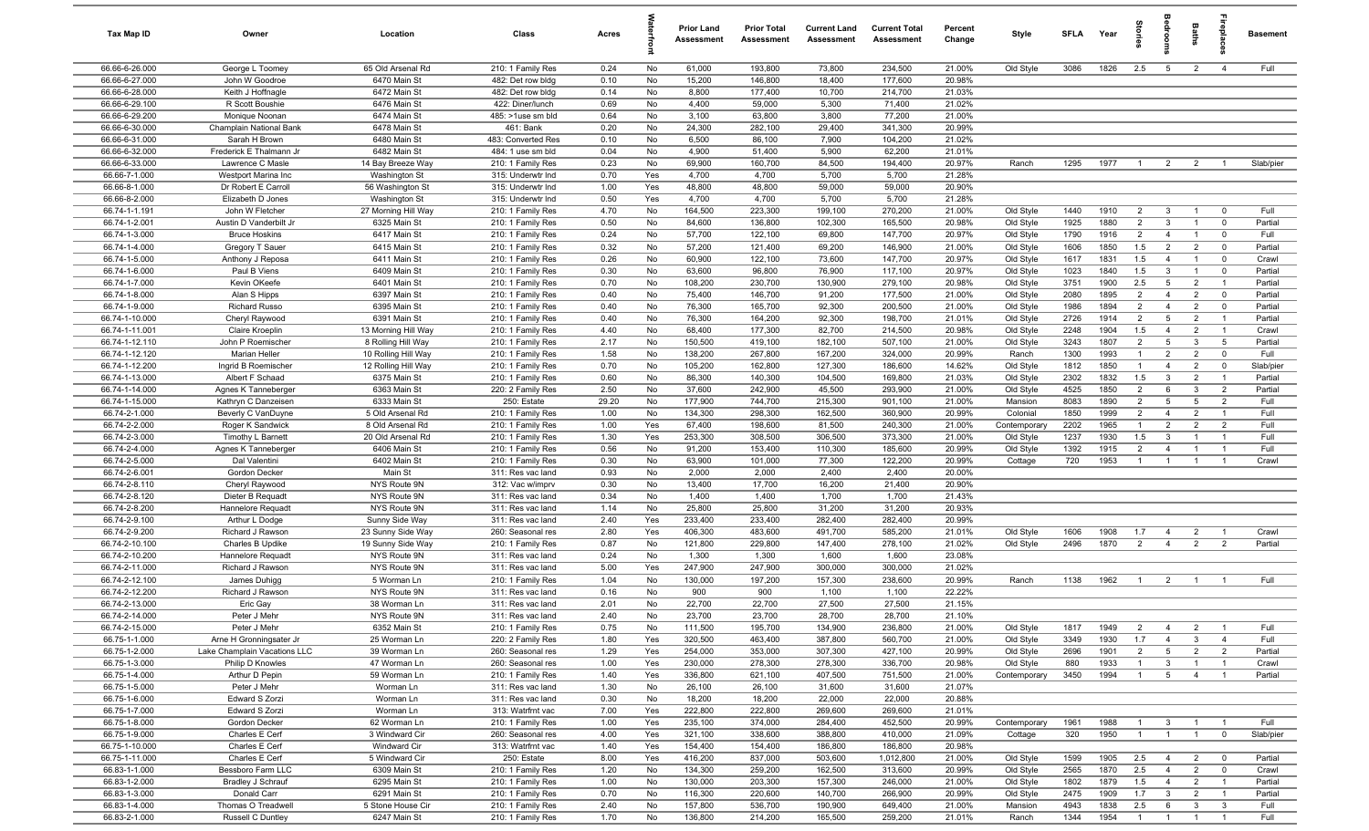| Tax Map ID | Owner | Location | Class | Acres | Waterfront | Prior Land Assessment | Prior Total Assessment | Current Land Assessment | Current Total Assessment | Percent Change | Style | SFLA | Year | Stories | Bedrooms | Baths | Fireplaces | Basement |
|---|---|---|---|---|---|---|---|---|---|---|---|---|---|---|---|---|---|---|
| 66.66-6-26.000 | George L Toomey | 65 Old Arsenal Rd | 210: 1 Family Res | 0.24 | No | 61,000 | 193,800 | 73,800 | 234,500 | 21.00% | Old Style | 3086 | 1826 | 2.5 | 5 | 2 | 4 | Full |
| 66.66-6-27.000 | John W Goodroe | 6470 Main St | 482: Det row bldg | 0.10 | No | 15,200 | 146,800 | 18,400 | 177,600 | 20.98% | | | | | | | | |
| 66.66-6-28.000 | Keith J Hoffnagle | 6472 Main St | 482: Det row bldg | 0.14 | No | 8,800 | 177,400 | 10,700 | 214,700 | 21.03% | | | | | | | | |
| 66.66-6-29.100 | R Scott Boushie | 6476 Main St | 422: Diner/lunch | 0.69 | No | 4,400 | 59,000 | 5,300 | 71,400 | 21.02% | | | | | | | | |
| 66.66-6-29.200 | Monique Noonan | 6474 Main St | 485: >1use sm bld | 0.64 | No | 3,100 | 63,800 | 3,800 | 77,200 | 21.00% | | | | | | | | |
| 66.66-6-30.000 | Champlain National Bank | 6478 Main St | 461: Bank | 0.20 | No | 24,300 | 282,100 | 29,400 | 341,300 | 20.99% | | | | | | | | |
| 66.66-6-31.000 | Sarah H Brown | 6480 Main St | 483: Converted Res | 0.10 | No | 6,500 | 86,100 | 7,900 | 104,200 | 21.02% | | | | | | | | |
| 66.66-6-32.000 | Frederick E Thalmann Jr | 6482 Main St | 484: 1 use sm bld | 0.04 | No | 4,900 | 51,400 | 5,900 | 62,200 | 21.01% | | | | | | | | |
| 66.66-6-33.000 | Lawrence C Masle | 14 Bay Breeze Way | 210: 1 Family Res | 0.23 | No | 69,900 | 160,700 | 84,500 | 194,400 | 20.97% | Ranch | 1295 | 1977 | 1 | 2 | 2 | 1 | Slab/pier |
| 66.66-7-1.000 | Westport Marina Inc | Washington St | 315: Underwtr Ind | 0.70 | Yes | 4,700 | 4,700 | 5,700 | 5,700 | 21.28% | | | | | | | | |
| 66.66-8-1.000 | Dr Robert E Carroll | 56 Washington St | 315: Underwtr Ind | 1.00 | Yes | 48,800 | 48,800 | 59,000 | 59,000 | 20.90% | | | | | | | | |
| 66.66-8-2.000 | Elizabeth D Jones | Washington St | 315: Underwtr Ind | 0.50 | Yes | 4,700 | 4,700 | 5,700 | 5,700 | 21.28% | | | | | | | | |
| 66.74-1-1.191 | John W Fletcher | 27 Morning Hill Way | 210: 1 Family Res | 4.70 | No | 164,500 | 223,300 | 199,100 | 270,200 | 21.00% | Old Style | 1440 | 1910 | 2 | 3 | 1 | 0 | Full |
| 66.74-1-2.001 | Austin D Vanderbilt Jr | 6325 Main St | 210: 1 Family Res | 0.50 | No | 84,600 | 136,800 | 102,300 | 165,500 | 20.98% | Old Style | 1925 | 1880 | 2 | 3 | 1 | 0 | Partial |
| 66.74-1-3.000 | Bruce Hoskins | 6417 Main St | 210: 1 Family Res | 0.24 | No | 57,700 | 122,100 | 69,800 | 147,700 | 20.97% | Old Style | 1790 | 1916 | 2 | 4 | 1 | 0 | Full |
| 66.74-1-4.000 | Gregory T Sauer | 6415 Main St | 210: 1 Family Res | 0.32 | No | 57,200 | 121,400 | 69,200 | 146,900 | 21.00% | Old Style | 1606 | 1850 | 1.5 | 2 | 2 | 0 | Partial |
| 66.74-1-5.000 | Anthony J Reposa | 6411 Main St | 210: 1 Family Res | 0.26 | No | 60,900 | 122,100 | 73,600 | 147,700 | 20.97% | Old Style | 1617 | 1831 | 1.5 | 4 | 1 | 0 | Crawl |
| 66.74-1-6.000 | Paul B Viens | 6409 Main St | 210: 1 Family Res | 0.30 | No | 63,600 | 96,800 | 76,900 | 117,100 | 20.97% | Old Style | 1023 | 1840 | 1.5 | 3 | 1 | 0 | Partial |
| 66.74-1-7.000 | Kevin OKeefe | 6401 Main St | 210: 1 Family Res | 0.70 | No | 108,200 | 230,700 | 130,900 | 279,100 | 20.98% | Old Style | 3751 | 1900 | 2.5 | 5 | 2 | 1 | Partial |
| 66.74-1-8.000 | Alan S Hipps | 6397 Main St | 210: 1 Family Res | 0.40 | No | 75,400 | 146,700 | 91,200 | 177,500 | 21.00% | Old Style | 2080 | 1895 | 2 | 4 | 2 | 0 | Partial |
| 66.74-1-9.000 | Richard Russo | 6395 Main St | 210: 1 Family Res | 0.40 | No | 76,300 | 165,700 | 92,300 | 200,500 | 21.00% | Old Style | 1986 | 1894 | 2 | 4 | 2 | 0 | Partial |
| 66.74-1-10.000 | Cheryl Raywood | 6391 Main St | 210: 1 Family Res | 0.40 | No | 76,300 | 164,200 | 92,300 | 198,700 | 21.01% | Old Style | 2726 | 1914 | 2 | 5 | 2 | 1 | Partial |
| 66.74-1-11.001 | Claire Kroeplin | 13 Morning Hill Way | 210: 1 Family Res | 4.40 | No | 68,400 | 177,300 | 82,700 | 214,500 | 20.98% | Old Style | 2248 | 1904 | 1.5 | 4 | 2 | 1 | Crawl |
| 66.74-1-12.110 | John P Roemischer | 8 Rolling Hill Way | 210: 1 Family Res | 2.17 | No | 150,500 | 419,100 | 182,100 | 507,100 | 21.00% | Old Style | 3243 | 1807 | 2 | 5 | 3 | 5 | Partial |
| 66.74-1-12.120 | Marian Heller | 10 Rolling Hill Way | 210: 1 Family Res | 1.58 | No | 138,200 | 267,800 | 167,200 | 324,000 | 20.99% | Ranch | 1300 | 1993 | 1 | 2 | 2 | 0 | Full |
| 66.74-1-12.200 | Ingrid B Roemischer | 12 Rolling Hill Way | 210: 1 Family Res | 0.70 | No | 105,200 | 162,800 | 127,300 | 186,600 | 14.62% | Old Style | 1812 | 1850 | 1 | 4 | 2 | 0 | Slab/pier |
| 66.74-1-13.000 | Albert F Schaad | 6375 Main St | 210: 1 Family Res | 0.60 | No | 86,300 | 140,300 | 104,500 | 169,800 | 21.03% | Old Style | 2302 | 1832 | 1.5 | 3 | 2 | 1 | Partial |
| 66.74-1-14.000 | Agnes K Tanneberger | 6363 Main St | 220: 2 Family Res | 2.50 | No | 37,600 | 242,900 | 45,500 | 293,900 | 21.00% | Old Style | 4525 | 1850 | 2 | 6 | 3 | 2 | Partial |
| 66.74-1-15.000 | Kathryn C Danzeisen | 6333 Main St | 250: Estate | 29.20 | No | 177,900 | 744,700 | 215,300 | 901,100 | 21.00% | Mansion | 8083 | 1890 | 2 | 5 | 5 | 2 | Full |
| 66.74-2-1.000 | Beverly C VanDuyne | 5 Old Arsenal Rd | 210: 1 Family Res | 1.00 | No | 134,300 | 298,300 | 162,500 | 360,900 | 20.99% | Colonial | 1850 | 1999 | 2 | 4 | 2 | 1 | Full |
| 66.74-2-2.000 | Roger K Sandwick | 8 Old Arsenal Rd | 210: 1 Family Res | 1.00 | Yes | 67,400 | 198,600 | 81,500 | 240,300 | 21.00% | Contemporary | 2202 | 1965 | 1 | 2 | 2 | 2 | Full |
| 66.74-2-3.000 | Timothy L Barnett | 20 Old Arsenal Rd | 210: 1 Family Res | 1.30 | Yes | 253,300 | 308,500 | 306,500 | 373,300 | 21.00% | Old Style | 1237 | 1930 | 1.5 | 3 | 1 | 1 | Full |
| 66.74-2-4.000 | Agnes K Tanneberger | 6406 Main St | 210: 1 Family Res | 0.56 | No | 91,200 | 153,400 | 110,300 | 185,600 | 20.99% | Old Style | 1392 | 1915 | 2 | 4 | 1 | 1 | Full |
| 66.74-2-5.000 | Dal Valentini | 6402 Main St | 210: 1 Family Res | 0.30 | No | 63,900 | 101,000 | 77,300 | 122,200 | 20.99% | Cottage | 720 | 1953 | 1 | 1 | 1 | 1 | Crawl |
| 66.74-2-6.001 | Gordon Decker | Main St | 311: Res vac land | 0.93 | No | 2,000 | 2,000 | 2,400 | 2,400 | 20.00% | | | | | | | | |
| 66.74-2-8.110 | Cheryl Raywood | NYS Route 9N | 312: Vac w/imprv | 0.30 | No | 13,400 | 17,700 | 16,200 | 21,400 | 20.90% | | | | | | | | |
| 66.74-2-8.120 | Dieter B Requadt | NYS Route 9N | 311: Res vac land | 0.34 | No | 1,400 | 1,400 | 1,700 | 1,700 | 21.43% | | | | | | | | |
| 66.74-2-8.200 | Hannelore Requadt | NYS Route 9N | 311: Res vac land | 1.14 | No | 25,800 | 25,800 | 31,200 | 31,200 | 20.93% | | | | | | | | |
| 66.74-2-9.100 | Arthur L Dodge | Sunny Side Way | 311: Res vac land | 2.40 | Yes | 233,400 | 233,400 | 282,400 | 282,400 | 20.99% | | | | | | | | |
| 66.74-2-9.200 | Richard J Rawson | 23 Sunny Side Way | 260: Seasonal res | 2.80 | Yes | 406,300 | 483,600 | 491,700 | 585,200 | 21.01% | Old Style | 1606 | 1908 | 1.7 | 4 | 2 | 1 | Crawl |
| 66.74-2-10.100 | Charles B Updike | 19 Sunny Side Way | 210: 1 Family Res | 0.87 | No | 121,800 | 229,800 | 147,400 | 278,100 | 21.02% | Old Style | 2496 | 1870 | 2 | 4 | 2 | 2 | Partial |
| 66.74-2-10.200 | Hannelore Requadt | NYS Route 9N | 311: Res vac land | 0.24 | No | 1,300 | 1,300 | 1,600 | 1,600 | 23.08% | | | | | | | | |
| 66.74-2-11.000 | Richard J Rawson | NYS Route 9N | 311: Res vac land | 5.00 | Yes | 247,900 | 247,900 | 300,000 | 300,000 | 21.02% | | | | | | | | |
| 66.74-2-12.100 | James Duhigg | 5 Worman Ln | 210: 1 Family Res | 1.04 | No | 130,000 | 197,200 | 157,300 | 238,600 | 20.99% | Ranch | 1138 | 1962 | 1 | 2 | 1 | 1 | Full |
| 66.74-2-12.200 | Richard J Rawson | NYS Route 9N | 311: Res vac land | 0.16 | No | 900 | 900 | 1,100 | 1,100 | 22.22% | | | | | | | | |
| 66.74-2-13.000 | Eric Gay | 38 Worman Ln | 311: Res vac land | 2.01 | No | 22,700 | 22,700 | 27,500 | 27,500 | 21.15% | | | | | | | | |
| 66.74-2-14.000 | Peter J Mehr | NYS Route 9N | 311: Res vac land | 2.40 | No | 23,700 | 23,700 | 28,700 | 28,700 | 21.10% | | | | | | | | |
| 66.74-2-15.000 | Peter J Mehr | 6352 Main St | 210: 1 Family Res | 0.75 | No | 111,500 | 195,700 | 134,900 | 236,800 | 21.00% | Old Style | 1817 | 1949 | 2 | 4 | 2 | 1 | Full |
| 66.75-1-1.000 | Arne H Gronningsater Jr | 25 Worman Ln | 220: 2 Family Res | 1.80 | Yes | 320,500 | 463,400 | 387,800 | 560,700 | 21.00% | Old Style | 3349 | 1930 | 1.7 | 4 | 3 | 4 | Full |
| 66.75-1-2.000 | Lake Champlain Vacations LLC | 39 Worman Ln | 260: Seasonal res | 1.29 | Yes | 254,000 | 353,000 | 307,300 | 427,100 | 20.99% | Old Style | 2696 | 1901 | 2 | 5 | 2 | 2 | Partial |
| 66.75-1-3.000 | Philip D Knowles | 47 Worman Ln | 260: Seasonal res | 1.00 | Yes | 230,000 | 278,300 | 278,300 | 336,700 | 20.98% | Old Style | 880 | 1933 | 1 | 3 | 1 | 1 | Crawl |
| 66.75-1-4.000 | Arthur D Pepin | 59 Worman Ln | 210: 1 Family Res | 1.40 | Yes | 336,800 | 621,100 | 407,500 | 751,500 | 21.00% | Contemporary | 3450 | 1994 | 1 | 5 | 4 | 1 | Partial |
| 66.75-1-5.000 | Peter J Mehr | Worman Ln | 311: Res vac land | 1.30 | No | 26,100 | 26,100 | 31,600 | 31,600 | 21.07% | | | | | | | | |
| 66.75-1-6.000 | Edward S Zorzi | Worman Ln | 311: Res vac land | 0.30 | No | 18,200 | 18,200 | 22,000 | 22,000 | 20.88% | | | | | | | | |
| 66.75-1-7.000 | Edward S Zorzi | Worman Ln | 313: Watrfrnt vac | 7.00 | Yes | 222,800 | 222,800 | 269,600 | 269,600 | 21.01% | | | | | | | | |
| 66.75-1-8.000 | Gordon Decker | 62 Worman Ln | 210: 1 Family Res | 1.00 | Yes | 235,100 | 374,000 | 284,400 | 452,500 | 20.99% | Contemporary | 1961 | 1988 | 1 | 3 | 1 | 1 | Full |
| 66.75-1-9.000 | Charles E Cerf | 3 Windward Cir | 260: Seasonal res | 4.00 | Yes | 321,100 | 338,600 | 388,800 | 410,000 | 21.09% | Cottage | 320 | 1950 | 1 | 1 | 1 | 0 | Slab/pier |
| 66.75-1-10.000 | Charles E Cerf | Windward Cir | 313: Watrfrnt vac | 1.40 | Yes | 154,400 | 154,400 | 186,800 | 186,800 | 20.98% | | | | | | | | |
| 66.75-1-11.000 | Charles E Cerf | 5 Windward Cir | 250: Estate | 8.00 | Yes | 416,200 | 837,000 | 503,600 | 1,012,800 | 21.00% | Old Style | 1599 | 1905 | 2.5 | 4 | 2 | 0 | Partial |
| 66.83-1-1.000 | Bessboro Farm LLC | 6309 Main St | 210: 1 Family Res | 1.20 | No | 134,300 | 259,200 | 162,500 | 313,600 | 20.99% | Old Style | 2565 | 1870 | 2.5 | 4 | 2 | 0 | Crawl |
| 66.83-1-2.000 | Bradley J Schrauf | 6295 Main St | 210: 1 Family Res | 1.00 | No | 130,000 | 203,300 | 157,300 | 246,000 | 21.00% | Old Style | 1802 | 1879 | 1.5 | 4 | 2 | 1 | Partial |
| 66.83-1-3.000 | Donald Carr | 6291 Main St | 210: 1 Family Res | 0.70 | No | 116,300 | 220,600 | 140,700 | 266,900 | 20.99% | Old Style | 2475 | 1909 | 1.7 | 3 | 2 | 1 | Partial |
| 66.83-1-4.000 | Thomas O Treadwell | 5 Stone House Cir | 210: 1 Family Res | 2.40 | No | 157,800 | 536,700 | 190,900 | 649,400 | 21.00% | Mansion | 4943 | 1838 | 2.5 | 6 | 3 | 3 | Full |
| 66.83-2-1.000 | Russell C Duntley | 6247 Main St | 210: 1 Family Res | 1.70 | No | 136,800 | 214,200 | 165,500 | 259,200 | 21.01% | Ranch | 1344 | 1954 | 1 | 1 | 1 | 1 | Full |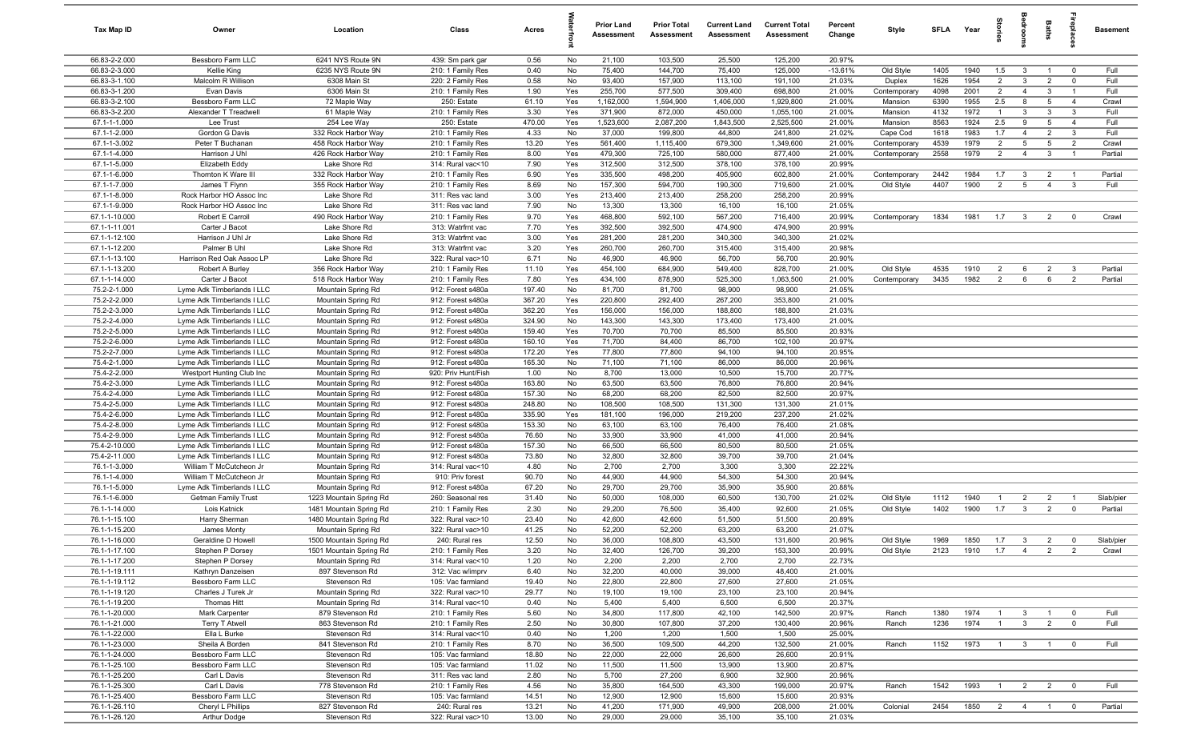| Tax Map ID | Owner | Location | Class | Acres | Waterfront | Prior Land Assessment | Prior Total Assessment | Current Land Assessment | Current Total Assessment | Percent Change | Style | SFLA | Year | Stories | Bedrooms | Baths | Fireplaces | Basement |
|---|---|---|---|---|---|---|---|---|---|---|---|---|---|---|---|---|---|---|
| 66.83-2-2.000 | Bessboro Farm LLC | 6241 NYS Route 9N | 439: Sm park gar | 0.56 | No | 21,100 | 103,500 | 25,500 | 125,200 | 20.97% | | | | | | | | |
| 66.83-2-3.000 | Kellie King | 6235 NYS Route 9N | 210: 1 Family Res | 0.40 | No | 75,400 | 144,700 | 75,400 | 125,000 | -13.61% | Old Style | 1405 | 1940 | 1.5 | 3 | 1 | 0 | Full |
| 66.83-3-1.100 | Malcolm R Willison | 6308 Main St | 220: 2 Family Res | 0.58 | No | 93,400 | 157,900 | 113,100 | 191,100 | 21.03% | Duplex | 1626 | 1954 | 2 | 3 | 2 | 0 | Full |
| 66.83-3-1.200 | Evan Davis | 6306 Main St | 210: 1 Family Res | 1.90 | Yes | 255,700 | 577,500 | 309,400 | 698,800 | 21.00% | Contemporary | 4098 | 2001 | 2 | 4 | 3 | 1 | Full |
| 66.83-3-2.100 | Bessboro Farm LLC | 72 Maple Way | 250: Estate | 61.10 | Yes | 1,162,000 | 1,594,900 | 1,406,000 | 1,929,800 | 21.00% | Mansion | 6390 | 1955 | 2.5 | 8 | 5 | 4 | Crawl |
| 66.83-3-2.200 | Alexander T Treadwell | 61 Maple Way | 210: 1 Family Res | 3.30 | Yes | 371,900 | 872,000 | 450,000 | 1,055,100 | 21.00% | Mansion | 4132 | 1972 | 1 | 3 | 3 | 3 | Full |
| 67.1-1-1.000 | Lee Trust | 254 Lee Way | 250: Estate | 470.00 | Yes | 1,523,600 | 2,087,200 | 1,843,500 | 2,525,500 | 21.00% | Mansion | 8563 | 1924 | 2.5 | 9 | 5 | 4 | Full |
| 67.1-1-2.000 | Gordon G Davis | 332 Rock Harbor Way | 210: 1 Family Res | 4.33 | No | 37,000 | 199,800 | 44,800 | 241,800 | 21.02% | Cape Cod | 1618 | 1983 | 1.7 | 4 | 2 | 3 | Full |
| 67.1-1-3.002 | Peter T Buchanan | 458 Rock Harbor Way | 210: 1 Family Res | 13.20 | Yes | 561,400 | 1,115,400 | 679,300 | 1,349,600 | 21.00% | Contemporary | 4539 | 1979 | 2 | 5 | 5 | 2 | Crawl |
| 67.1-1-4.000 | Harrison J Uhl | 426 Rock Harbor Way | 210: 1 Family Res | 8.00 | Yes | 479,300 | 725,100 | 580,000 | 877,400 | 21.00% | Contemporary | 2558 | 1979 | 2 | 4 | 3 | 1 | Partial |
| 67.1-1-5.000 | Elizabeth Eddy | Lake Shore Rd | 314: Rural vac<10 | 7.90 | Yes | 312,500 | 312,500 | 378,100 | 378,100 | 20.99% | | | | | | | | |
| 67.1-1-6.000 | Thornton K Ware III | 332 Rock Harbor Way | 210: 1 Family Res | 6.90 | Yes | 335,500 | 498,200 | 405,900 | 602,800 | 21.00% | Contemporary | 2442 | 1984 | 1.7 | 3 | 2 | 1 | Partial |
| 67.1-1-7.000 | James T Flynn | 355 Rock Harbor Way | 210: 1 Family Res | 8.69 | No | 157,300 | 594,700 | 190,300 | 719,600 | 21.00% | Old Style | 4407 | 1900 | 2 | 5 | 4 | 3 | Full |
| 67.1-1-8.000 | Rock Harbor HO Assoc Inc | Lake Shore Rd | 311: Res vac land | 3.00 | Yes | 213,400 | 213,400 | 258,200 | 258,200 | 20.99% | | | | | | | | |
| 67.1-1-9.000 | Rock Harbor HO Assoc Inc | Lake Shore Rd | 311: Res vac land | 7.90 | No | 13,300 | 13,300 | 16,100 | 16,100 | 21.05% | | | | | | | | |
| 67.1-1-10.000 | Robert E Carroll | 490 Rock Harbor Way | 210: 1 Family Res | 9.70 | Yes | 468,800 | 592,100 | 567,200 | 716,400 | 20.99% | Contemporary | 1834 | 1981 | 1.7 | 3 | 2 | 0 | Crawl |
| 67.1-1-11.001 | Carter J Bacot | Lake Shore Rd | 313: Watrfrnt vac | 7.70 | Yes | 392,500 | 392,500 | 474,900 | 474,900 | 20.99% | | | | | | | | |
| 67.1-1-12.100 | Harrison J Uhl Jr | Lake Shore Rd | 313: Watrfrnt vac | 3.00 | Yes | 281,200 | 281,200 | 340,300 | 340,300 | 21.02% | | | | | | | | |
| 67.1-1-12.200 | Palmer B Uhl | Lake Shore Rd | 313: Watrfrnt vac | 3.20 | Yes | 260,700 | 260,700 | 315,400 | 315,400 | 20.98% | | | | | | | | |
| 67.1-1-13.100 | Harrison Red Oak Assoc LP | Lake Shore Rd | 322: Rural vac>10 | 6.71 | No | 46,900 | 46,900 | 56,700 | 56,700 | 20.90% | | | | | | | | |
| 67.1-1-13.200 | Robert A Burley | 356 Rock Harbor Way | 210: 1 Family Res | 11.10 | Yes | 454,100 | 684,900 | 549,400 | 828,700 | 21.00% | Old Style | 4535 | 1910 | 2 | 6 | 2 | 3 | Partial |
| 67.1-1-14.000 | Carter J Bacot | 518 Rock Harbor Way | 210: 1 Family Res | 7.80 | Yes | 434,100 | 878,900 | 525,300 | 1,063,500 | 21.00% | Contemporary | 3435 | 1982 | 2 | 6 | 6 | 2 | Partial |
| 75.2-2-1.000 | Lyme Adk Timberlands I LLC | Mountain Spring Rd | 912: Forest s480a | 197.40 | No | 81,700 | 81,700 | 98,900 | 98,900 | 21.05% | | | | | | | | |
| 75.2-2-2.000 | Lyme Adk Timberlands I LLC | Mountain Spring Rd | 912: Forest s480a | 367.20 | Yes | 220,800 | 292,400 | 267,200 | 353,800 | 21.00% | | | | | | | | |
| 75.2-2-3.000 | Lyme Adk Timberlands I LLC | Mountain Spring Rd | 912: Forest s480a | 362.20 | Yes | 156,000 | 156,000 | 188,800 | 188,800 | 21.03% | | | | | | | | |
| 75.2-2-4.000 | Lyme Adk Timberlands I LLC | Mountain Spring Rd | 912: Forest s480a | 324.90 | No | 143,300 | 143,300 | 173,400 | 173,400 | 21.00% | | | | | | | | |
| 75.2-2-5.000 | Lyme Adk Timberlands I LLC | Mountain Spring Rd | 912: Forest s480a | 159.40 | Yes | 70,700 | 70,700 | 85,500 | 85,500 | 20.93% | | | | | | | | |
| 75.2-2-6.000 | Lyme Adk Timberlands I LLC | Mountain Spring Rd | 912: Forest s480a | 160.10 | Yes | 71,700 | 84,400 | 86,700 | 102,100 | 20.97% | | | | | | | | |
| 75.2-2-7.000 | Lyme Adk Timberlands I LLC | Mountain Spring Rd | 912: Forest s480a | 172.20 | Yes | 77,800 | 77,800 | 94,100 | 94,100 | 20.95% | | | | | | | | |
| 75.4-2-1.000 | Lyme Adk Timberlands I LLC | Mountain Spring Rd | 912: Forest s480a | 165.30 | No | 71,100 | 71,100 | 86,000 | 86,000 | 20.96% | | | | | | | | |
| 75.4-2-2.000 | Westport Hunting Club Inc | Mountain Spring Rd | 920: Priv Hunt/Fish | 1.00 | No | 8,700 | 13,000 | 10,500 | 15,700 | 20.77% | | | | | | | | |
| 75.4-2-3.000 | Lyme Adk Timberlands I LLC | Mountain Spring Rd | 912: Forest s480a | 163.80 | No | 63,500 | 63,500 | 76,800 | 76,800 | 20.94% | | | | | | | | |
| 75.4-2-4.000 | Lyme Adk Timberlands I LLC | Mountain Spring Rd | 912: Forest s480a | 157.30 | No | 68,200 | 68,200 | 82,500 | 82,500 | 20.97% | | | | | | | | |
| 75.4-2-5.000 | Lyme Adk Timberlands I LLC | Mountain Spring Rd | 912: Forest s480a | 248.80 | No | 108,500 | 108,500 | 131,300 | 131,300 | 21.01% | | | | | | | | |
| 75.4-2-6.000 | Lyme Adk Timberlands I LLC | Mountain Spring Rd | 912: Forest s480a | 335.90 | Yes | 181,100 | 196,000 | 219,200 | 237,200 | 21.02% | | | | | | | | |
| 75.4-2-8.000 | Lyme Adk Timberlands I LLC | Mountain Spring Rd | 912: Forest s480a | 153.30 | No | 63,100 | 63,100 | 76,400 | 76,400 | 21.08% | | | | | | | | |
| 75.4-2-9.000 | Lyme Adk Timberlands I LLC | Mountain Spring Rd | 912: Forest s480a | 76.60 | No | 33,900 | 33,900 | 41,000 | 41,000 | 20.94% | | | | | | | | |
| 75.4-2-10.000 | Lyme Adk Timberlands I LLC | Mountain Spring Rd | 912: Forest s480a | 157.30 | No | 66,500 | 66,500 | 80,500 | 80,500 | 21.05% | | | | | | | | |
| 75.4-2-11.000 | Lyme Adk Timberlands I LLC | Mountain Spring Rd | 912: Forest s480a | 73.80 | No | 32,800 | 32,800 | 39,700 | 39,700 | 21.04% | | | | | | | | |
| 76.1-1-3.000 | William T McCutcheon Jr | Mountain Spring Rd | 314: Rural vac<10 | 4.80 | No | 2,700 | 2,700 | 3,300 | 3,300 | 22.22% | | | | | | | | |
| 76.1-1-4.000 | William T McCutcheon Jr | Mountain Spring Rd | 910: Priv forest | 90.70 | No | 44,900 | 44,900 | 54,300 | 54,300 | 20.94% | | | | | | | | |
| 76.1-1-5.000 | Lyme Adk Timberlands I LLC | Mountain Spring Rd | 912: Forest s480a | 67.20 | No | 29,700 | 29,700 | 35,900 | 35,900 | 20.88% | | | | | | | | |
| 76.1-1-6.000 | Getman Family Trust | 1223 Mountain Spring Rd | 260: Seasonal res | 31.40 | No | 50,000 | 108,000 | 60,500 | 130,700 | 21.02% | Old Style | 1112 | 1940 | 1 | 2 | 2 | 1 | Slab/pier |
| 76.1-1-14.000 | Lois Katnick | 1481 Mountain Spring Rd | 210: 1 Family Res | 2.30 | No | 29,200 | 76,500 | 35,400 | 92,600 | 21.05% | Old Style | 1402 | 1900 | 1.7 | 3 | 2 | 0 | Partial |
| 76.1-1-15.100 | Harry Sherman | 1480 Mountain Spring Rd | 322: Rural vac>10 | 23.40 | No | 42,600 | 42,600 | 51,500 | 51,500 | 20.89% | | | | | | | | |
| 76.1-1-15.200 | James Monty | Mountain Spring Rd | 322: Rural vac>10 | 41.25 | No | 52,200 | 52,200 | 63,200 | 63,200 | 21.07% | | | | | | | | |
| 76.1-1-16.000 | Geraldine D Howell | 1500 Mountain Spring Rd | 240: Rural res | 12.50 | No | 36,000 | 108,800 | 43,500 | 131,600 | 20.96% | Old Style | 1969 | 1850 | 1.7 | 3 | 2 | 0 | Slab/pier |
| 76.1-1-17.100 | Stephen P Dorsey | 1501 Mountain Spring Rd | 210: 1 Family Res | 3.20 | No | 32,400 | 126,700 | 39,200 | 153,300 | 20.99% | Old Style | 2123 | 1910 | 1.7 | 4 | 2 | 2 | Crawl |
| 76.1-1-17.200 | Stephen P Dorsey | Mountain Spring Rd | 314: Rural vac<10 | 1.20 | No | 2,200 | 2,200 | 2,700 | 2,700 | 22.73% | | | | | | | | |
| 76.1-1-19.111 | Kathryn Danzeisen | 897 Stevenson Rd | 312: Vac w/imprv | 6.40 | No | 32,200 | 40,000 | 39,000 | 48,400 | 21.00% | | | | | | | | |
| 76.1-1-19.112 | Bessboro Farm LLC | Stevenson Rd | 105: Vac farmland | 19.40 | No | 22,800 | 22,800 | 27,600 | 27,600 | 21.05% | | | | | | | | |
| 76.1-1-19.120 | Charles J Turek Jr | Mountain Spring Rd | 322: Rural vac>10 | 29.77 | No | 19,100 | 19,100 | 23,100 | 23,100 | 20.94% | | | | | | | | |
| 76.1-1-19.200 | Thomas Hitt | Mountain Spring Rd | 314: Rural vac<10 | 0.40 | No | 5,400 | 5,400 | 6,500 | 6,500 | 20.37% | | | | | | | | |
| 76.1-1-20.000 | Mark Carpenter | 879 Stevenson Rd | 210: 1 Family Res | 5.60 | No | 34,800 | 117,800 | 42,100 | 142,500 | 20.97% | Ranch | 1380 | 1974 | 1 | 3 | 1 | 0 | Full |
| 76.1-1-21.000 | Terry T Atwell | 863 Stevenson Rd | 210: 1 Family Res | 2.50 | No | 30,800 | 107,800 | 37,200 | 130,400 | 20.96% | Ranch | 1236 | 1974 | 1 | 3 | 2 | 0 | Full |
| 76.1-1-22.000 | Ella L Burke | Stevenson Rd | 314: Rural vac<10 | 0.40 | No | 1,200 | 1,200 | 1,500 | 1,500 | 25.00% | | | | | | | | |
| 76.1-1-23.000 | Sheila A Borden | 841 Stevenson Rd | 210: 1 Family Res | 8.70 | No | 36,500 | 109,500 | 44,200 | 132,500 | 21.00% | Ranch | 1152 | 1973 | 1 | 3 | 1 | 0 | Full |
| 76.1-1-24.000 | Bessboro Farm LLC | Stevenson Rd | 105: Vac farmland | 18.80 | No | 22,000 | 22,000 | 26,600 | 26,600 | 20.91% | | | | | | | | |
| 76.1-1-25.100 | Bessboro Farm LLC | Stevenson Rd | 105: Vac farmland | 11.02 | No | 11,500 | 11,500 | 13,900 | 13,900 | 20.87% | | | | | | | | |
| 76.1-1-25.200 | Carl L Davis | Stevenson Rd | 311: Res vac land | 2.80 | No | 5,700 | 27,200 | 6,900 | 32,900 | 20.96% | | | | | | | | |
| 76.1-1-25.300 | Carl L Davis | 778 Stevenson Rd | 210: 1 Family Res | 4.56 | No | 35,800 | 164,500 | 43,300 | 199,000 | 20.97% | Ranch | 1542 | 1993 | 1 | 2 | 2 | 0 | Full |
| 76.1-1-25.400 | Bessboro Farm LLC | Stevenson Rd | 105: Vac farmland | 14.51 | No | 12,900 | 12,900 | 15,600 | 15,600 | 20.93% | | | | | | | | |
| 76.1-1-26.110 | Cheryl L Phillips | 827 Stevenson Rd | 240: Rural res | 13.21 | No | 41,200 | 171,900 | 49,900 | 208,000 | 21.00% | Colonial | 2454 | 1850 | 2 | 4 | 1 | 0 | Partial |
| 76.1-1-26.120 | Arthur Dodge | Stevenson Rd | 322: Rural vac>10 | 13.00 | No | 29,000 | 29,000 | 35,100 | 35,100 | 21.03% | | | | | | | | |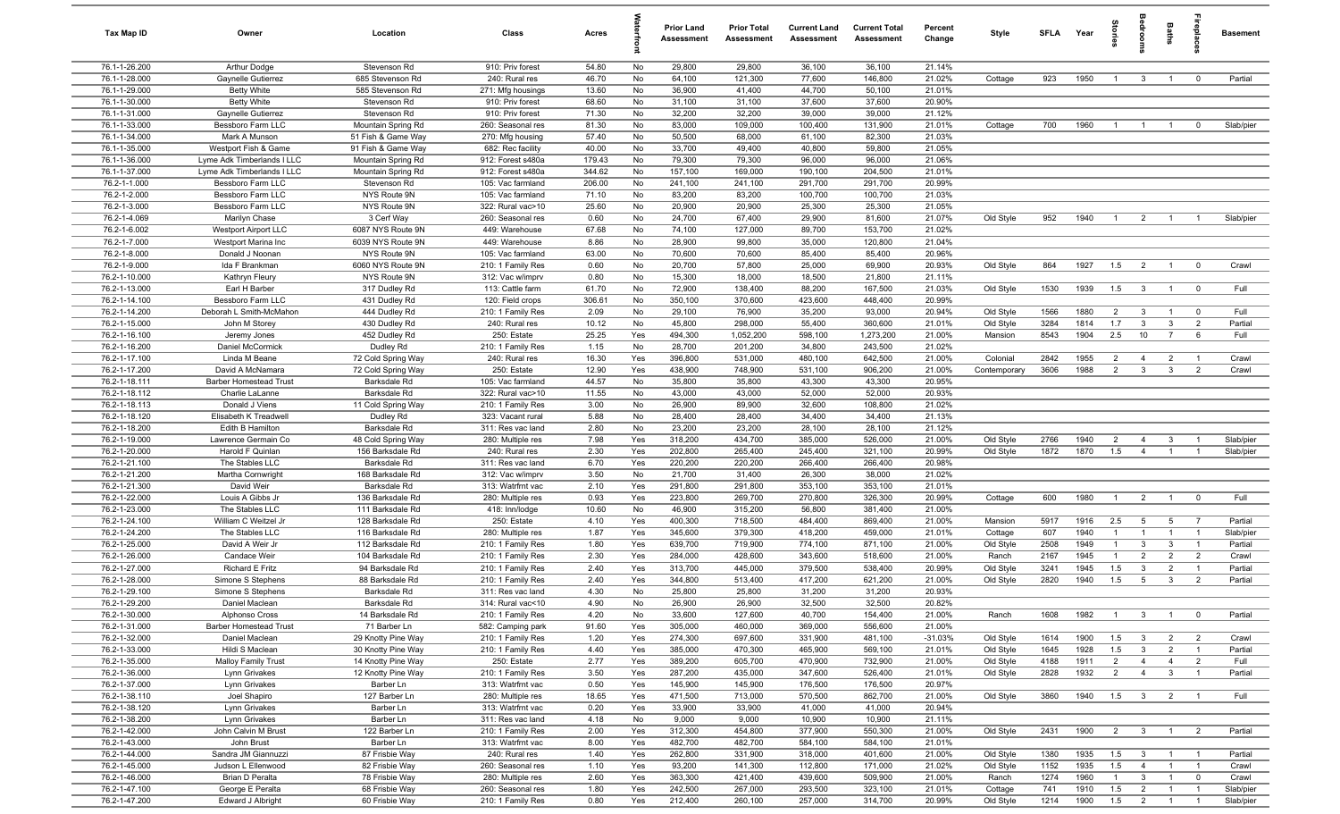| Tax Map ID | Owner | Location | Class | Acres | Waterfront | Prior Land Assessment | Prior Total Assessment | Current Land Assessment | Current Total Assessment | Percent Change | Style | SFLA | Year | Stories | Bedrooms | Baths | Fireplaces | Basement |
|---|---|---|---|---|---|---|---|---|---|---|---|---|---|---|---|---|---|---|
| 76.1-1-26.200 | Arthur Dodge | Stevenson Rd | 910: Priv forest | 54.80 | No | 29,800 | 29,800 | 36,100 | 36,100 | 21.14% | | | | | | | | |
| 76.1-1-28.000 | Gaynelle Gutierrez | 685 Stevenson Rd | 240: Rural res | 46.70 | No | 64,100 | 121,300 | 77,600 | 146,800 | 21.02% | Cottage | 923 | 1950 | 1 | 3 | 1 | 0 | Partial |
| 76.1-1-29.000 | Betty White | 585 Stevenson Rd | 271: Mfg housings | 13.60 | No | 36,900 | 41,400 | 44,700 | 50,100 | 21.01% | | | | | | | | |
| 76.1-1-30.000 | Betty White | Stevenson Rd | 910: Priv forest | 68.60 | No | 31,100 | 31,100 | 37,600 | 37,600 | 20.90% | | | | | | | | |
| 76.1-1-31.000 | Gaynelle Gutierrez | Stevenson Rd | 910: Priv forest | 71.30 | No | 32,200 | 32,200 | 39,000 | 39,000 | 21.12% | | | | | | | | |
| 76.1-1-33.000 | Bessboro Farm LLC | Mountain Spring Rd | 260: Seasonal res | 81.30 | No | 83,000 | 109,000 | 100,400 | 131,900 | 21.01% | Cottage | 700 | 1960 | 1 | 1 | 1 | 0 | Slab/pier |
| 76.1-1-34.000 | Mark A Munson | 51 Fish & Game Way | 270: Mfg housing | 57.40 | No | 50,500 | 68,000 | 61,100 | 82,300 | 21.03% | | | | | | | | |
| 76.1-1-35.000 | Westport Fish & Game | 91 Fish & Game Way | 682: Rec facility | 40.00 | No | 33,700 | 49,400 | 40,800 | 59,800 | 21.05% | | | | | | | | |
| 76.1-1-36.000 | Lyme Adk Timberlands I LLC | Mountain Spring Rd | 912: Forest s480a | 179.43 | No | 79,300 | 79,300 | 96,000 | 96,000 | 21.06% | | | | | | | | |
| 76.1-1-37.000 | Lyme Adk Timberlands I LLC | Mountain Spring Rd | 912: Forest s480a | 344.62 | No | 157,100 | 169,000 | 190,100 | 204,500 | 21.01% | | | | | | | | |
| 76.2-1-1.000 | Bessboro Farm LLC | Stevenson Rd | 105: Vac farmland | 206.00 | No | 241,100 | 241,100 | 291,700 | 291,700 | 20.99% | | | | | | | | |
| 76.2-1-2.000 | Bessboro Farm LLC | NYS Route 9N | 105: Vac farmland | 71.10 | No | 83,200 | 83,200 | 100,700 | 100,700 | 21.03% | | | | | | | | |
| 76.2-1-3.000 | Bessboro Farm LLC | NYS Route 9N | 322: Rural vac>10 | 25.60 | No | 20,900 | 20,900 | 25,300 | 25,300 | 21.05% | | | | | | | | |
| 76.2-1-4.069 | Marilyn Chase | 3 Cerf Way | 260: Seasonal res | 0.60 | No | 24,700 | 67,400 | 29,900 | 81,600 | 21.07% | Old Style | 952 | 1940 | 1 | 2 | 1 | 1 | Slab/pier |
| 76.2-1-6.002 | Westport Airport LLC | 6087 NYS Route 9N | 449: Warehouse | 67.68 | No | 74,100 | 127,000 | 89,700 | 153,700 | 21.02% | | | | | | | | |
| 76.2-1-7.000 | Westport Marina Inc | 6039 NYS Route 9N | 449: Warehouse | 8.86 | No | 28,900 | 99,800 | 35,000 | 120,800 | 21.04% | | | | | | | | |
| 76.2-1-8.000 | Donald J Noonan | NYS Route 9N | 105: Vac farmland | 63.00 | No | 70,600 | 70,600 | 85,400 | 85,400 | 20.96% | | | | | | | | |
| 76.2-1-9.000 | Ida F Brankman | 6060 NYS Route 9N | 210: 1 Family Res | 0.60 | No | 20,700 | 57,800 | 25,000 | 69,900 | 20.93% | Old Style | 864 | 1927 | 1.5 | 2 | 1 | 0 | Crawl |
| 76.2-1-10.000 | Kathryn Fleury | NYS Route 9N | 312: Vac w/imprv | 0.80 | No | 15,300 | 18,000 | 18,500 | 21,800 | 21.11% | | | | | | | | |
| 76.2-1-13.000 | Earl H Barber | 317 Dudley Rd | 113: Cattle farm | 61.70 | No | 72,900 | 138,400 | 88,200 | 167,500 | 21.03% | Old Style | 1530 | 1939 | 1.5 | 3 | 1 | 0 | Full |
| 76.2-1-14.100 | Bessboro Farm LLC | 431 Dudley Rd | 120: Field crops | 306.61 | No | 350,100 | 370,600 | 423,600 | 448,400 | 20.99% | | | | | | | | |
| 76.2-1-14.200 | Deborah L Smith-McMahon | 444 Dudley Rd | 210: 1 Family Res | 2.09 | No | 29,100 | 76,900 | 35,200 | 93,000 | 20.94% | Old Style | 1566 | 1880 | 2 | 3 | 1 | 0 | Full |
| 76.2-1-15.000 | John M Storey | 430 Dudley Rd | 240: Rural res | 10.12 | No | 45,800 | 298,000 | 55,400 | 360,600 | 21.01% | Old Style | 3284 | 1814 | 1.7 | 3 | 3 | 2 | Partial |
| 76.2-1-16.100 | Jeremy Jones | 452 Dudley Rd | 250: Estate | 25.25 | Yes | 494,300 | 1,052,200 | 598,100 | 1,273,200 | 21.00% | Mansion | 8543 | 1904 | 2.5 | 10 | 7 | 6 | Full |
| 76.2-1-16.200 | Daniel McCormick | Dudley Rd | 210: 1 Family Res | 1.15 | No | 28,700 | 201,200 | 34,800 | 243,500 | 21.02% | | | | | | | | |
| 76.2-1-17.100 | Linda M Beane | 72 Cold Spring Way | 240: Rural res | 16.30 | Yes | 396,800 | 531,000 | 480,100 | 642,500 | 21.00% | Colonial | 2842 | 1955 | 2 | 4 | 2 | 1 | Crawl |
| 76.2-1-17.200 | David A McNamara | 72 Cold Spring Way | 250: Estate | 12.90 | Yes | 438,900 | 748,900 | 531,100 | 906,200 | 21.00% | Contemporary | 3606 | 1988 | 2 | 3 | 3 | 2 | Crawl |
| 76.2-1-18.111 | Barber Homestead Trust | Barksdale Rd | 105: Vac farmland | 44.57 | No | 35,800 | 35,800 | 43,300 | 43,300 | 20.95% | | | | | | | | |
| 76.2-1-18.112 | Charlie LaLanne | Barksdale Rd | 322: Rural vac>10 | 11.55 | No | 43,000 | 43,000 | 52,000 | 52,000 | 20.93% | | | | | | | | |
| 76.2-1-18.113 | Donald J Viens | 11 Cold Spring Way | 210: 1 Family Res | 3.00 | No | 26,900 | 89,900 | 32,600 | 108,800 | 21.02% | | | | | | | | |
| 76.2-1-18.120 | Elisabeth K Treadwell | Dudley Rd | 323: Vacant rural | 5.88 | No | 28,400 | 28,400 | 34,400 | 34,400 | 21.13% | | | | | | | | |
| 76.2-1-18.200 | Edith B Hamilton | Barksdale Rd | 311: Res vac land | 2.80 | No | 23,200 | 23,200 | 28,100 | 28,100 | 21.12% | | | | | | | | |
| 76.2-1-19.000 | Lawrence Germain Co | 48 Cold Spring Way | 280: Multiple res | 7.98 | Yes | 318,200 | 434,700 | 385,000 | 526,000 | 21.00% | Old Style | 2766 | 1940 | 2 | 4 | 3 | 1 | Slab/pier |
| 76.2-1-20.000 | Harold F Quinlan | 156 Barksdale Rd | 240: Rural res | 2.30 | Yes | 202,800 | 265,400 | 245,400 | 321,100 | 20.99% | Old Style | 1872 | 1870 | 1.5 | 4 | 1 | 1 | Slab/pier |
| 76.2-1-21.100 | The Stables LLC | Barksdale Rd | 311: Res vac land | 6.70 | Yes | 220,200 | 220,200 | 266,400 | 266,400 | 20.98% | | | | | | | | |
| 76.2-1-21.200 | Martha Cornwright | 168 Barksdale Rd | 312: Vac w/imprv | 3.50 | No | 21,700 | 31,400 | 26,300 | 38,000 | 21.02% | | | | | | | | |
| 76.2-1-21.300 | David Weir | Barksdale Rd | 313: Watrfrnt vac | 2.10 | Yes | 291,800 | 291,800 | 353,100 | 353,100 | 21.01% | | | | | | | | |
| 76.2-1-22.000 | Louis A Gibbs Jr | 136 Barksdale Rd | 280: Multiple res | 0.93 | Yes | 223,800 | 269,700 | 270,800 | 326,300 | 20.99% | Cottage | 600 | 1980 | 1 | 2 | 1 | 0 | Full |
| 76.2-1-23.000 | The Stables LLC | 111 Barksdale Rd | 418: Inn/lodge | 10.60 | No | 46,900 | 315,200 | 56,800 | 381,400 | 21.00% | | | | | | | | |
| 76.2-1-24.100 | William C Weitzel Jr | 128 Barksdale Rd | 250: Estate | 4.10 | Yes | 400,300 | 718,500 | 484,400 | 869,400 | 21.00% | Mansion | 5917 | 1916 | 2.5 | 5 | 5 | 7 | Partial |
| 76.2-1-24.200 | The Stables LLC | 116 Barksdale Rd | 280: Multiple res | 1.87 | Yes | 345,600 | 379,300 | 418,200 | 459,000 | 21.01% | Cottage | 607 | 1940 | 1 | 1 | 1 | 1 | Slab/pier |
| 76.2-1-25.000 | David A Weir Jr | 112 Barksdale Rd | 210: 1 Family Res | 1.80 | Yes | 639,700 | 719,900 | 774,100 | 871,100 | 21.00% | Old Style | 2508 | 1949 | 1 | 3 | 3 | 1 | Partial |
| 76.2-1-26.000 | Candace Weir | 104 Barksdale Rd | 210: 1 Family Res | 2.30 | Yes | 284,000 | 428,600 | 343,600 | 518,600 | 21.00% | Ranch | 2167 | 1945 | 1 | 2 | 2 | 2 | Crawl |
| 76.2-1-27.000 | Richard E Fritz | 94 Barksdale Rd | 210: 1 Family Res | 2.40 | Yes | 313,700 | 445,000 | 379,500 | 538,400 | 20.99% | Old Style | 3241 | 1945 | 1.5 | 3 | 2 | 1 | Partial |
| 76.2-1-28.000 | Simone S Stephens | 88 Barksdale Rd | 210: 1 Family Res | 2.40 | Yes | 344,800 | 513,400 | 417,200 | 621,200 | 21.00% | Old Style | 2820 | 1940 | 1.5 | 5 | 3 | 2 | Partial |
| 76.2-1-29.100 | Simone S Stephens | Barksdale Rd | 311: Res vac land | 4.30 | No | 25,800 | 25,800 | 31,200 | 31,200 | 20.93% | | | | | | | | |
| 76.2-1-29.200 | Daniel Maclean | Barksdale Rd | 314: Rural vac<10 | 4.90 | No | 26,900 | 26,900 | 32,500 | 32,500 | 20.82% | | | | | | | | |
| 76.2-1-30.000 | Alphonso Cross | 14 Barksdale Rd | 210: 1 Family Res | 4.20 | No | 33,600 | 127,600 | 40,700 | 154,400 | 21.00% | Ranch | 1608 | 1982 | 1 | 3 | 1 | 0 | Partial |
| 76.2-1-31.000 | Barber Homestead Trust | 71 Barber Ln | 582: Camping park | 91.60 | Yes | 305,000 | 460,000 | 369,000 | 556,600 | 21.00% | | | | | | | | |
| 76.2-1-32.000 | Daniel Maclean | 29 Knotty Pine Way | 210: 1 Family Res | 1.20 | Yes | 274,300 | 697,600 | 331,900 | 481,100 | -31.03% | Old Style | 1614 | 1900 | 1.5 | 3 | 2 | 2 | Crawl |
| 76.2-1-33.000 | Hildi S Maclean | 30 Knotty Pine Way | 210: 1 Family Res | 4.40 | Yes | 385,000 | 470,300 | 465,900 | 569,100 | 21.01% | Old Style | 1645 | 1928 | 1.5 | 3 | 2 | 1 | Partial |
| 76.2-1-35.000 | Malloy Family Trust | 14 Knotty Pine Way | 250: Estate | 2.77 | Yes | 389,200 | 605,700 | 470,900 | 732,900 | 21.00% | Old Style | 4188 | 1911 | 2 | 4 | 4 | 2 | Full |
| 76.2-1-36.000 | Lynn Grivakes | 12 Knotty Pine Way | 210: 1 Family Res | 3.50 | Yes | 287,200 | 435,000 | 347,600 | 526,400 | 21.01% | Old Style | 2828 | 1932 | 2 | 4 | 3 | 1 | Partial |
| 76.2-1-37.000 | Lynn Grivakes | Barber Ln | 313: Watrfrnt vac | 0.50 | Yes | 145,900 | 145,900 | 176,500 | 176,500 | 20.97% | | | | | | | | |
| 76.2-1-38.110 | Joel Shapiro | 127 Barber Ln | 280: Multiple res | 18.65 | Yes | 471,500 | 713,000 | 570,500 | 862,700 | 21.00% | Old Style | 3860 | 1940 | 1.5 | 3 | 2 | 1 | Full |
| 76.2-1-38.120 | Lynn Grivakes | Barber Ln | 313: Watrfrnt vac | 0.20 | Yes | 33,900 | 33,900 | 41,000 | 41,000 | 20.94% | | | | | | | | |
| 76.2-1-38.200 | Lynn Grivakes | Barber Ln | 311: Res vac land | 4.18 | No | 9,000 | 9,000 | 10,900 | 10,900 | 21.11% | | | | | | | | |
| 76.2-1-42.000 | John Calvin M Brust | 122 Barber Ln | 210: 1 Family Res | 2.00 | Yes | 312,300 | 454,800 | 377,900 | 550,300 | 21.00% | Old Style | 2431 | 1900 | 2 | 3 | 1 | 2 | Partial |
| 76.2-1-43.000 | John Brust | Barber Ln | 313: Watrfrnt vac | 8.00 | Yes | 482,700 | 482,700 | 584,100 | 584,100 | 21.01% | | | | | | | | |
| 76.2-1-44.000 | Sandra JM Giannuzzi | 87 Frisbie Way | 240: Rural res | 1.40 | Yes | 262,800 | 331,900 | 318,000 | 401,600 | 21.00% | Old Style | 1380 | 1935 | 1.5 | 3 | 1 | 1 | Partial |
| 76.2-1-45.000 | Judson L Ellenwood | 82 Frisbie Way | 260: Seasonal res | 1.10 | Yes | 93,200 | 141,300 | 112,800 | 171,000 | 21.02% | Old Style | 1152 | 1935 | 1.5 | 4 | 1 | 1 | Crawl |
| 76.2-1-46.000 | Brian D Peralta | 78 Frisbie Way | 280: Multiple res | 2.60 | Yes | 363,300 | 421,400 | 439,600 | 509,900 | 21.00% | Ranch | 1274 | 1960 | 1 | 3 | 1 | 0 | Crawl |
| 76.2-1-47.100 | George E Peralta | 68 Frisbie Way | 260: Seasonal res | 1.80 | Yes | 242,500 | 267,000 | 293,500 | 323,100 | 21.01% | Cottage | 741 | 1910 | 1.5 | 2 | 1 | 1 | Slab/pier |
| 76.2-1-47.200 | Edward J Albright | 60 Frisbie Way | 210: 1 Family Res | 0.80 | Yes | 212,400 | 260,100 | 257,000 | 314,700 | 20.99% | Old Style | 1214 | 1900 | 1.5 | 2 | 1 | 1 | Slab/pier |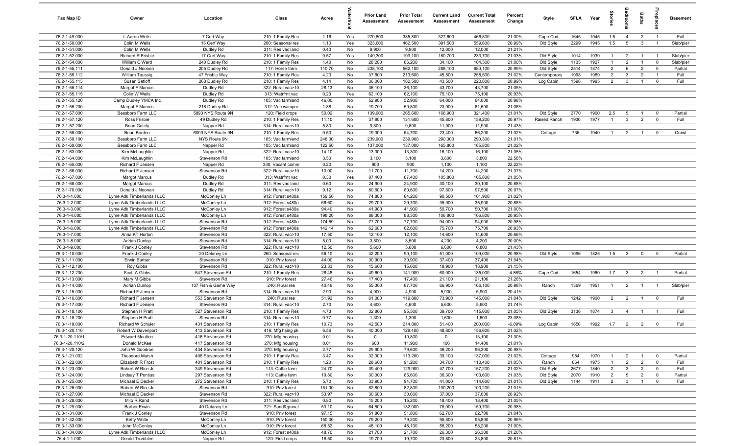| Tax Map ID | Owner | Location | Class | Acres | Waterfront | Prior Land Assessment | Prior Total Assessment | Current Land Assessment | Current Total Assessment | Percent Change | Style | SFLA | Year | Stories | Bedrooms | Baths | Fireplaces | Basement |
|---|---|---|---|---|---|---|---|---|---|---|---|---|---|---|---|---|---|---|
| 76.2-1-49.000 | L Aaron Wells | 7 Cerf Way | 210: 1 Family Res | 1.16 | Yes | 270,800 | 385,800 | 327,600 | 466,800 | 21.00% | Cape Cod | 1645 | 1945 | 1.5 | 4 | 2 | 1 | Full |
| 76.2-1-50.000 | Colin M Wells | 15 Cerf Way | 260: Seasonal res | 1.10 | Yes | 323,600 | 462,500 | 391,500 | 559,600 | 20.99% | Old Style | 2299 | 1945 | 1.5 | 5 | 3 | 1 | Slab/pier |
| 76.2-1-51.000 | Colin M Wells | Dudley Rd | 311: Res vac land | 0.40 | No | 9,900 | 9,900 | 12,000 | 12,000 | 21.21% | | | | | | | | |
| 76.2-1-52.000 | Richard R Frisbie | 17 Cerf Way | 210: 1 Family Res | 0.57 | Yes | 149,300 | 193,100 | 180,700 | 233,700 | 21.03% | Old Style | 1014 | 1939 | 1 | 2 | 1 | 1 | Slab/pier |
| 76.2-1-54.000 | William C Ward | 240 Dudley Rd | 210: 1 Family Res | 1.40 | No | 28,200 | 86,200 | 34,100 | 104,300 | 21.00% | Old Style | 1135 | 1927 | 1 | 2 | 1 | 0 | Slab/pier |
| 76.2-1-55.111 | Donald J Noonan | 205 Dudley Rd | 117: Horse farm | 110.70 | No | 238,100 | 562,100 | 288,100 | 680,100 | 20.99% | Old Style | 2514 | 1874 | 2 | 6 | 2 | 0 | Partial |
| 76.2-1-55.112 | William Taussig | 47 Frisbie Way | 210: 1 Family Res | 4.20 | No | 37,600 | 213,600 | 45,500 | 258,500 | 21.02% | Contemporary | 1998 | 1989 | 2 | 3 | 2 | 1 | Full |
| 76.2-1-55.113 | Susan Satloff | 268 Dudley Rd | 210: 1 Family Res | 4.14 | No | 36,000 | 182,500 | 43,500 | 220,800 | 20.99% | Log Cabin | 1596 | 1995 | 2 | 3 | 1 | 0 | Full |
| 76.2-1-55.114 | Margot F Marcus | Dudley Rd | 322: Rural vac>10 | 28.13 | No | 36,100 | 36,100 | 43,700 | 43,700 | 21.05% | | | | | | | | |
| 76.2-1-55.115 | Colin W Wells | Dudley Rd | 313: Watrfrnt vac | 0.23 | Yes | 62,100 | 62,100 | 75,100 | 75,100 | 20.93% | | | | | | | | |
| 76.2-1-55.120 | Camp Dudley YMCA Inc | Dudley Rd | 105: Vac farmland | 46.00 | No | 52,900 | 52,900 | 64,000 | 64,000 | 20.98% | | | | | | | | |
| 76.2-1-55.200 | Margot F Marcus | 218 Dudley Rd | 312: Vac w/imprv | 1.88 | No | 19,700 | 50,800 | 23,900 | 61,500 | 21.06% | | | | | | | | |
| 76.2-1-57.000 | Bessboro Farm LLC | 5893 NYS Route 9N | 120: Field crops | 50.02 | No | 139,600 | 265,600 | 168,900 | 321,400 | 21.01% | Old Style | 2770 | 1900 | 2.5 | 5 | 1 | 0 | Partial |
| 76.2-1-57.120 | Ross Frisbie | 49 Dudley Rd | 210: 1 Family Res | 11.10 | No | 37,900 | 131,600 | 45,800 | 159,200 | 20.97% | Raised Ranch | 1930 | 1977 | 1 | 3 | 2 | 0 | Full |
| 76.2-1-57.200 | Brian Gately | Napper Rd | 314: Rural vac<10 | 5.80 | No | 9,800 | 9,800 | 11,900 | 11,900 | 21.43% | | | | | | | | |
| 76.2-1-58.000 | Brian Borden | 6000 NYS Route 9N | 210: 1 Family Res | 0.50 | No | 19,300 | 54,700 | 23,400 | 66,200 | 21.02% | Cottage | 736 | 1940 | 1 | 2 | 1 | 0 | Crawl |
| 76.2-1-59.100 | Bessboro Farm LLC | NYS Route 9N | 105: Vac farmland | 248.30 | No | 239,900 | 239,900 | 290,300 | 290,300 | 21.01% | | | | | | | | |
| 76.2-1-60.000 | Bessboro Farm LLC | Napper Rd | 105: Vac farmland | 122.50 | No | 137,000 | 137,000 | 165,800 | 165,800 | 21.02% | | | | | | | | |
| 76.2-1-63.000 | Kim McLaughlin | Napper Rd | 322: Rural vac>10 | 14.10 | No | 13,300 | 13,300 | 16,100 | 16,100 | 21.05% | | | | | | | | |
| 76.2-1-64.000 | Kim McLaughlin | Stevenson Rd | 105: Vac farmland | 3.50 | No | 3,100 | 3,100 | 3,800 | 3,800 | 22.58% | | | | | | | | |
| 76.2-1-65.000 | Richard F Jensen | Napper Rd | 330: Vacant comm | 0.20 | No | 900 | 900 | 1,100 | 1,100 | 22.22% | | | | | | | | |
| 76.2-1-66.000 | Richard F Jensen | Stevenson Rd | 322: Rural vac>10 | 10.00 | No | 11,700 | 11,700 | 14,200 | 14,200 | 21.37% | | | | | | | | |
| 76.2-1-67.000 | Margot Marcus | Dudley Rd | 313: Watrfrnt vac | 0.30 | Yes | 87,400 | 87,400 | 105,800 | 105,800 | 21.05% | | | | | | | | |
| 76.2-1-68.000 | Margot Marcus | Dudley Rd | 311: Res vac land | 0.60 | No | 24,900 | 24,900 | 30,100 | 30,100 | 20.88% | | | | | | | | |
| 76.2-1-70.000 | Donald J Noonan | Dudley Rd | 314: Rural vac<10 | 9.12 | No | 80,600 | 80,600 | 97,500 | 97,500 | 20.97% | | | | | | | | |
| 76.3-1-1.000 | Lyme Adk Timberlands I LLC | McConley Ln | 912: Forest s480a | 159.50 | No | 74,800 | 84,200 | 90,500 | 101,900 | 21.02% | | | | | | | | |
| 76.3-1-2.000 | Lyme Adk Timberlands I LLC | McConley Ln | 912: Forest s480a | 66.60 | No | 29,700 | 29,700 | 35,900 | 35,900 | 20.88% | | | | | | | | |
| 76.3-1-3.000 | Lyme Adk Timberlands I LLC | McConley Ln | 912: Forest s480a | 94.40 | No | 41,900 | 41,900 | 50,700 | 50,700 | 21.00% | | | | | | | | |
| 76.3-1-4.000 | Lyme Adk Timberlands I LLC | McConley Ln | 912: Forest s480a | 198.20 | No | 88,300 | 88,300 | 106,800 | 106,800 | 20.95% | | | | | | | | |
| 76.3-1-5.000 | Lyme Adk Timberlands I LLC | Stevenson Rd | 912: Forest s480a | 174.59 | No | 77,700 | 77,700 | 94,000 | 94,000 | 20.98% | | | | | | | | |
| 76.3-1-6.000 | Lyme Adk Timberlands I LLC | Stevenson Rd | 912: Forest s480a | 142.14 | No | 62,600 | 62,600 | 75,700 | 75,700 | 20.93% | | | | | | | | |
| 76.3-1-7.000 | Anna KT Horton | Stevenson Rd | 322: Rural vac>10 | 17.50 | No | 12,100 | 12,100 | 14,600 | 14,600 | 20.66% | | | | | | | | |
| 76.3-1-8.000 | Adrian Dunlop | Stevenson Rd | 314: Rural vac<10 | 5.00 | No | 3,500 | 3,500 | 4,200 | 4,200 | 20.00% | | | | | | | | |
| 76.3-1-9.000 | Frank J Conley | Stevenson Rd | 322: Rural vac>10 | 12.50 | No | 5,600 | 5,600 | 6,800 | 6,800 | 21.43% | | | | | | | | |
| 76.3-1-10.000 | Frank J Conley | 20 Delaney Ln | 260: Seasonal res | 56.10 | No | 42,200 | 90,100 | 51,000 | 109,000 | 20.98% | Old Style | 1096 | 1825 | 1.5 | 3 | 0 | 0 | Partial |
| 76.3-1-11.000 | Erwin Barber | Stevenson Rd | 910: Priv forest | 44.00 | No | 30,900 | 30,900 | 37,400 | 37,400 | 21.04% | | | | | | | | |
| 76.3-1-12.100 | Roy Gibbs | Stevenson Rd | 322: Rural vac>10 | 23.33 | No | 15,600 | 15,600 | 18,900 | 18,900 | 21.15% | | | | | | | | |
| 76.3-1-12.200 | Scott A Gibbs | 547 Stevenson Rd | 210: 1 Family Res | 28.48 | No | 49,600 | 141,900 | 60,000 | 135,000 | -4.86% | Cape Cod | 1654 | 1960 | 1.7 | 3 | 2 | 1 | Partial |
| 76.3-1-13.000 | Mary M Gibbs | Stevenson Rd | 910: Priv forest | 27.46 | No | 17,400 | 17,400 | 21,100 | 21,100 | 21.26% | | | | | | | | |
| 76.3-1-14.000 | Adrian Dunlop | 107 Fish & Game Way | 240: Rural res | 40.46 | No | 55,300 | 87,700 | 66,900 | 106,100 | 20.98% | Ranch | 1369 | 1951 | 1 | 2 | 1 | 1 | Slab/pier |
| 76.3-1-15.000 | Richard F Jensen | Stevenson Rd | 314: Rural vac<10 | 2.90 | No | 4,900 | 4,900 | 5,900 | 5,900 | 20.41% | | | | | | | | |
| 76.3-1-16.000 | Richard F Jensen | 553 Stevenson Rd | 240: Rural res | 51.92 | No | 61,000 | 119,800 | 73,900 | 145,000 | 21.04% | Old Style | 1242 | 1900 | 2 | 2 | 1 | 0 | Full |
| 76.3-1-17.000 | Richard F Jensen | Stevenson Rd | 314: Rural vac<10 | 2.70 | No | 4,600 | 4,600 | 5,600 | 5,600 | 21.74% | | | | | | | | |
| 76.3-1-18.100 | Stephen H Pratt | 527 Stevenson Rd | 210: 1 Family Res | 4.73 | No | 32,800 | 95,500 | 39,700 | 115,600 | 21.05% | Old Style | 3136 | 1874 | 3 | 4 | 1 | 1 | Full |
| 76.3-1-18.200 | Stephen H Pratt | Stevenson Rd | 314: Rural vac<10 | 0.77 | No | 1,300 | 1,300 | 1,600 | 1,600 | 23.08% | | | | | | | | |
| 76.3-1-19.000 | Richard W Schuler | 431 Stevenson Rd | 210: 1 Family Res | 10.73 | No | 42,500 | 214,800 | 51,400 | 200,000 | -6.89% | Log Cabin | 1850 | 1992 | 1.7 | 2 | 2 | 0 | Full |
| 76.3-1-20.110 | Robert W Davenport | 413 Stevenson Rd | 416: Mfg hsing pk | 6.56 | No | 40,300 | 129,400 | 48,800 | 156,600 | 21.02% | | | | | | | | |
| 76.3-1-20.110/1 | Edward Moulton | 416 Stevenson Rd | 270: Mfg housing | 0.01 | No | 0 | 10,800 | 0 | 13,100 | 21.30% | | | | | | | | |
| 76.3-1-20.110/2 | Donald McKee | 417 Stevenson Rd | 270: Mfg housing | 0.01 | No | 600 | 11,900 | 106 | 14,400 | 21.01% | | | | | | | | |
| 76.3-1-20.120 | John W Goodroe | 434 Stevenson Rd | 270: Mfg housing | 2.77 | No | 29,900 | 79,600 | 36,200 | 96,300 | 20.98% | | | | | | | | |
| 76.3-1-21.002 | Theodore Marsh | 408 Stevenson Rd | 210: 1 Family Res | 3.47 | No | 32,300 | 113,200 | 39,100 | 137,000 | 21.02% | Cottage | 984 | 1970 | 1 | 2 | 1 | 0 | Partial |
| 76.3-1-22.000 | Elizabeth R Frost | 401 Stevenson Rd | 210: 1 Family Res | 1.20 | No | 28,600 | 91,200 | 34,700 | 110,400 | 21.05% | Ranch | 864 | 1975 | 1 | 2 | 2 | 0 | Full |
| 76.3-1-23.000 | Robert W Rice Jr | 349 Stevenson Rd | 113: Cattle farm | 24.70 | No | 39,400 | 129,900 | 47,700 | 157,200 | 21.02% | Old Style | 2677 | 1840 | 2 | 3 | 2 | 0 | Full |
| 76.3-1-24.000 | Lindsay T Pontius | 297 Stevenson Rd | 113: Cattle farm | 19.80 | No | 30,000 | 85,600 | 36,300 | 103,600 | 21.03% | Old Style | 2070 | 1910 | 2 | 5 | 2 | 0 | Partial |
| 76.3-1-25.000 | Michael E Decker | 272 Stevenson Rd | 210: 1 Family Res | 5.70 | No | 33,900 | 94,700 | 41,000 | 114,600 | 21.01% | Old Style | 1144 | 1911 | 2 | 3 | 1 | 0 | Full |
| 76.3-1-26.000 | Robert W Rice Jr | Stevenson Rd | 910: Priv forest | 151.00 | No | 82,800 | 82,800 | 100,200 | 100,200 | 21.01% | | | | | | | | |
| 76.3-1-27.000 | Michael E Decker | Stevenson Rd | 322: Rural vac>10 | 53.97 | No | 30,600 | 30,600 | 37,000 | 37,000 | 20.92% | | | | | | | | |
| 76.3-1-28.000 | Milo R Rand | Stevenson Rd | 311: Res vac land | 0.80 | No | 15,200 | 15,200 | 18,400 | 18,400 | 21.05% | | | | | | | | |
| 76.3-1-29.000 | Barber Erwin | 40 Delaney Ln | 721: Sand&gravel | 53.10 | No | 64,500 | 132,000 | 78,000 | 159,700 | 20.98% | | | | | | | | |
| 76.3-1-31.000 | Frank J Conley | Stevenson Rd | 910: Priv forest | 97.15 | No | 51,800 | 51,800 | 62,700 | 62,700 | 21.04% | | | | | | | | |
| 76.3-1-32.000 | Betty White | McConley Ln | 910: Priv forest | 150.00 | No | 79,200 | 79,200 | 95,800 | 95,800 | 20.96% | | | | | | | | |
| 76.3-1-33.000 | John McConley | McConley Ln | 910: Priv forest | 68.52 | No | 48,100 | 48,100 | 58,200 | 58,200 | 21.00% | | | | | | | | |
| 76.3-1-34.000 | Lyme Adk Timberlands I LLC | McConley Ln | 912: Forest s480a | 48.70 | No | 21,700 | 21,700 | 26,300 | 26,300 | 21.20% | | | | | | | | |
| 76.4-1-1.000 | Gerald Tromblee | Napper Rd | 120: Field crops | 18.50 | No | 19,700 | 19,700 | 23,800 | 23,800 | 20.81% | | | | | | | | |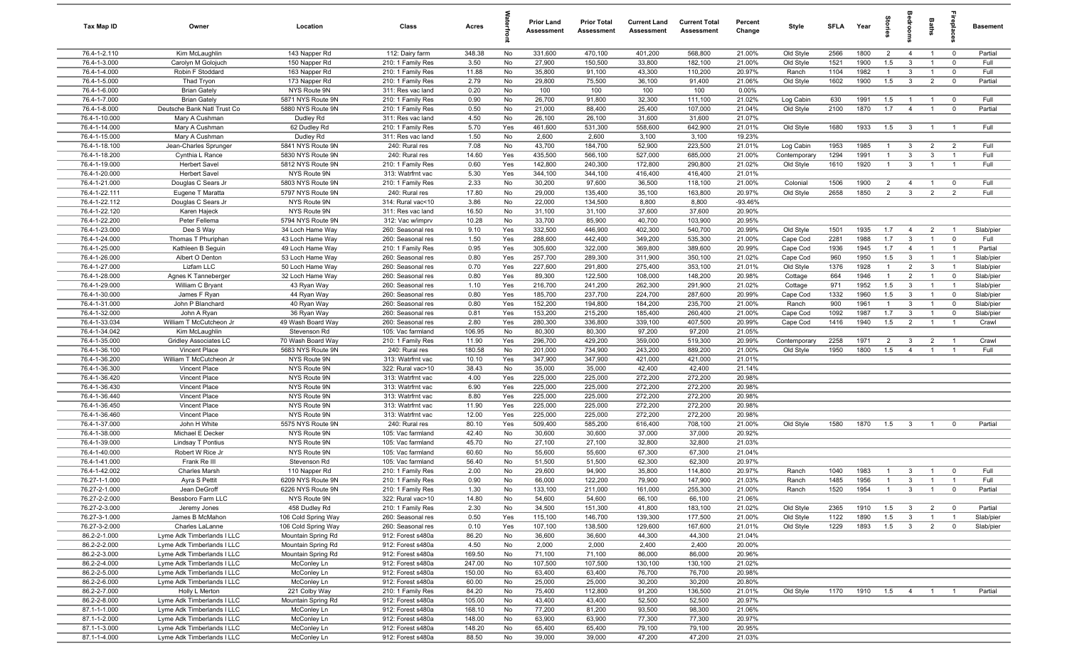| Tax Map ID | Owner | Location | Class | Acres | Waterfront | Prior Land Assessment | Prior Total Assessment | Current Land Assessment | Current Total Assessment | Percent Change | Style | SFLA | Year | Stories | Bedrooms | Baths | Fireplaces | Basement |
|---|---|---|---|---|---|---|---|---|---|---|---|---|---|---|---|---|---|---|
| 76.4-1-2.110 | Kim McLaughlin | 143 Napper Rd | 112: Dairy farm | 348.38 | No | 331,600 | 470,100 | 401,200 | 568,800 | 21.00% | Old Style | 2566 | 1800 | 2 | 4 | 1 | 0 | Partial |
| 76.4-1-3.000 | Carolyn M Golojuch | 150 Napper Rd | 210: 1 Family Res | 3.50 | No | 27,900 | 150,500 | 33,800 | 182,100 | 21.00% | Old Style | 1521 | 1900 | 1.5 | 3 | 1 | 0 | Full |
| 76.4-1-4.000 | Robin F Stoddard | 163 Napper Rd | 210: 1 Family Res | 11.88 | No | 35,800 | 91,100 | 43,300 | 110,200 | 20.97% | Ranch | 1104 | 1982 | 1 | 3 | 1 | 0 | Full |
| 76.4-1-5.000 | Thad Tryon | 173 Napper Rd | 210: 1 Family Res | 2.79 | No | 29,800 | 75,500 | 36,100 | 91,400 | 21.06% | Old Style | 1602 | 1900 | 1.5 | 3 | 2 | 0 | Partial |
| 76.4-1-6.000 | Brian Gately | NYS Route 9N | 311: Res vac land | 0.20 | No | 100 | 100 | 100 | 100 | 0.00% | | | | | | | | |
| 76.4-1-7.000 | Brian Gately | 5871 NYS Route 9N | 210: 1 Family Res | 0.90 | No | 26,700 | 91,800 | 32,300 | 111,100 | 21.02% | Log Cabin | 630 | 1991 | 1.5 | 1 | 1 | 0 | Full |
| 76.4-1-8.000 | Deutsche Bank Natl Trust Co | 5880 NYS Route 9N | 210: 1 Family Res | 0.50 | No | 21,000 | 88,400 | 25,400 | 107,000 | 21.04% | Old Style | 2100 | 1870 | 1.7 | 4 | 1 | 0 | Partial |
| 76.4-1-10.000 | Mary A Cushman | Dudley Rd | 311: Res vac land | 4.50 | No | 26,100 | 26,100 | 31,600 | 31,600 | 21.07% | | | | | | | | |
| 76.4-1-14.000 | Mary A Cushman | 62 Dudley Rd | 210: 1 Family Res | 5.70 | Yes | 461,600 | 531,300 | 558,600 | 642,900 | 21.01% | Old Style | 1680 | 1933 | 1.5 | 3 | 1 | 1 | Full |
| 76.4-1-15.000 | Mary A Cushman | Dudley Rd | 311: Res vac land | 1.50 | No | 2,600 | 2,600 | 3,100 | 3,100 | 19.23% | | | | | | | | |
| 76.4-1-18.100 | Jean-Charles Sprunger | 5841 NYS Route 9N | 240: Rural res | 7.08 | No | 43,700 | 184,700 | 52,900 | 223,500 | 21.01% | Log Cabin | 1953 | 1985 | 1 | 3 | 2 | 2 | Full |
| 76.4-1-18.200 | Cynthia L Rance | 5830 NYS Route 9N | 240: Rural res | 14.60 | Yes | 435,500 | 566,100 | 527,000 | 685,000 | 21.00% | Contemporary | 1294 | 1991 | 1 | 3 | 3 | 1 | Full |
| 76.4-1-19.000 | Herbert Savel | 5812 NYS Route 9N | 210: 1 Family Res | 0.60 | Yes | 142,800 | 240,300 | 172,800 | 290,800 | 21.02% | Old Style | 1610 | 1920 | 1 | 3 | 1 | 1 | Full |
| 76.4-1-20.000 | Herbert Savel | NYS Route 9N | 313: Watrfrnt vac | 5.30 | Yes | 344,100 | 344,100 | 416,400 | 416,400 | 21.01% | | | | | | | | |
| 76.4-1-21.000 | Douglas C Sears Jr | 5803 NYS Route 9N | 210: 1 Family Res | 2.33 | No | 30,200 | 97,600 | 36,500 | 118,100 | 21.00% | Colonial | 1506 | 1900 | 2 | 4 | 1 | 0 | Full |
| 76.4-1-22.111 | Eugene T Maratta | 5797 NYS Route 9N | 240: Rural res | 17.80 | No | 29,000 | 135,400 | 35,100 | 163,800 | 20.97% | Old Style | 2658 | 1850 | 2 | 3 | 2 | 2 | Full |
| 76.4-1-22.112 | Douglas C Sears Jr | NYS Route 9N | 314: Rural vac<10 | 3.86 | No | 22,000 | 134,500 | 8,800 | 8,800 | -93.46% | | | | | | | | |
| 76.4-1-22.120 | Karen Hajeck | NYS Route 9N | 311: Res vac land | 16.50 | No | 31,100 | 31,100 | 37,600 | 37,600 | 20.90% | | | | | | | | |
| 76.4-1-22.200 | Peter Fellema | 5794 NYS Route 9N | 312: Vac w/imprv | 10.28 | No | 33,700 | 85,900 | 40,700 | 103,900 | 20.95% | | | | | | | | |
| 76.4-1-23.000 | Dee S Way | 34 Loch Hame Way | 260: Seasonal res | 9.10 | Yes | 332,500 | 446,900 | 402,300 | 540,700 | 20.99% | Old Style | 1501 | 1935 | 1.7 | 4 | 2 | 1 | Slab/pier |
| 76.4-1-24.000 | Thomas T Phuriphan | 43 Loch Hame Way | 260: Seasonal res | 1.50 | Yes | 288,600 | 442,400 | 349,200 | 535,300 | 21.00% | Cape Cod | 2281 | 1988 | 1.7 | 3 | 1 | 0 | Full |
| 76.4-1-25.000 | Kathleen B Seguin | 49 Loch Hame Way | 210: 1 Family Res | 0.95 | Yes | 305,600 | 322,000 | 369,800 | 389,600 | 20.99% | Cape Cod | 1936 | 1945 | 1.7 | 4 | 1 | 1 | Partial |
| 76.4-1-26.000 | Albert O Denton | 53 Loch Hame Way | 260: Seasonal res | 0.80 | Yes | 257,700 | 289,300 | 311,900 | 350,100 | 21.02% | Cape Cod | 960 | 1950 | 1.5 | 3 | 1 | 1 | Slab/pier |
| 76.4-1-27.000 | Lizfam LLC | 50 Loch Hame Way | 260: Seasonal res | 0.70 | Yes | 227,600 | 291,800 | 275,400 | 353,100 | 21.01% | Old Style | 1376 | 1928 | 1 | 2 | 3 | 1 | Slab/pier |
| 76.4-1-28.000 | Agnes K Tanneberger | 32 Loch Hame Way | 260: Seasonal res | 0.80 | Yes | 89,300 | 122,500 | 108,000 | 148,200 | 20.98% | Cottage | 664 | 1946 | 1 | 2 | 1 | 0 | Slab/pier |
| 76.4-1-29.000 | William C Bryant | 43 Ryan Way | 260: Seasonal res | 1.10 | Yes | 216,700 | 241,200 | 262,300 | 291,900 | 21.02% | Cottage | 971 | 1952 | 1.5 | 3 | 1 | 1 | Slab/pier |
| 76.4-1-30.000 | James F Ryan | 44 Ryan Way | 260: Seasonal res | 0.80 | Yes | 185,700 | 237,700 | 224,700 | 287,600 | 20.99% | Cape Cod | 1332 | 1960 | 1.5 | 3 | 1 | 0 | Slab/pier |
| 76.4-1-31.000 | John P Blanchard | 40 Ryan Way | 260: Seasonal res | 0.80 | Yes | 152,200 | 194,800 | 184,200 | 235,700 | 21.00% | Ranch | 900 | 1961 | 1 | 3 | 1 | 0 | Slab/pier |
| 76.4-1-32.000 | John A Ryan | 36 Ryan Way | 260: Seasonal res | 0.81 | Yes | 153,200 | 215,200 | 185,400 | 260,400 | 21.00% | Cape Cod | 1092 | 1987 | 1.7 | 3 | 1 | 0 | Slab/pier |
| 76.4-1-33.034 | William T McCutcheon Jr | 49 Wash Board Way | 260: Seasonal res | 2.80 | Yes | 280,300 | 336,800 | 339,100 | 407,500 | 20.99% | Cape Cod | 1416 | 1940 | 1.5 | 2 | 1 | 1 | Crawl |
| 76.4-1-34.042 | Kim McLaughlin | Stevenson Rd | 105: Vac farmland | 106.95 | No | 80,300 | 80,300 | 97,200 | 97,200 | 21.05% | | | | | | | | |
| 76.4-1-35.000 | Gridley Associates LC | 70 Wash Board Way | 210: 1 Family Res | 11.90 | Yes | 296,700 | 429,200 | 359,000 | 519,300 | 20.99% | Contemporary | 2258 | 1971 | 2 | 3 | 2 | 1 | Crawl |
| 76.4-1-36.100 | Vincent Place | 5683 NYS Route 9N | 240: Rural res | 180.58 | No | 201,000 | 734,900 | 243,200 | 889,200 | 21.00% | Old Style | 1950 | 1800 | 1.5 | 4 | 1 | 1 | Full |
| 76.4-1-36.200 | William T McCutcheon Jr | NYS Route 9N | 313: Watrfrnt vac | 10.10 | Yes | 347,900 | 347,900 | 421,000 | 421,000 | 21.01% | | | | | | | | |
| 76.4-1-36.300 | Vincent Place | NYS Route 9N | 322: Rural vac>10 | 38.43 | No | 35,000 | 35,000 | 42,400 | 42,400 | 21.14% | | | | | | | | |
| 76.4-1-36.420 | Vincent Place | NYS Route 9N | 313: Watrfrnt vac | 4.00 | Yes | 225,000 | 225,000 | 272,200 | 272,200 | 20.98% | | | | | | | | |
| 76.4-1-36.430 | Vincent Place | NYS Route 9N | 313: Watrfrnt vac | 6.90 | Yes | 225,000 | 225,000 | 272,200 | 272,200 | 20.98% | | | | | | | | |
| 76.4-1-36.440 | Vincent Place | NYS Route 9N | 313: Watrfrnt vac | 8.80 | Yes | 225,000 | 225,000 | 272,200 | 272,200 | 20.98% | | | | | | | | |
| 76.4-1-36.450 | Vincent Place | NYS Route 9N | 313: Watrfrnt vac | 11.90 | Yes | 225,000 | 225,000 | 272,200 | 272,200 | 20.98% | | | | | | | | |
| 76.4-1-36.460 | Vincent Place | NYS Route 9N | 313: Watrfrnt vac | 12.00 | Yes | 225,000 | 225,000 | 272,200 | 272,200 | 20.98% | | | | | | | | |
| 76.4-1-37.000 | John H White | 5575 NYS Route 9N | 240: Rural res | 80.10 | Yes | 509,400 | 585,200 | 616,400 | 708,100 | 21.00% | Old Style | 1580 | 1870 | 1.5 | 3 | 1 | 0 | Partial |
| 76.4-1-38.000 | Michael E Decker | NYS Route 9N | 105: Vac farmland | 42.40 | No | 30,600 | 30,600 | 37,000 | 37,000 | 20.92% | | | | | | | | |
| 76.4-1-39.000 | Lindsay T Pontius | NYS Route 9N | 105: Vac farmland | 45.70 | No | 27,100 | 27,100 | 32,800 | 32,800 | 21.03% | | | | | | | | |
| 76.4-1-40.000 | Robert W Rice Jr | NYS Route 9N | 105: Vac farmland | 60.60 | No | 55,600 | 55,600 | 67,300 | 67,300 | 21.04% | | | | | | | | |
| 76.4-1-41.000 | Frank Re III | Stevenson Rd | 105: Vac farmland | 56.40 | No | 51,500 | 51,500 | 62,300 | 62,300 | 20.97% | | | | | | | | |
| 76.4-1-42.002 | Charles Marsh | 110 Napper Rd | 210: 1 Family Res | 2.00 | No | 29,600 | 94,900 | 35,800 | 114,800 | 20.97% | Ranch | 1040 | 1983 | 1 | 3 | 1 | 0 | Full |
| 76.27-1-1.000 | Ayra S Pettit | 6209 NYS Route 9N | 210: 1 Family Res | 0.90 | No | 66,000 | 122,200 | 79,900 | 147,900 | 21.03% | Ranch | 1485 | 1956 | 1 | 3 | 1 | 1 | Full |
| 76.27-2-1.000 | Jean DeGroff | 6226 NYS Route 9N | 210: 1 Family Res | 1.30 | No | 133,100 | 211,000 | 161,000 | 255,300 | 21.00% | Ranch | 1520 | 1954 | 1 | 3 | 1 | 0 | Partial |
| 76.27-2-2.000 | Bessboro Farm LLC | NYS Route 9N | 322: Rural vac>10 | 14.80 | No | 54,600 | 54,600 | 66,100 | 66,100 | 21.06% | | | | | | | | |
| 76.27-2-3.000 | Jeremy Jones | 458 Dudley Rd | 210: 1 Family Res | 2.30 | No | 34,500 | 151,300 | 41,800 | 183,100 | 21.02% | Old Style | 2365 | 1910 | 1.5 | 3 | 2 | 0 | Partial |
| 76.27-3-1.000 | James B McMahon | 106 Cold Spring Way | 260: Seasonal res | 0.50 | Yes | 115,100 | 146,700 | 139,300 | 177,500 | 21.00% | Old Style | 1122 | 1890 | 1.5 | 3 | 1 | 1 | Slab/pier |
| 76.27-3-2.000 | Charles LaLanne | 106 Cold Spring Way | 260: Seasonal res | 0.10 | Yes | 107,100 | 138,500 | 129,600 | 167,600 | 21.01% | Old Style | 1229 | 1893 | 1.5 | 3 | 2 | 0 | Slab/pier |
| 86.2-2-1.000 | Lyme Adk Timberlands I LLC | Mountain Spring Rd | 912: Forest s480a | 86.20 | No | 36,600 | 36,600 | 44,300 | 44,300 | 21.04% | | | | | | | | |
| 86.2-2-2.000 | Lyme Adk Timberlands I LLC | Mountain Spring Rd | 912: Forest s480a | 4.50 | No | 2,000 | 2,000 | 2,400 | 2,400 | 20.00% | | | | | | | | |
| 86.2-2-3.000 | Lyme Adk Timberlands I LLC | Mountain Spring Rd | 912: Forest s480a | 169.50 | No | 71,100 | 71,100 | 86,000 | 86,000 | 20.96% | | | | | | | | |
| 86.2-2-4.000 | Lyme Adk Timberlands I LLC | McConley Ln | 912: Forest s480a | 247.00 | No | 107,500 | 107,500 | 130,100 | 130,100 | 21.02% | | | | | | | | |
| 86.2-2-5.000 | Lyme Adk Timberlands I LLC | McConley Ln | 912: Forest s480a | 150.00 | No | 63,400 | 63,400 | 76,700 | 76,700 | 20.98% | | | | | | | | |
| 86.2-2-6.000 | Lyme Adk Timberlands I LLC | McConley Ln | 912: Forest s480a | 60.00 | No | 25,000 | 25,000 | 30,200 | 30,200 | 20.80% | | | | | | | | |
| 86.2-2-7.000 | Holly L Merton | 221 Colby Way | 210: 1 Family Res | 84.20 | No | 75,400 | 112,800 | 91,200 | 136,500 | 21.01% | Old Style | 1170 | 1910 | 1.5 | 4 | 1 | 1 | Partial |
| 86.2-2-8.000 | Lyme Adk Timberlands I LLC | Mountain Spring Rd | 912: Forest s480a | 105.00 | No | 43,400 | 43,400 | 52,500 | 52,500 | 20.97% | | | | | | | | |
| 87.1-1-1.000 | Lyme Adk Timberlands I LLC | McConley Ln | 912: Forest s480a | 168.10 | No | 77,200 | 81,200 | 93,500 | 98,300 | 21.06% | | | | | | | | |
| 87.1-1-2.000 | Lyme Adk Timberlands I LLC | McConley Ln | 912: Forest s480a | 148.00 | No | 63,900 | 63,900 | 77,300 | 77,300 | 20.97% | | | | | | | | |
| 87.1-1-3.000 | Lyme Adk Timberlands I LLC | McConley Ln | 912: Forest s480a | 148.20 | No | 65,400 | 65,400 | 79,100 | 79,100 | 20.95% | | | | | | | | |
| 87.1-1-4.000 | Lyme Adk Timberlands I LLC | McConley Ln | 912: Forest s480a | 88.50 | No | 39,000 | 39,000 | 47,200 | 47,200 | 21.03% | | | | | | | | |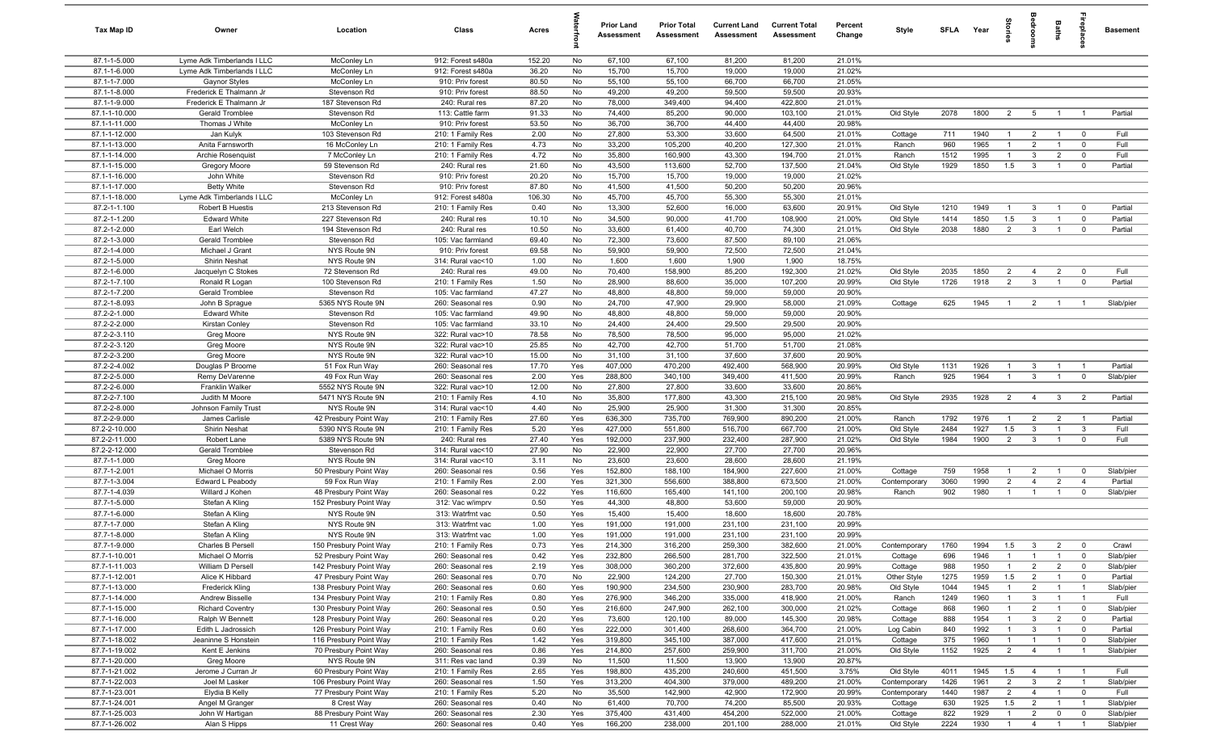| Tax Map ID | Owner | Location | Class | Acres | Waterfront | Prior Land Assessment | Prior Total Assessment | Current Land Assessment | Current Total Assessment | Percent Change | Style | SFLA | Year | Stories | Bedrooms | Baths | Fireplaces | Basement |
|---|---|---|---|---|---|---|---|---|---|---|---|---|---|---|---|---|---|---|
| 87.1-1-5.000 | Lyme Adk Timberlands I LLC | McConley Ln | 912: Forest s480a | 152.20 | No | 67,100 | 67,100 | 81,200 | 81,200 | 21.01% | | | | | | | | |
| 87.1-1-6.000 | Lyme Adk Timberlands I LLC | McConley Ln | 912: Forest s480a | 36.20 | No | 15,700 | 15,700 | 19,000 | 19,000 | 21.02% | | | | | | | | |
| 87.1-1-7.000 | Gaynor Styles | McConley Ln | 910: Priv forest | 80.50 | No | 55,100 | 55,100 | 66,700 | 66,700 | 21.05% | | | | | | | | |
| 87.1-1-8.000 | Frederick E Thalmann Jr | Stevenson Rd | 910: Priv forest | 88.50 | No | 49,200 | 49,200 | 59,500 | 59,500 | 20.93% | | | | | | | | |
| 87.1-1-9.000 | Frederick E Thalmann Jr | 187 Stevenson Rd | 240: Rural res | 87.20 | No | 78,000 | 349,400 | 94,400 | 422,800 | 21.01% | | | | | | | | |
| 87.1-1-10.000 | Gerald Tromblee | Stevenson Rd | 113: Cattle farm | 91.33 | No | 74,400 | 85,200 | 90,000 | 103,100 | 21.01% | Old Style | 2078 | 1800 | 2 | 5 | 1 | 1 | Partial |
| 87.1-1-11.000 | Thomas J White | McConley Ln | 910: Priv forest | 53.50 | No | 36,700 | 36,700 | 44,400 | 44,400 | 20.98% | | | | | | | | |
| 87.1-1-12.000 | Jan Kulyk | 103 Stevenson Rd | 210: 1 Family Res | 2.00 | No | 27,800 | 53,300 | 33,600 | 64,500 | 21.01% | Cottage | 711 | 1940 | 1 | 2 | 1 | 0 | Full |
| 87.1-1-13.000 | Anita Farnsworth | 16 McConley Ln | 210: 1 Family Res | 4.73 | No | 33,200 | 105,200 | 40,200 | 127,300 | 21.01% | Ranch | 960 | 1965 | 1 | 2 | 1 | 0 | Full |
| 87.1-1-14.000 | Archie Rosenquist | 7 McConley Ln | 210: 1 Family Res | 4.72 | No | 35,800 | 160,900 | 43,300 | 194,700 | 21.01% | Ranch | 1512 | 1995 | 1 | 3 | 2 | 0 | Full |
| 87.1-1-15.000 | Gregory Moore | 59 Stevenson Rd | 240: Rural res | 21.60 | No | 43,500 | 113,600 | 52,700 | 137,500 | 21.04% | Old Style | 1929 | 1850 | 1.5 | 3 | 1 | 0 | Partial |
| 87.1-1-16.000 | John White | Stevenson Rd | 910: Priv forest | 20.20 | No | 15,700 | 15,700 | 19,000 | 19,000 | 21.02% | | | | | | | | |
| 87.1-1-17.000 | Betty White | Stevenson Rd | 910: Priv forest | 87.80 | No | 41,500 | 41,500 | 50,200 | 50,200 | 20.96% | | | | | | | | |
| 87.1-1-18.000 | Lyme Adk Timberlands I LLC | McConley Ln | 912: Forest s480a | 106.30 | No | 45,700 | 45,700 | 55,300 | 55,300 | 21.01% | | | | | | | | |
| 87.2-1-1.100 | Robert B Huestis | 213 Stevenson Rd | 210: 1 Family Res | 0.40 | No | 13,300 | 52,600 | 16,000 | 63,600 | 20.91% | Old Style | 1210 | 1949 | 1 | 3 | 1 | 0 | Partial |
| 87.2-1-1.200 | Edward White | 227 Stevenson Rd | 240: Rural res | 10.10 | No | 34,500 | 90,000 | 41,700 | 108,900 | 21.00% | Old Style | 1414 | 1850 | 1.5 | 3 | 1 | 0 | Partial |
| 87.2-1-2.000 | Earl Welch | 194 Stevenson Rd | 240: Rural res | 10.50 | No | 33,600 | 61,400 | 40,700 | 74,300 | 21.01% | Old Style | 2038 | 1880 | 2 | 3 | 1 | 0 | Partial |
| 87.2-1-3.000 | Gerald Tromblee | Stevenson Rd | 105: Vac farmland | 69.40 | No | 72,300 | 73,600 | 87,500 | 89,100 | 21.06% | | | | | | | | |
| 87.2-1-4.000 | Michael J Grant | NYS Route 9N | 910: Priv forest | 69.58 | No | 59,900 | 59,900 | 72,500 | 72,500 | 21.04% | | | | | | | | |
| 87.2-1-5.000 | Shirin Neshat | NYS Route 9N | 314: Rural vac<10 | 1.00 | No | 1,600 | 1,600 | 1,900 | 1,900 | 18.75% | | | | | | | | |
| 87.2-1-6.000 | Jacquelyn C Stokes | 72 Stevenson Rd | 240: Rural res | 49.00 | No | 70,400 | 158,900 | 85,200 | 192,300 | 21.02% | Old Style | 2035 | 1850 | 2 | 4 | 2 | 0 | Full |
| 87.2-1-7.100 | Ronald R Logan | 100 Stevenson Rd | 210: 1 Family Res | 1.50 | No | 28,900 | 88,600 | 35,000 | 107,200 | 20.99% | Old Style | 1726 | 1918 | 2 | 3 | 1 | 0 | Partial |
| 87.2-1-7.200 | Gerald Tromblee | Stevenson Rd | 105: Vac farmland | 47.27 | No | 48,800 | 48,800 | 59,000 | 59,000 | 20.90% | | | | | | | | |
| 87.2-1-8.093 | John B Sprague | 5365 NYS Route 9N | 260: Seasonal res | 0.90 | No | 24,700 | 47,900 | 29,900 | 58,000 | 21.09% | Cottage | 625 | 1945 | 1 | 2 | 1 | 1 | Slab/pier |
| 87.2-2-1.000 | Edward White | Stevenson Rd | 105: Vac farmland | 49.90 | No | 48,800 | 48,800 | 59,000 | 59,000 | 20.90% | | | | | | | | |
| 87.2-2-2.000 | Kirstan Conley | Stevenson Rd | 105: Vac farmland | 33.10 | No | 24,400 | 24,400 | 29,500 | 29,500 | 20.90% | | | | | | | | |
| 87.2-2-3.110 | Greg Moore | NYS Route 9N | 322: Rural vac>10 | 78.58 | No | 78,500 | 78,500 | 95,000 | 95,000 | 21.02% | | | | | | | | |
| 87.2-2-3.120 | Greg Moore | NYS Route 9N | 322: Rural vac>10 | 25.85 | No | 42,700 | 42,700 | 51,700 | 51,700 | 21.08% | | | | | | | | |
| 87.2-2-3.200 | Greg Moore | NYS Route 9N | 322: Rural vac>10 | 15.00 | No | 31,100 | 31,100 | 37,600 | 37,600 | 20.90% | | | | | | | | |
| 87.2-2-4.002 | Douglas P Broome | 51 Fox Run Way | 260: Seasonal res | 17.70 | Yes | 407,000 | 470,200 | 492,400 | 568,900 | 20.99% | Old Style | 1131 | 1926 | 1 | 3 | 1 | 1 | Partial |
| 87.2-2-5.000 | Remy DeVarenne | 49 Fox Run Way | 260: Seasonal res | 2.00 | Yes | 288,800 | 340,100 | 349,400 | 411,500 | 20.99% | Ranch | 925 | 1964 | 1 | 3 | 1 | 0 | Slab/pier |
| 87.2-2-6.000 | Franklin Walker | 5552 NYS Route 9N | 322: Rural vac>10 | 12.00 | No | 27,800 | 27,800 | 33,600 | 33,600 | 20.86% | | | | | | | | |
| 87.2-2-7.100 | Judith M Moore | 5471 NYS Route 9N | 210: 1 Family Res | 4.10 | No | 35,800 | 177,800 | 43,300 | 215,100 | 20.98% | Old Style | 2935 | 1928 | 2 | 4 | 3 | 2 | Partial |
| 87.2-2-8.000 | Johnson Family Trust | NYS Route 9N | 314: Rural vac<10 | 4.40 | No | 25,900 | 25,900 | 31,300 | 31,300 | 20.85% | | | | | | | | |
| 87.2-2-9.000 | James Carlisle | 42 Presbury Point Way | 210: 1 Family Res | 27.60 | Yes | 636,300 | 735,700 | 769,900 | 890,200 | 21.00% | Ranch | 1792 | 1976 | 1 | 2 | 2 | 1 | Partial |
| 87.2-2-10.000 | Shirin Neshat | 5390 NYS Route 9N | 210: 1 Family Res | 5.20 | Yes | 427,000 | 551,800 | 516,700 | 667,700 | 21.00% | Old Style | 2484 | 1927 | 1.5 | 3 | 1 | 3 | Full |
| 87.2-2-11.000 | Robert Lane | 5389 NYS Route 9N | 240: Rural res | 27.40 | Yes | 192,000 | 237,900 | 232,400 | 287,900 | 21.02% | Old Style | 1984 | 1900 | 2 | 3 | 1 | 0 | Full |
| 87.2-2-12.000 | Gerald Tromblee | Stevenson Rd | 314: Rural vac<10 | 27.90 | No | 22,900 | 22,900 | 27,700 | 27,700 | 20.96% | | | | | | | | |
| 87.7-1-1.000 | Greg Moore | NYS Route 9N | 314: Rural vac<10 | 3.11 | No | 23,600 | 23,600 | 28,600 | 28,600 | 21.19% | | | | | | | | |
| 87.7-1-2.001 | Michael O Morris | 50 Presbury Point Way | 260: Seasonal res | 0.56 | Yes | 152,800 | 188,100 | 184,900 | 227,600 | 21.00% | Cottage | 759 | 1958 | 1 | 2 | 1 | 0 | Slab/pier |
| 87.7-1-3.004 | Edward L Peabody | 59 Fox Run Way | 210: 1 Family Res | 2.00 | Yes | 321,300 | 556,600 | 388,800 | 673,500 | 21.00% | Contemporary | 3060 | 1990 | 2 | 4 | 2 | 4 | Partial |
| 87.7-1-4.039 | Willard J Kohen | 48 Presbury Point Way | 260: Seasonal res | 0.22 | Yes | 116,600 | 165,400 | 141,100 | 200,100 | 20.98% | Ranch | 902 | 1980 | 1 | 1 | 1 | 0 | Slab/pier |
| 87.7-1-5.000 | Stefan A Kling | 152 Presbury Point Way | 312: Vac w/imprv | 0.50 | Yes | 44,300 | 48,800 | 53,600 | 59,000 | 20.90% | | | | | | | | |
| 87.7-1-6.000 | Stefan A Kling | NYS Route 9N | 313: Watrfrnt vac | 0.50 | Yes | 15,400 | 15,400 | 18,600 | 18,600 | 20.78% | | | | | | | | |
| 87.7-1-7.000 | Stefan A Kling | NYS Route 9N | 313: Watrfrnt vac | 1.00 | Yes | 191,000 | 191,000 | 231,100 | 231,100 | 20.99% | | | | | | | | |
| 87.7-1-8.000 | Stefan A Kling | NYS Route 9N | 313: Watrfrnt vac | 1.00 | Yes | 191,000 | 191,000 | 231,100 | 231,100 | 20.99% | | | | | | | | |
| 87.7-1-9.000 | Charles B Persell | 150 Presbury Point Way | 210: 1 Family Res | 0.73 | Yes | 214,300 | 316,200 | 259,300 | 382,600 | 21.00% | Contemporary | 1760 | 1994 | 1.5 | 3 | 2 | 0 | Crawl |
| 87.7-1-10.001 | Michael O Morris | 52 Presbury Point Way | 260: Seasonal res | 0.42 | Yes | 232,800 | 266,500 | 281,700 | 322,500 | 21.01% | Cottage | 696 | 1946 | 1 | 1 | 1 | 0 | Slab/pier |
| 87.7-1-11.003 | William D Persell | 142 Presbury Point Way | 260: Seasonal res | 2.19 | Yes | 308,000 | 360,200 | 372,600 | 435,800 | 20.99% | Cottage | 988 | 1950 | 1 | 2 | 2 | 0 | Slab/pier |
| 87.7-1-12.001 | Alice K Hibbard | 47 Presbury Point Way | 260: Seasonal res | 0.70 | No | 22,900 | 124,200 | 27,700 | 150,300 | 21.01% | Other Style | 1275 | 1959 | 1.5 | 2 | 1 | 0 | Partial |
| 87.7-1-13.000 | Frederick Kling | 138 Presbury Point Way | 260: Seasonal res | 0.60 | Yes | 190,900 | 234,500 | 230,900 | 283,700 | 20.98% | Old Style | 1044 | 1945 | 1 | 2 | 1 | 1 | Slab/pier |
| 87.7-1-14.000 | Andrew Bisselle | 134 Presbury Point Way | 210: 1 Family Res | 0.80 | Yes | 276,900 | 346,200 | 335,000 | 418,900 | 21.00% | Ranch | 1249 | 1960 | 1 | 3 | 1 | 1 | Full |
| 87.7-1-15.000 | Richard Coventry | 130 Presbury Point Way | 260: Seasonal res | 0.50 | Yes | 216,600 | 247,900 | 262,100 | 300,000 | 21.02% | Cottage | 868 | 1960 | 1 | 2 | 1 | 0 | Slab/pier |
| 87.7-1-16.000 | Ralph W Bennett | 128 Presbury Point Way | 260: Seasonal res | 0.20 | Yes | 73,600 | 120,100 | 89,000 | 145,300 | 20.98% | Cottage | 888 | 1954 | 1 | 3 | 2 | 0 | Partial |
| 87.7-1-17.000 | Edith L Jadrossich | 126 Presbury Point Way | 210: 1 Family Res | 0.60 | Yes | 222,000 | 301,400 | 268,600 | 364,700 | 21.00% | Log Cabin | 840 | 1992 | 1 | 3 | 1 | 0 | Partial |
| 87.7-1-18.002 | Jeaninne S Honstein | 116 Presbury Point Way | 210: 1 Family Res | 1.42 | Yes | 319,800 | 345,100 | 387,000 | 417,600 | 21.01% | Cottage | 375 | 1960 | 1 | 1 | 1 | 0 | Slab/pier |
| 87.7-1-19.002 | Kent E Jenkins | 70 Presbury Point Way | 260: Seasonal res | 0.86 | Yes | 214,800 | 257,600 | 259,900 | 311,700 | 21.00% | Old Style | 1152 | 1925 | 2 | 4 | 1 | 1 | Slab/pier |
| 87.7-1-20.000 | Greg Moore | NYS Route 9N | 311: Res vac land | 0.39 | No | 11,500 | 11,500 | 13,900 | 13,900 | 20.87% | | | | | | | | |
| 87.7-1-21.002 | Jerome J Curran Jr | 60 Presbury Point Way | 210: 1 Family Res | 2.65 | Yes | 198,800 | 435,200 | 240,600 | 451,500 | 3.75% | Old Style | 4011 | 1945 | 1.5 | 4 | 1 | 1 | Full |
| 87.7-1-22.003 | Joel M Lasker | 106 Presbury Point Way | 260: Seasonal res | 1.50 | Yes | 313,200 | 404,300 | 379,000 | 489,200 | 21.00% | Contemporary | 1426 | 1961 | 2 | 3 | 2 | 1 | Slab/pier |
| 87.7-1-23.001 | Elydia B Kelly | 77 Presbury Point Way | 210: 1 Family Res | 5.20 | No | 35,500 | 142,900 | 42,900 | 172,900 | 20.99% | Contemporary | 1440 | 1987 | 2 | 4 | 1 | 0 | Full |
| 87.7-1-24.001 | Angel M Granger | 8 Crest Way | 260: Seasonal res | 0.40 | No | 61,400 | 70,700 | 74,200 | 85,500 | 20.93% | Cottage | 630 | 1925 | 1.5 | 2 | 1 | 1 | Slab/pier |
| 87.7-1-25.003 | John W Hartigan | 88 Presbury Point Way | 260: Seasonal res | 2.30 | Yes | 375,400 | 431,400 | 454,200 | 522,000 | 21.00% | Cottage | 822 | 1929 | 1 | 2 | 0 | 0 | Slab/pier |
| 87.7-1-26.002 | Alan S Hipps | 11 Crest Way | 260: Seasonal res | 0.40 | Yes | 166,200 | 238,000 | 201,100 | 288,000 | 21.01% | Old Style | 2224 | 1930 | 1 | 4 | 1 | 1 | Slab/pier |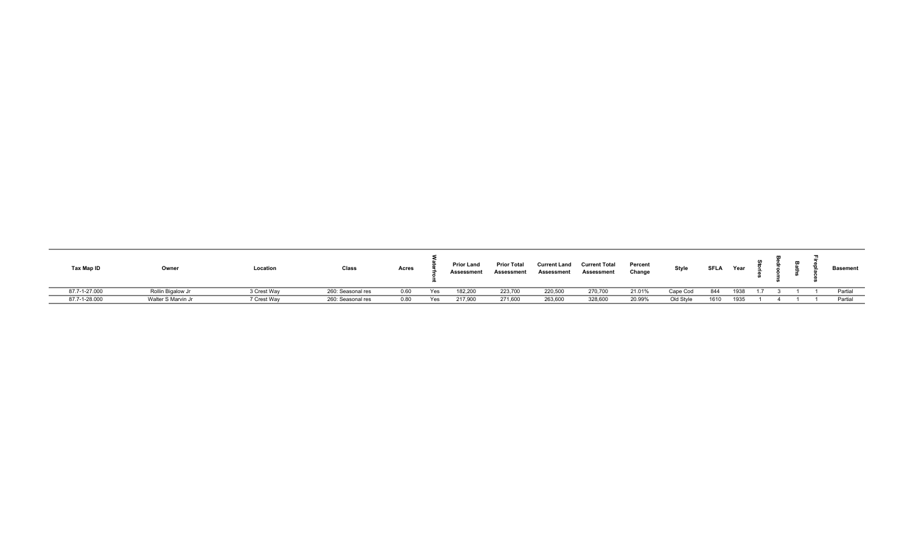| Tax Map ID | Owner | Location | Class | Acres | Waterfront | Prior Land Assessment | Prior Total Assessment | Current Land Assessment | Current Total Assessment | Percent Change | Style | SFLA | Year | Stories | Bedrooms | Baths | Fireplaces | Basement |
|---|---|---|---|---|---|---|---|---|---|---|---|---|---|---|---|---|---|---|
| 87.7-1-27.000 | Rollin Bigalow Jr | 3 Crest Way | 260: Seasonal res | 0.60 | Yes | 182,200 | 223,700 | 220,500 | 270,700 | 21.01% | Cape Cod | 844 | 1938 | 1.7 | 3 | 1 | 1 | Partial |
| 87.7-1-28.000 | Walter S Marvin Jr | 7 Crest Way | 260: Seasonal res | 0.80 | Yes | 217,900 | 271,600 | 263,600 | 328,600 | 20.99% | Old Style | 1610 | 1935 | 1 | 4 | 1 | 1 | Partial |